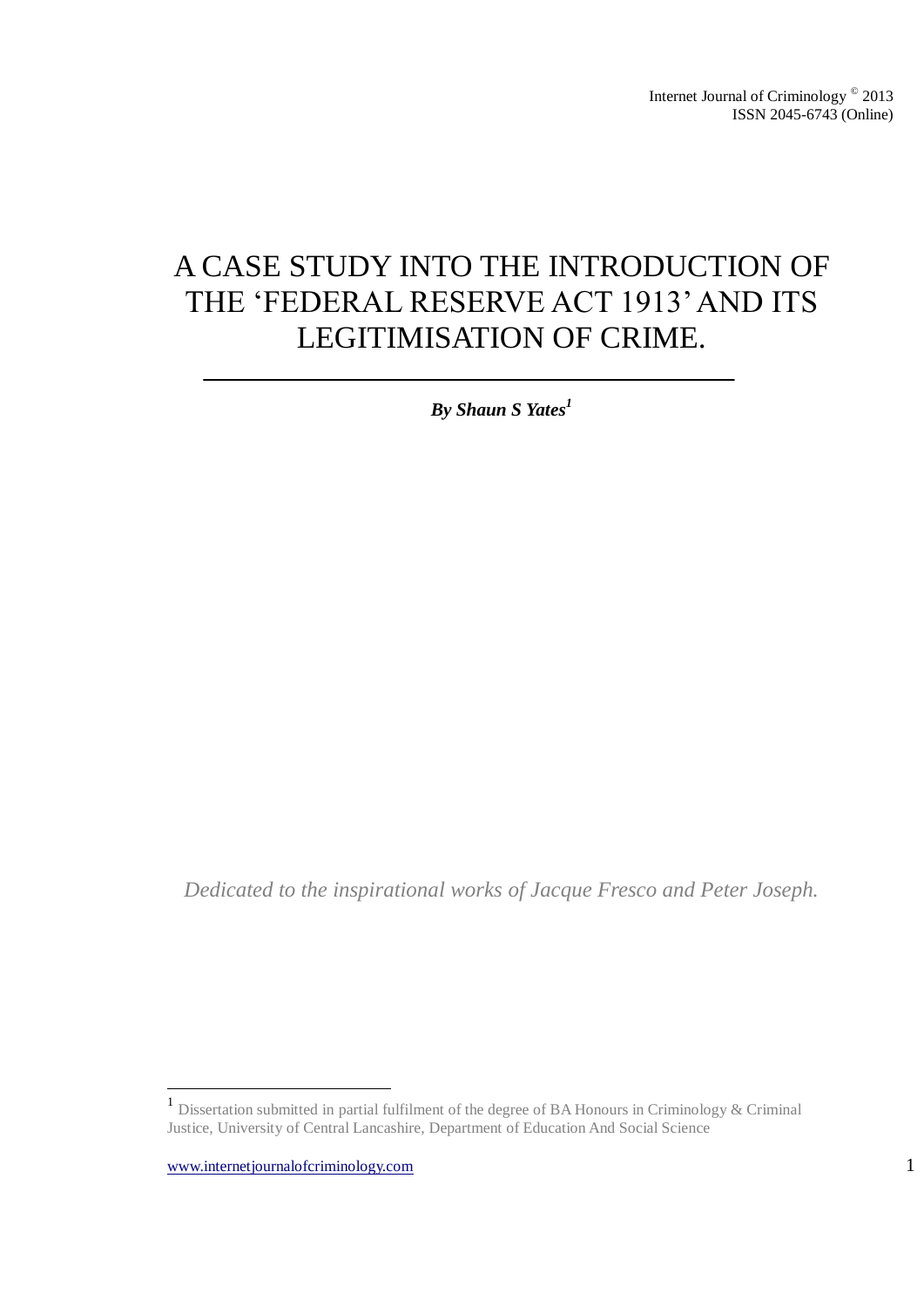# A CASE STUDY INTO THE INTRODUCTION OF THE 'FEDERAL RESERVE ACT 1913' AND ITS LEGITIMISATION OF CRIME.

***By Shaun S Yates[1]***

*Dedicated to the inspirational works of Jacque Fresco and Peter Joseph.*

[1] Dissertation submitted in partial fulfilment of the degree of BA Honours in Criminology & Criminal Justice, University of Central Lancashire, Department of Education And Social Science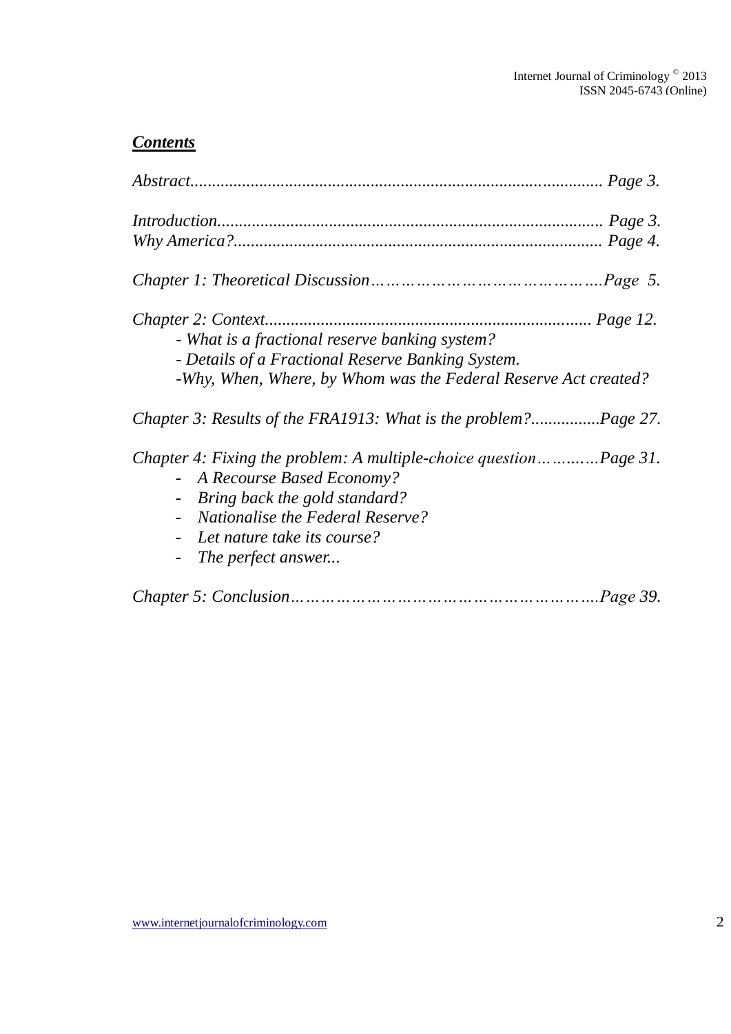***Contents***

*Abstract................................................................................................ Page 3.*

*Introduction......................................................................................... Page 3.*
*Why America?..................................................................................... Page 4.*

*Chapter 1: Theoretical Discussion……………………………………….Page 5.*

*Chapter 2: Context........................................................................... Page 12.*
- *What is a fractional reserve banking system?*
- *Details of a Fractional Reserve Banking System.*
- *Why, When, Where, by Whom was the Federal Reserve Act created?*

*Chapter 3: Results of the FRA1913: What is the problem?................Page 27.*

*Chapter 4: Fixing the problem: A multiple-choice question………...Page 31.*
- *A Recourse Based Economy?*
- *Bring back the gold standard?*
- *Nationalise the Federal Reserve?*
- *Let nature take its course?*
- *The perfect answer...*

*Chapter 5: Conclusion……………………………………………………….Page 39.*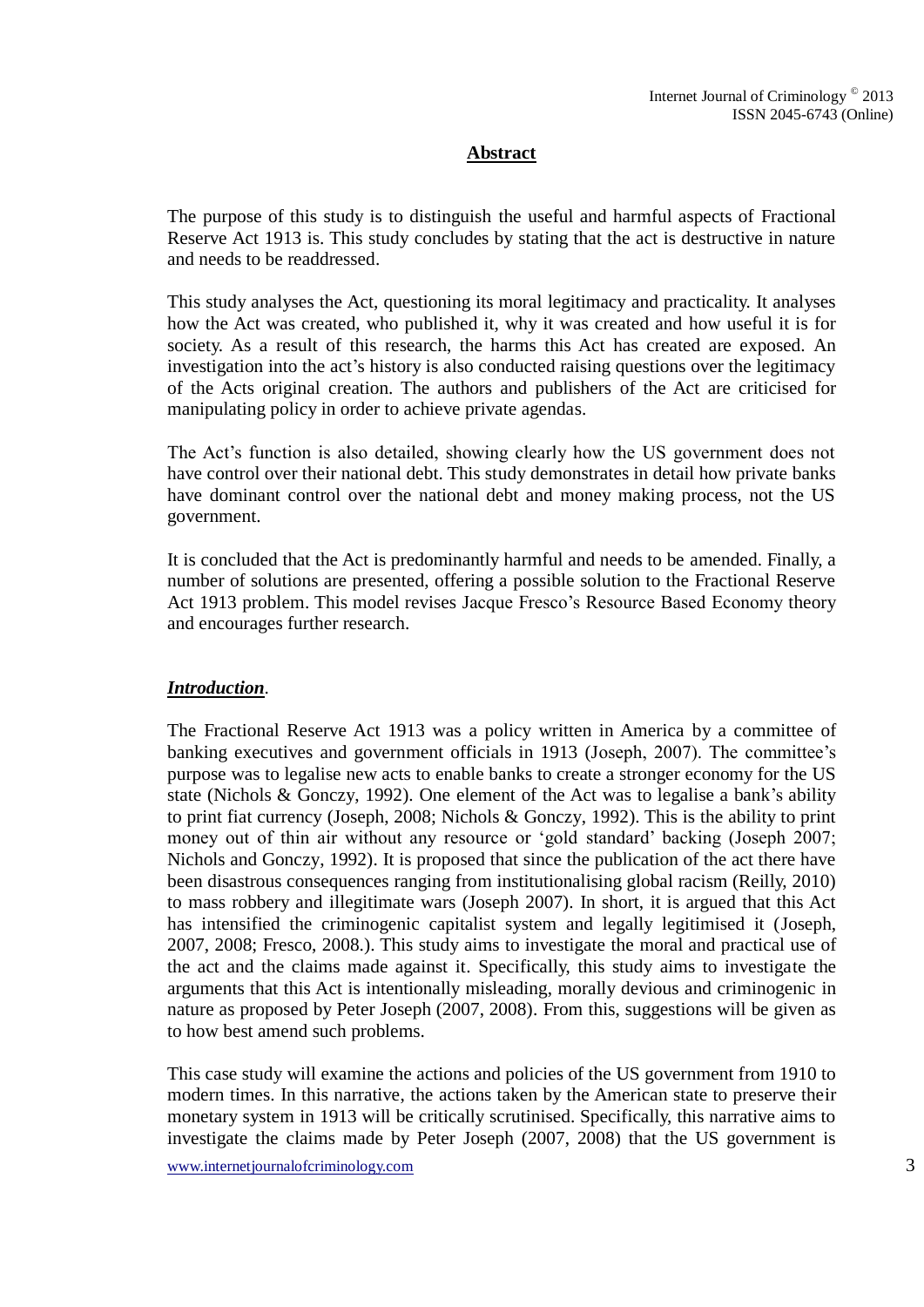## Abstract

The purpose of this study is to distinguish the useful and harmful aspects of Fractional Reserve Act 1913 is. This study concludes by stating that the act is destructive in nature and needs to be readdressed.

This study analyses the Act, questioning its moral legitimacy and practicality. It analyses how the Act was created, who published it, why it was created and how useful it is for society. As a result of this research, the harms this Act has created are exposed. An investigation into the act's history is also conducted raising questions over the legitimacy of the Acts original creation. The authors and publishers of the Act are criticised for manipulating policy in order to achieve private agendas.

The Act's function is also detailed, showing clearly how the US government does not have control over their national debt. This study demonstrates in detail how private banks have dominant control over the national debt and money making process, not the US government.

It is concluded that the Act is predominantly harmful and needs to be amended. Finally, a number of solutions are presented, offering a possible solution to the Fractional Reserve Act 1913 problem. This model revises Jacque Fresco's Resource Based Economy theory and encourages further research.

## *Introduction*.

The Fractional Reserve Act 1913 was a policy written in America by a committee of banking executives and government officials in 1913 (Joseph, 2007). The committee's purpose was to legalise new acts to enable banks to create a stronger economy for the US state (Nichols & Gonczy, 1992). One element of the Act was to legalise a bank's ability to print fiat currency (Joseph, 2008; Nichols & Gonczy, 1992). This is the ability to print money out of thin air without any resource or 'gold standard' backing (Joseph 2007; Nichols and Gonczy, 1992). It is proposed that since the publication of the act there have been disastrous consequences ranging from institutionalising global racism (Reilly, 2010) to mass robbery and illegitimate wars (Joseph 2007). In short, it is argued that this Act has intensified the criminogenic capitalist system and legally legitimised it (Joseph, 2007, 2008; Fresco, 2008.). This study aims to investigate the moral and practical use of the act and the claims made against it. Specifically, this study aims to investigate the arguments that this Act is intentionally misleading, morally devious and criminogenic in nature as proposed by Peter Joseph (2007, 2008). From this, suggestions will be given as to how best amend such problems.

This case study will examine the actions and policies of the US government from 1910 to modern times. In this narrative, the actions taken by the American state to preserve their monetary system in 1913 will be critically scrutinised. Specifically, this narrative aims to investigate the claims made by Peter Joseph (2007, 2008) that the US government is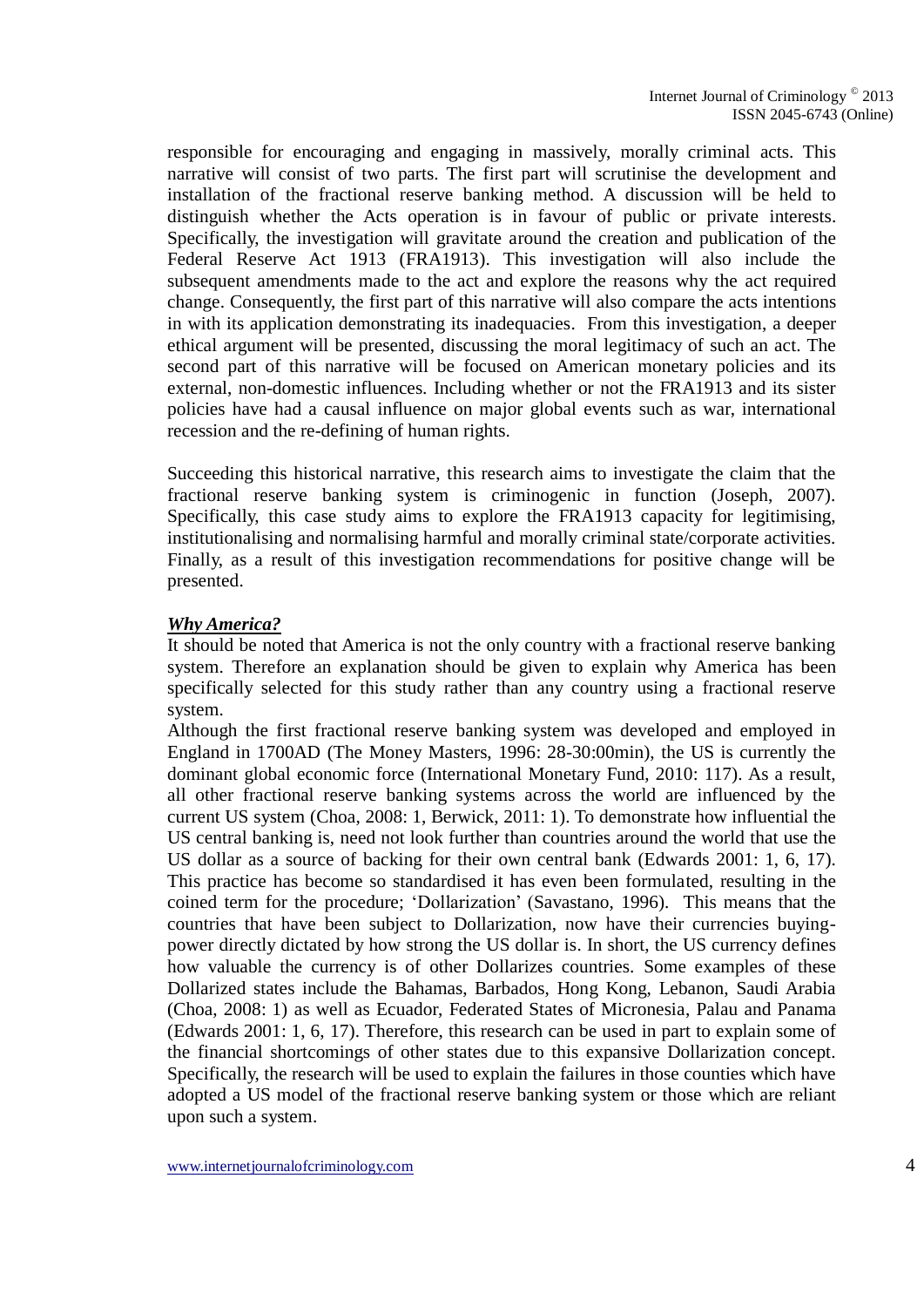responsible for encouraging and engaging in massively, morally criminal acts. This narrative will consist of two parts. The first part will scrutinise the development and installation of the fractional reserve banking method. A discussion will be held to distinguish whether the Acts operation is in favour of public or private interests. Specifically, the investigation will gravitate around the creation and publication of the Federal Reserve Act 1913 (FRA1913). This investigation will also include the subsequent amendments made to the act and explore the reasons why the act required change. Consequently, the first part of this narrative will also compare the acts intentions in with its application demonstrating its inadequacies. From this investigation, a deeper ethical argument will be presented, discussing the moral legitimacy of such an act. The second part of this narrative will be focused on American monetary policies and its external, non-domestic influences. Including whether or not the FRA1913 and its sister policies have had a causal influence on major global events such as war, international recession and the re-defining of human rights.

Succeeding this historical narrative, this research aims to investigate the claim that the fractional reserve banking system is criminogenic in function (Joseph, 2007). Specifically, this case study aims to explore the FRA1913 capacity for legitimising, institutionalising and normalising harmful and morally criminal state/corporate activities. Finally, as a result of this investigation recommendations for positive change will be presented.

***Why America?***

It should be noted that America is not the only country with a fractional reserve banking system. Therefore an explanation should be given to explain why America has been specifically selected for this study rather than any country using a fractional reserve system.

Although the first fractional reserve banking system was developed and employed in England in 1700AD (The Money Masters, 1996: 28-30:00min), the US is currently the dominant global economic force (International Monetary Fund, 2010: 117). As a result, all other fractional reserve banking systems across the world are influenced by the current US system (Choa, 2008: 1, Berwick, 2011: 1). To demonstrate how influential the US central banking is, need not look further than countries around the world that use the US dollar as a source of backing for their own central bank (Edwards 2001: 1, 6, 17). This practice has become so standardised it has even been formulated, resulting in the coined term for the procedure; 'Dollarization' (Savastano, 1996). This means that the countries that have been subject to Dollarization, now have their currencies buying-power directly dictated by how strong the US dollar is. In short, the US currency defines how valuable the currency is of other Dollarizes countries. Some examples of these Dollarized states include the Bahamas, Barbados, Hong Kong, Lebanon, Saudi Arabia (Choa, 2008: 1) as well as Ecuador, Federated States of Micronesia, Palau and Panama (Edwards 2001: 1, 6, 17). Therefore, this research can be used in part to explain some of the financial shortcomings of other states due to this expansive Dollarization concept. Specifically, the research will be used to explain the failures in those counties which have adopted a US model of the fractional reserve banking system or those which are reliant upon such a system.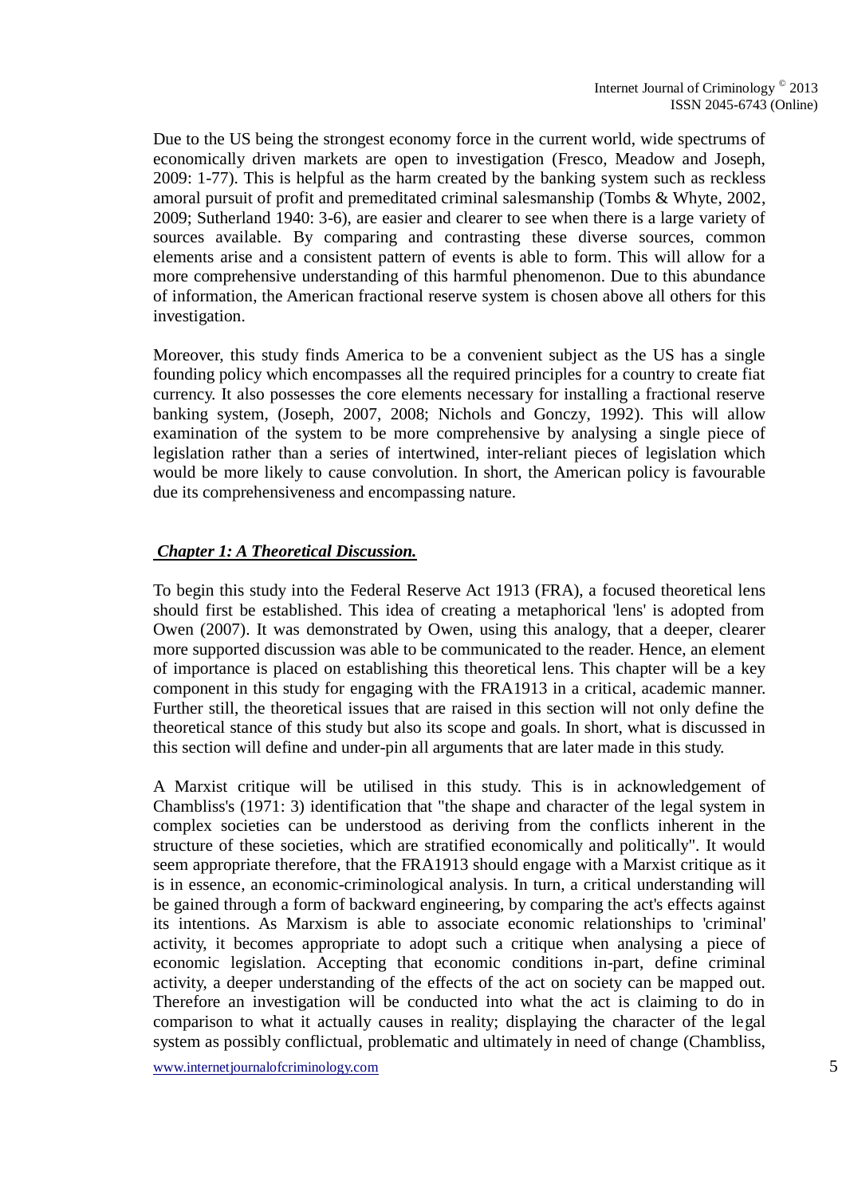Due to the US being the strongest economy force in the current world, wide spectrums of economically driven markets are open to investigation (Fresco, Meadow and Joseph, 2009: 1-77). This is helpful as the harm created by the banking system such as reckless amoral pursuit of profit and premeditated criminal salesmanship (Tombs & Whyte, 2002, 2009; Sutherland 1940: 3-6), are easier and clearer to see when there is a large variety of sources available. By comparing and contrasting these diverse sources, common elements arise and a consistent pattern of events is able to form. This will allow for a more comprehensive understanding of this harmful phenomenon. Due to this abundance of information, the American fractional reserve system is chosen above all others for this investigation.

Moreover, this study finds America to be a convenient subject as the US has a single founding policy which encompasses all the required principles for a country to create fiat currency. It also possesses the core elements necessary for installing a fractional reserve banking system, (Joseph, 2007, 2008; Nichols and Gonczy, 1992). This will allow examination of the system to be more comprehensive by analysing a single piece of legislation rather than a series of intertwined, inter-reliant pieces of legislation which would be more likely to cause convolution. In short, the American policy is favourable due its comprehensiveness and encompassing nature.

## ***Chapter 1: A Theoretical Discussion.***

To begin this study into the Federal Reserve Act 1913 (FRA), a focused theoretical lens should first be established. This idea of creating a metaphorical 'lens' is adopted from Owen (2007). It was demonstrated by Owen, using this analogy, that a deeper, clearer more supported discussion was able to be communicated to the reader. Hence, an element of importance is placed on establishing this theoretical lens. This chapter will be a key component in this study for engaging with the FRA1913 in a critical, academic manner. Further still, the theoretical issues that are raised in this section will not only define the theoretical stance of this study but also its scope and goals. In short, what is discussed in this section will define and under-pin all arguments that are later made in this study.

A Marxist critique will be utilised in this study. This is in acknowledgement of Chambliss's (1971: 3) identification that "the shape and character of the legal system in complex societies can be understood as deriving from the conflicts inherent in the structure of these societies, which are stratified economically and politically". It would seem appropriate therefore, that the FRA1913 should engage with a Marxist critique as it is in essence, an economic-criminological analysis. In turn, a critical understanding will be gained through a form of backward engineering, by comparing the act's effects against its intentions. As Marxism is able to associate economic relationships to 'criminal' activity, it becomes appropriate to adopt such a critique when analysing a piece of economic legislation. Accepting that economic conditions in-part, define criminal activity, a deeper understanding of the effects of the act on society can be mapped out. Therefore an investigation will be conducted into what the act is claiming to do in comparison to what it actually causes in reality; displaying the character of the legal system as possibly conflictual, problematic and ultimately in need of change (Chambliss,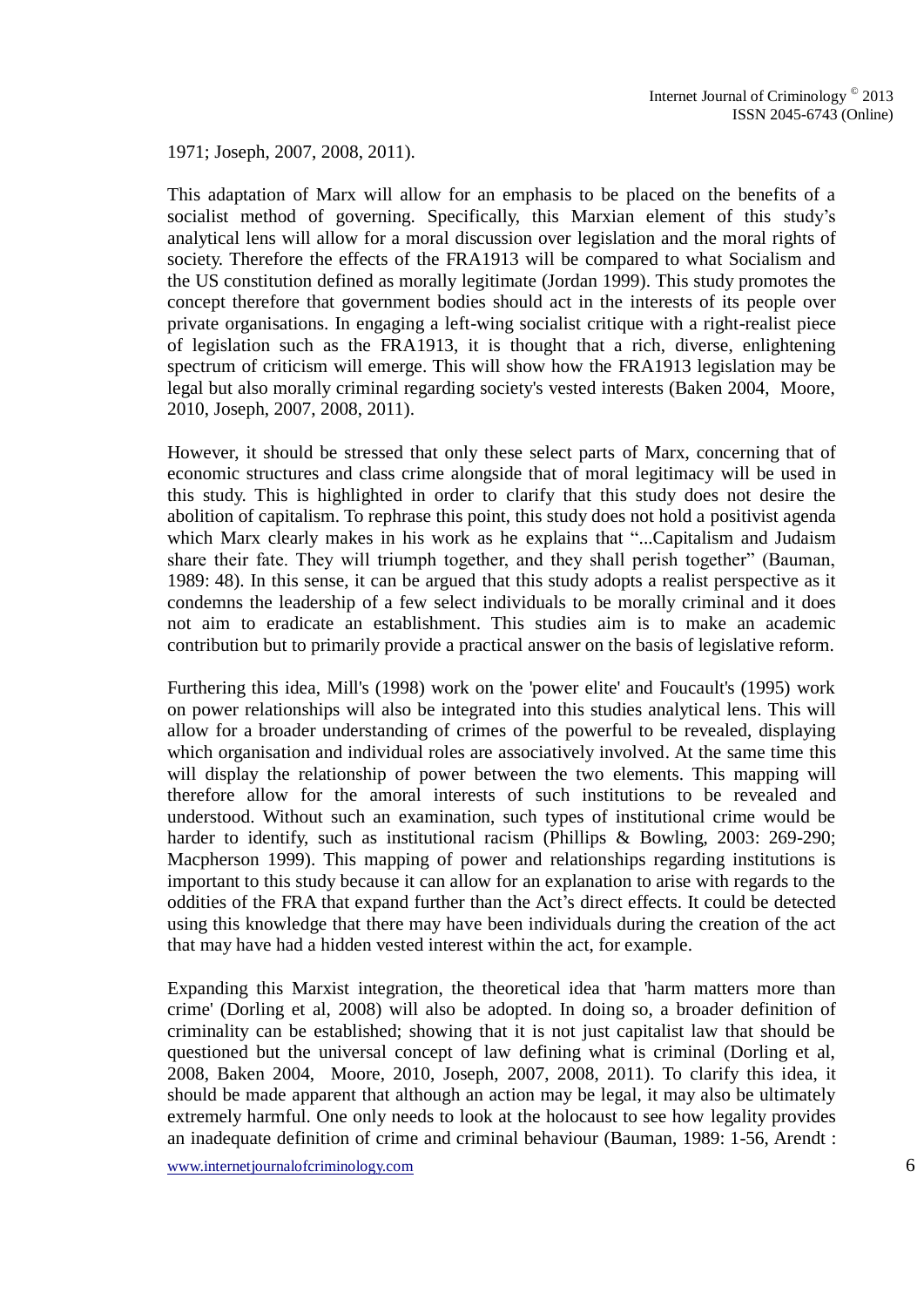1971; Joseph, 2007, 2008, 2011).

This adaptation of Marx will allow for an emphasis to be placed on the benefits of a socialist method of governing. Specifically, this Marxian element of this study's analytical lens will allow for a moral discussion over legislation and the moral rights of society. Therefore the effects of the FRA1913 will be compared to what Socialism and the US constitution defined as morally legitimate (Jordan 1999). This study promotes the concept therefore that government bodies should act in the interests of its people over private organisations. In engaging a left-wing socialist critique with a right-realist piece of legislation such as the FRA1913, it is thought that a rich, diverse, enlightening spectrum of criticism will emerge. This will show how the FRA1913 legislation may be legal but also morally criminal regarding society's vested interests (Baken 2004, Moore, 2010, Joseph, 2007, 2008, 2011).

However, it should be stressed that only these select parts of Marx, concerning that of economic structures and class crime alongside that of moral legitimacy will be used in this study. This is highlighted in order to clarify that this study does not desire the abolition of capitalism. To rephrase this point, this study does not hold a positivist agenda which Marx clearly makes in his work as he explains that "...Capitalism and Judaism share their fate. They will triumph together, and they shall perish together" (Bauman, 1989: 48). In this sense, it can be argued that this study adopts a realist perspective as it condemns the leadership of a few select individuals to be morally criminal and it does not aim to eradicate an establishment. This studies aim is to make an academic contribution but to primarily provide a practical answer on the basis of legislative reform.

Furthering this idea, Mill's (1998) work on the 'power elite' and Foucault's (1995) work on power relationships will also be integrated into this studies analytical lens. This will allow for a broader understanding of crimes of the powerful to be revealed, displaying which organisation and individual roles are associatively involved. At the same time this will display the relationship of power between the two elements. This mapping will therefore allow for the amoral interests of such institutions to be revealed and understood. Without such an examination, such types of institutional crime would be harder to identify, such as institutional racism (Phillips & Bowling, 2003: 269-290; Macpherson 1999). This mapping of power and relationships regarding institutions is important to this study because it can allow for an explanation to arise with regards to the oddities of the FRA that expand further than the Act's direct effects. It could be detected using this knowledge that there may have been individuals during the creation of the act that may have had a hidden vested interest within the act, for example.

Expanding this Marxist integration, the theoretical idea that 'harm matters more than crime' (Dorling et al, 2008) will also be adopted. In doing so, a broader definition of criminality can be established; showing that it is not just capitalist law that should be questioned but the universal concept of law defining what is criminal (Dorling et al, 2008, Baken 2004, Moore, 2010, Joseph, 2007, 2008, 2011). To clarify this idea, it should be made apparent that although an action may be legal, it may also be ultimately extremely harmful. One only needs to look at the holocaust to see how legality provides an inadequate definition of crime and criminal behaviour (Bauman, 1989: 1-56, Arendt :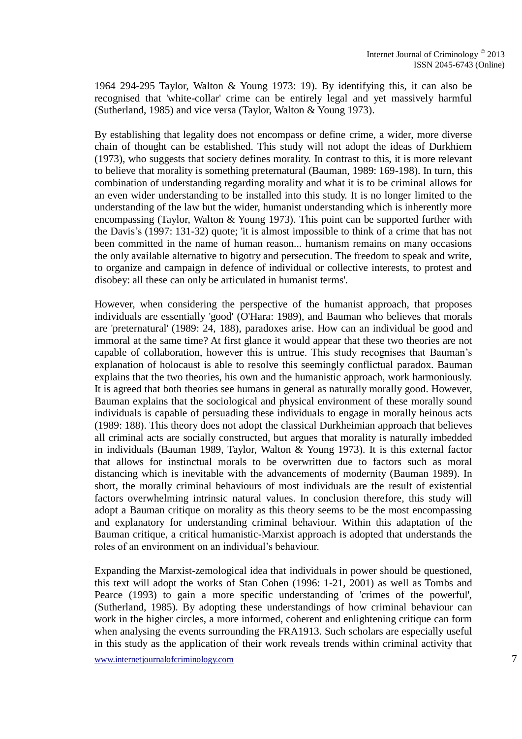1964 294-295 Taylor, Walton & Young 1973: 19). By identifying this, it can also be recognised that 'white-collar' crime can be entirely legal and yet massively harmful (Sutherland, 1985) and vice versa (Taylor, Walton & Young 1973).

By establishing that legality does not encompass or define crime, a wider, more diverse chain of thought can be established. This study will not adopt the ideas of Durkhiem (1973), who suggests that society defines morality. In contrast to this, it is more relevant to believe that morality is something preternatural (Bauman, 1989: 169-198). In turn, this combination of understanding regarding morality and what it is to be criminal allows for an even wider understanding to be installed into this study. It is no longer limited to the understanding of the law but the wider, humanist understanding which is inherently more encompassing (Taylor, Walton & Young 1973). This point can be supported further with the Davis's (1997: 131-32) quote; 'it is almost impossible to think of a crime that has not been committed in the name of human reason... humanism remains on many occasions the only available alternative to bigotry and persecution. The freedom to speak and write, to organize and campaign in defence of individual or collective interests, to protest and disobey: all these can only be articulated in humanist terms'.

However, when considering the perspective of the humanist approach, that proposes individuals are essentially 'good' (O'Hara: 1989), and Bauman who believes that morals are 'preternatural' (1989: 24, 188), paradoxes arise. How can an individual be good and immoral at the same time? At first glance it would appear that these two theories are not capable of collaboration, however this is untrue. This study recognises that Bauman's explanation of holocaust is able to resolve this seemingly conflictual paradox. Bauman explains that the two theories, his own and the humanistic approach, work harmoniously. It is agreed that both theories see humans in general as naturally morally good. However, Bauman explains that the sociological and physical environment of these morally sound individuals is capable of persuading these individuals to engage in morally heinous acts (1989: 188). This theory does not adopt the classical Durkheimian approach that believes all criminal acts are socially constructed, but argues that morality is naturally imbedded in individuals (Bauman 1989, Taylor, Walton & Young 1973). It is this external factor that allows for instinctual morals to be overwritten due to factors such as moral distancing which is inevitable with the advancements of modernity (Bauman 1989). In short, the morally criminal behaviours of most individuals are the result of existential factors overwhelming intrinsic natural values. In conclusion therefore, this study will adopt a Bauman critique on morality as this theory seems to be the most encompassing and explanatory for understanding criminal behaviour. Within this adaptation of the Bauman critique, a critical humanistic-Marxist approach is adopted that understands the roles of an environment on an individual's behaviour.

Expanding the Marxist-zemological idea that individuals in power should be questioned, this text will adopt the works of Stan Cohen (1996: 1-21, 2001) as well as Tombs and Pearce (1993) to gain a more specific understanding of 'crimes of the powerful', (Sutherland, 1985). By adopting these understandings of how criminal behaviour can work in the higher circles, a more informed, coherent and enlightening critique can form when analysing the events surrounding the FRA1913. Such scholars are especially useful in this study as the application of their work reveals trends within criminal activity that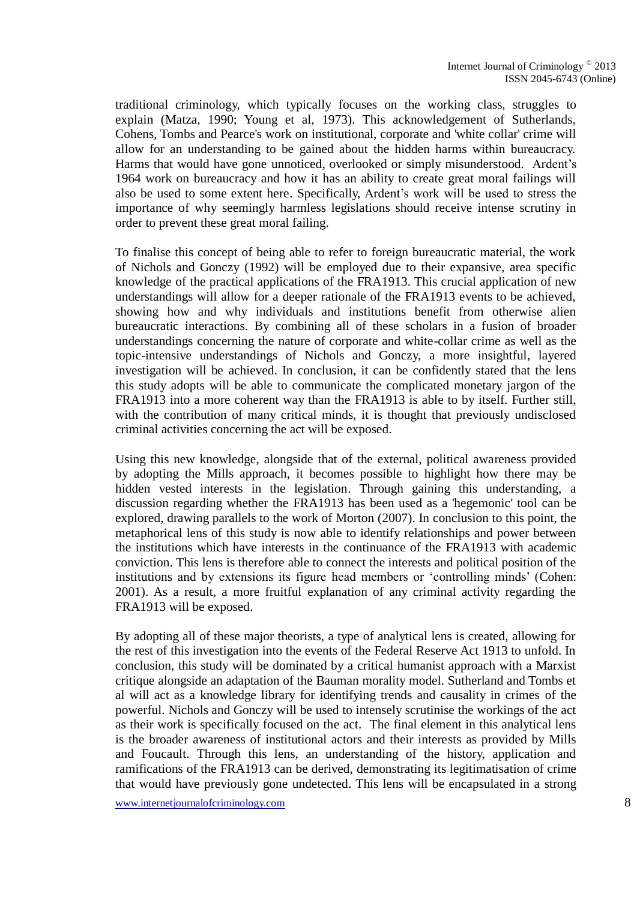traditional criminology, which typically focuses on the working class, struggles to explain (Matza, 1990; Young et al, 1973). This acknowledgement of Sutherlands, Cohens, Tombs and Pearce's work on institutional, corporate and 'white collar' crime will allow for an understanding to be gained about the hidden harms within bureaucracy. Harms that would have gone unnoticed, overlooked or simply misunderstood. Ardent's 1964 work on bureaucracy and how it has an ability to create great moral failings will also be used to some extent here. Specifically, Ardent's work will be used to stress the importance of why seemingly harmless legislations should receive intense scrutiny in order to prevent these great moral failing.

To finalise this concept of being able to refer to foreign bureaucratic material, the work of Nichols and Gonczy (1992) will be employed due to their expansive, area specific knowledge of the practical applications of the FRA1913. This crucial application of new understandings will allow for a deeper rationale of the FRA1913 events to be achieved, showing how and why individuals and institutions benefit from otherwise alien bureaucratic interactions. By combining all of these scholars in a fusion of broader understandings concerning the nature of corporate and white-collar crime as well as the topic-intensive understandings of Nichols and Gonczy, a more insightful, layered investigation will be achieved. In conclusion, it can be confidently stated that the lens this study adopts will be able to communicate the complicated monetary jargon of the FRA1913 into a more coherent way than the FRA1913 is able to by itself. Further still, with the contribution of many critical minds, it is thought that previously undisclosed criminal activities concerning the act will be exposed.

Using this new knowledge, alongside that of the external, political awareness provided by adopting the Mills approach, it becomes possible to highlight how there may be hidden vested interests in the legislation. Through gaining this understanding, a discussion regarding whether the FRA1913 has been used as a 'hegemonic' tool can be explored, drawing parallels to the work of Morton (2007). In conclusion to this point, the metaphorical lens of this study is now able to identify relationships and power between the institutions which have interests in the continuance of the FRA1913 with academic conviction. This lens is therefore able to connect the interests and political position of the institutions and by extensions its figure head members or 'controlling minds' (Cohen: 2001). As a result, a more fruitful explanation of any criminal activity regarding the FRA1913 will be exposed.

By adopting all of these major theorists, a type of analytical lens is created, allowing for the rest of this investigation into the events of the Federal Reserve Act 1913 to unfold. In conclusion, this study will be dominated by a critical humanist approach with a Marxist critique alongside an adaptation of the Bauman morality model. Sutherland and Tombs et al will act as a knowledge library for identifying trends and causality in crimes of the powerful. Nichols and Gonczy will be used to intensely scrutinise the workings of the act as their work is specifically focused on the act. The final element in this analytical lens is the broader awareness of institutional actors and their interests as provided by Mills and Foucault. Through this lens, an understanding of the history, application and ramifications of the FRA1913 can be derived, demonstrating its legitimatisation of crime that would have previously gone undetected. This lens will be encapsulated in a strong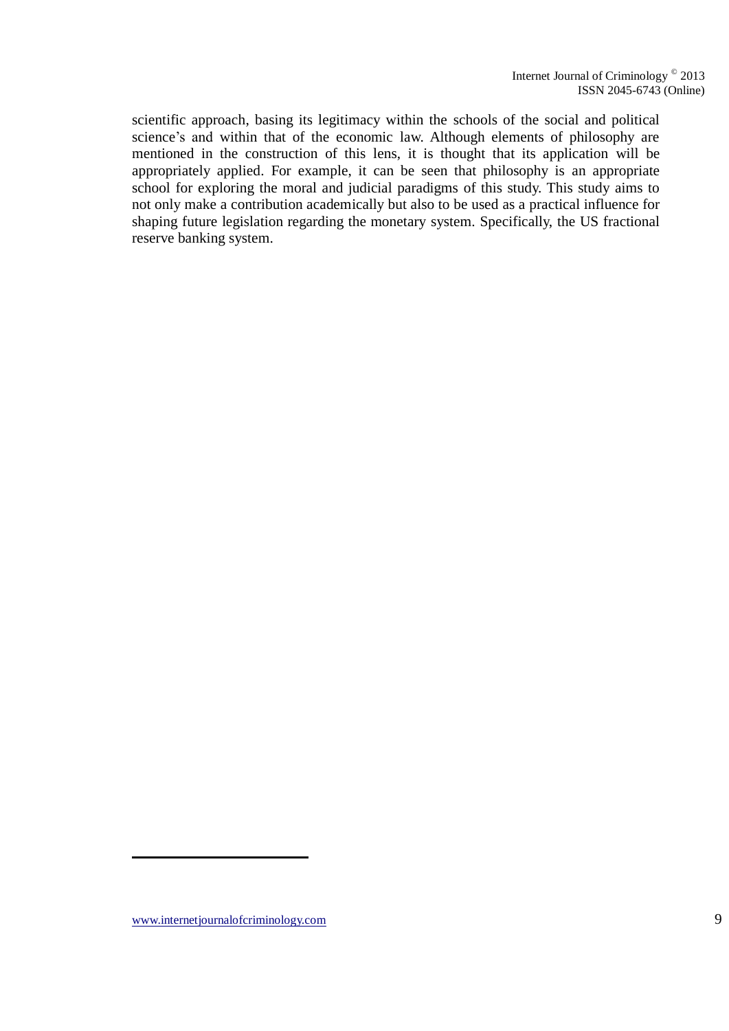scientific approach, basing its legitimacy within the schools of the social and political science's and within that of the economic law. Although elements of philosophy are mentioned in the construction of this lens, it is thought that its application will be appropriately applied. For example, it can be seen that philosophy is an appropriate school for exploring the moral and judicial paradigms of this study. This study aims to not only make a contribution academically but also to be used as a practical influence for shaping future legislation regarding the monetary system. Specifically, the US fractional reserve banking system.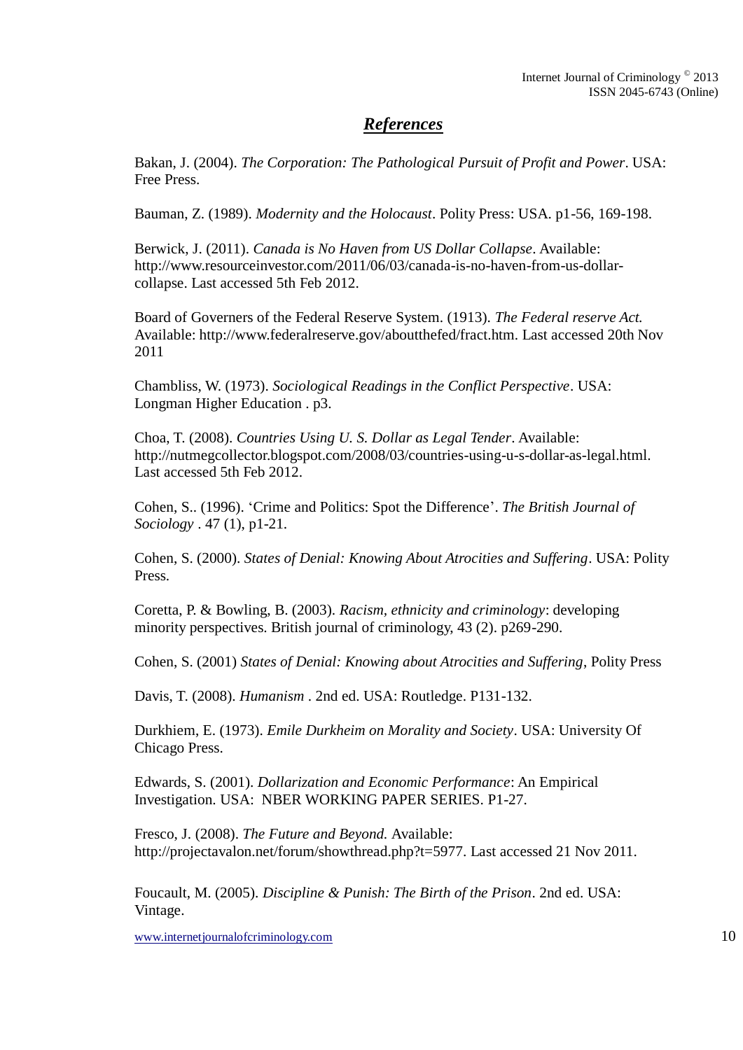## ***References***

Bakan, J. (2004). *The Corporation: The Pathological Pursuit of Profit and Power*. USA: Free Press.

Bauman, Z. (1989). *Modernity and the Holocaust*. Polity Press: USA. p1-56, 169-198.

Berwick, J. (2011). *Canada is No Haven from US Dollar Collapse*. Available: http://www.resourceinvestor.com/2011/06/03/canada-is-no-haven-from-us-dollar-collapse. Last accessed 5th Feb 2012.

Board of Governers of the Federal Reserve System. (1913). *The Federal reserve Act.* Available: http://www.federalreserve.gov/aboutthefed/fract.htm. Last accessed 20th Nov 2011

Chambliss, W. (1973). *Sociological Readings in the Conflict Perspective*. USA: Longman Higher Education . p3.

Choa, T. (2008). *Countries Using U. S. Dollar as Legal Tender*. Available: http://nutmegcollector.blogspot.com/2008/03/countries-using-u-s-dollar-as-legal.html. Last accessed 5th Feb 2012.

Cohen, S.. (1996). 'Crime and Politics: Spot the Difference'. *The British Journal of Sociology* . 47 (1), p1-21.

Cohen, S. (2000). *States of Denial: Knowing About Atrocities and Suffering*. USA: Polity Press.

Coretta, P. & Bowling, B. (2003). *Racism, ethnicity and criminology*: developing minority perspectives. British journal of criminology, 43 (2). p269-290.

Cohen, S. (2001) *States of Denial: Knowing about Atrocities and Suffering*, Polity Press

Davis, T. (2008). *Humanism* . 2nd ed. USA: Routledge. P131-132.

Durkhiem, E. (1973). *Emile Durkheim on Morality and Society*. USA: University Of Chicago Press.

Edwards, S. (2001). *Dollarization and Economic Performance*: An Empirical Investigation. USA: NBER WORKING PAPER SERIES. P1-27.

Fresco, J. (2008). *The Future and Beyond.* Available: http://projectavalon.net/forum/showthread.php?t=5977. Last accessed 21 Nov 2011.

Foucault, M. (2005). *Discipline & Punish: The Birth of the Prison*. 2nd ed. USA: Vintage.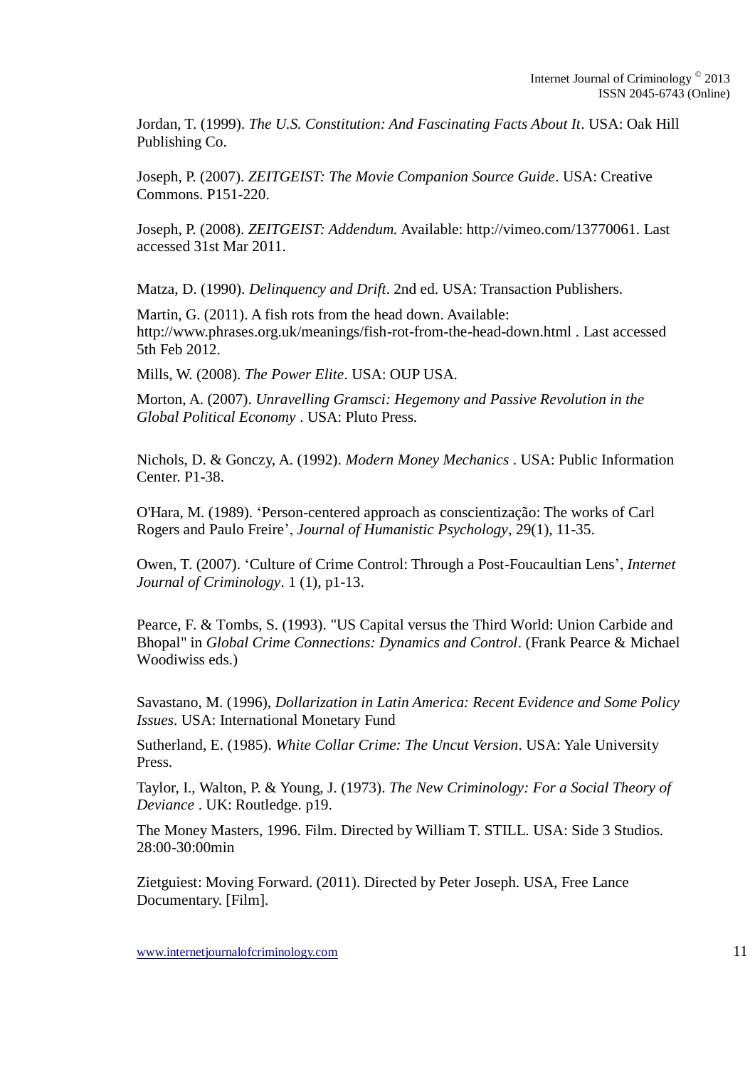Jordan, T. (1999). *The U.S. Constitution: And Fascinating Facts About It*. USA: Oak Hill Publishing Co.

Joseph, P. (2007). *ZEITGEIST: The Movie Companion Source Guide*. USA: Creative Commons. P151-220.

Joseph, P. (2008). *ZEITGEIST: Addendum.* Available: http://vimeo.com/13770061. Last accessed 31st Mar 2011.

Matza, D. (1990). *Delinquency and Drift*. 2nd ed. USA: Transaction Publishers.

Martin, G. (2011). A fish rots from the head down. Available: http://www.phrases.org.uk/meanings/fish-rot-from-the-head-down.html . Last accessed 5th Feb 2012.

Mills, W. (2008). *The Power Elite*. USA: OUP USA.

Morton, A. (2007). *Unravelling Gramsci: Hegemony and Passive Revolution in the Global Political Economy* . USA: Pluto Press.

Nichols, D. & Gonczy, A. (1992). *Modern Money Mechanics* . USA: Public Information Center. P1-38.

O'Hara, M. (1989). 'Person-centered approach as conscientização: The works of Carl Rogers and Paulo Freire', *Journal of Humanistic Psychology*, 29(1), 11-35.

Owen, T. (2007). 'Culture of Crime Control: Through a Post-Foucaultian Lens', *Internet Journal of Criminology*. 1 (1), p1-13.

Pearce, F. & Tombs, S. (1993). "US Capital versus the Third World: Union Carbide and Bhopal" in *Global Crime Connections: Dynamics and Control*. (Frank Pearce & Michael Woodiwiss eds.)

Savastano, M. (1996), *Dollarization in Latin America: Recent Evidence and Some Policy Issues*. USA: International Monetary Fund

Sutherland, E. (1985). *White Collar Crime: The Uncut Version*. USA: Yale University Press.

Taylor, I., Walton, P. & Young, J. (1973). *The New Criminology: For a Social Theory of Deviance* . UK: Routledge. p19.

The Money Masters, 1996. Film. Directed by William T. STILL. USA: Side 3 Studios. 28:00-30:00min

Zietguiest: Moving Forward. (2011). Directed by Peter Joseph. USA, Free Lance Documentary. [Film].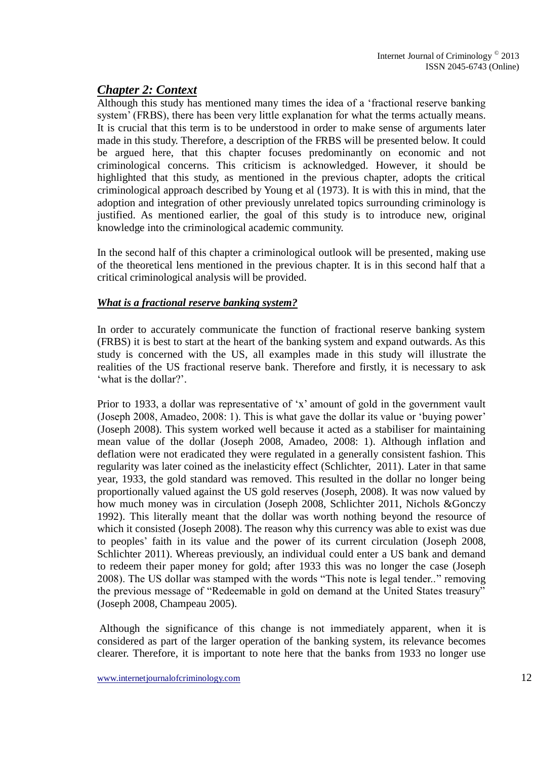## *Chapter 2: Context*

Although this study has mentioned many times the idea of a 'fractional reserve banking system' (FRBS), there has been very little explanation for what the terms actually means. It is crucial that this term is to be understood in order to make sense of arguments later made in this study. Therefore, a description of the FRBS will be presented below. It could be argued here, that this chapter focuses predominantly on economic and not criminological concerns. This criticism is acknowledged. However, it should be highlighted that this study, as mentioned in the previous chapter, adopts the critical criminological approach described by Young et al (1973). It is with this in mind, that the adoption and integration of other previously unrelated topics surrounding criminology is justified. As mentioned earlier, the goal of this study is to introduce new, original knowledge into the criminological academic community.

In the second half of this chapter a criminological outlook will be presented, making use of the theoretical lens mentioned in the previous chapter. It is in this second half that a critical criminological analysis will be provided.

### *What is a fractional reserve banking system?*

In order to accurately communicate the function of fractional reserve banking system (FRBS) it is best to start at the heart of the banking system and expand outwards. As this study is concerned with the US, all examples made in this study will illustrate the realities of the US fractional reserve bank. Therefore and firstly, it is necessary to ask 'what is the dollar?'.

Prior to 1933, a dollar was representative of 'x' amount of gold in the government vault (Joseph 2008, Amadeo, 2008: 1). This is what gave the dollar its value or 'buying power' (Joseph 2008). This system worked well because it acted as a stabiliser for maintaining mean value of the dollar (Joseph 2008, Amadeo, 2008: 1). Although inflation and deflation were not eradicated they were regulated in a generally consistent fashion. This regularity was later coined as the inelasticity effect (Schlichter, 2011). Later in that same year, 1933, the gold standard was removed. This resulted in the dollar no longer being proportionally valued against the US gold reserves (Joseph, 2008). It was now valued by how much money was in circulation (Joseph 2008, Schlichter 2011, Nichols &Gonczy 1992). This literally meant that the dollar was worth nothing beyond the resource of which it consisted (Joseph 2008). The reason why this currency was able to exist was due to peoples' faith in its value and the power of its current circulation (Joseph 2008, Schlichter 2011). Whereas previously, an individual could enter a US bank and demand to redeem their paper money for gold; after 1933 this was no longer the case (Joseph 2008). The US dollar was stamped with the words "This note is legal tender.." removing the previous message of "Redeemable in gold on demand at the United States treasury" (Joseph 2008, Champeau 2005).

Although the significance of this change is not immediately apparent, when it is considered as part of the larger operation of the banking system, its relevance becomes clearer. Therefore, it is important to note here that the banks from 1933 no longer use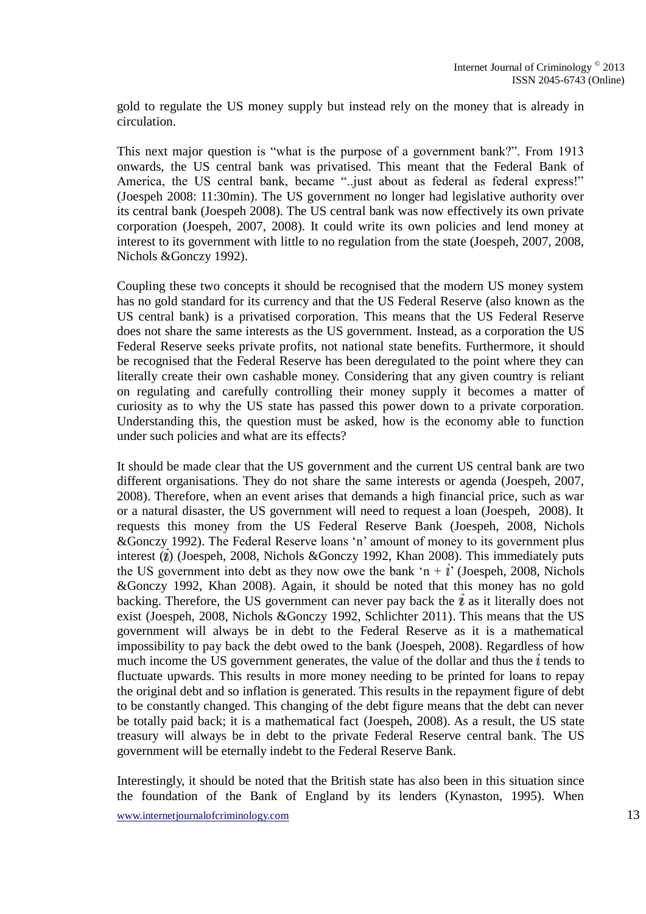gold to regulate the US money supply but instead rely on the money that is already in circulation.

This next major question is "what is the purpose of a government bank?". From 1913 onwards, the US central bank was privatised. This meant that the Federal Bank of America, the US central bank, became "..just about as federal as federal express!" (Joespeh 2008: 11:30min). The US government no longer had legislative authority over its central bank (Joespeh 2008). The US central bank was now effectively its own private corporation (Joespeh, 2007, 2008). It could write its own policies and lend money at interest to its government with little to no regulation from the state (Joespeh, 2007, 2008, Nichols &Gonczy 1992).

Coupling these two concepts it should be recognised that the modern US money system has no gold standard for its currency and that the US Federal Reserve (also known as the US central bank) is a privatised corporation. This means that the US Federal Reserve does not share the same interests as the US government. Instead, as a corporation the US Federal Reserve seeks private profits, not national state benefits. Furthermore, it should be recognised that the Federal Reserve has been deregulated to the point where they can literally create their own cashable money. Considering that any given country is reliant on regulating and carefully controlling their money supply it becomes a matter of curiosity as to why the US state has passed this power down to a private corporation. Understanding this, the question must be asked, how is the economy able to function under such policies and what are its effects?

It should be made clear that the US government and the current US central bank are two different organisations. They do not share the same interests or agenda (Joespeh, 2007, 2008). Therefore, when an event arises that demands a high financial price, such as war or a natural disaster, the US government will need to request a loan (Joespeh, 2008). It requests this money from the US Federal Reserve Bank (Joespeh, 2008, Nichols &Gonczy 1992). The Federal Reserve loans 'n' amount of money to its government plus interest ($i$) (Joespeh, 2008, Nichols &Gonczy 1992, Khan 2008). This immediately puts the US government into debt as they now owe the bank '$n + i$' (Joespeh, 2008, Nichols &Gonczy 1992, Khan 2008). Again, it should be noted that this money has no gold backing. Therefore, the US government can never pay back the $i$ as it literally does not exist (Joespeh, 2008, Nichols &Gonczy 1992, Schlichter 2011). This means that the US government will always be in debt to the Federal Reserve as it is a mathematical impossibility to pay back the debt owed to the bank (Joespeh, 2008). Regardless of how much income the US government generates, the value of the dollar and thus the $i$ tends to fluctuate upwards. This results in more money needing to be printed for loans to repay the original debt and so inflation is generated. This results in the repayment figure of debt to be constantly changed. This changing of the debt figure means that the debt can never be totally paid back; it is a mathematical fact (Joespeh, 2008). As a result, the US state treasury will always be in debt to the private Federal Reserve central bank. The US government will be eternally indebt to the Federal Reserve Bank.

Interestingly, it should be noted that the British state has also been in this situation since the foundation of the Bank of England by its lenders (Kynaston, 1995). When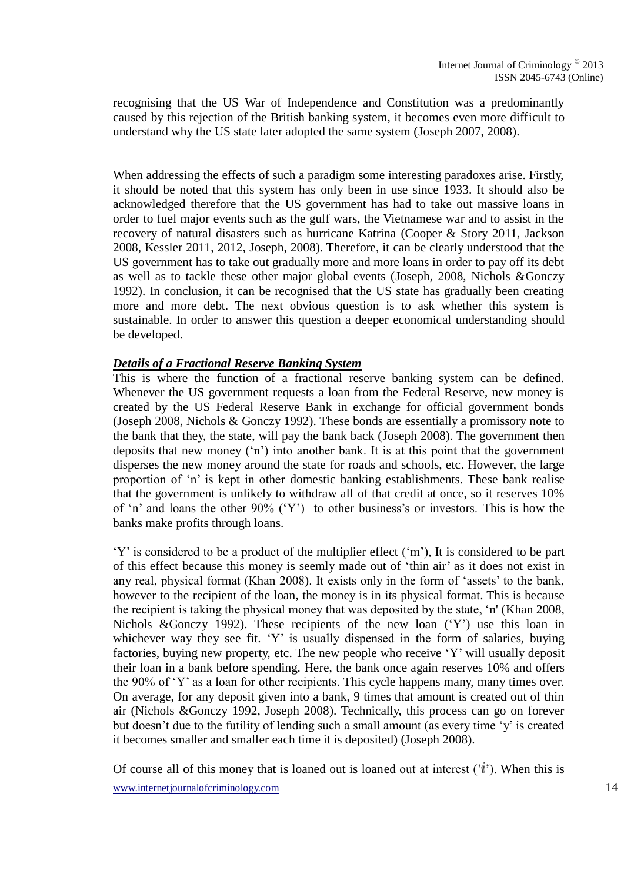recognising that the US War of Independence and Constitution was a predominantly caused by this rejection of the British banking system, it becomes even more difficult to understand why the US state later adopted the same system (Joseph 2007, 2008).

When addressing the effects of such a paradigm some interesting paradoxes arise. Firstly, it should be noted that this system has only been in use since 1933. It should also be acknowledged therefore that the US government has had to take out massive loans in order to fuel major events such as the gulf wars, the Vietnamese war and to assist in the recovery of natural disasters such as hurricane Katrina (Cooper & Story 2011, Jackson 2008, Kessler 2011, 2012, Joseph, 2008). Therefore, it can be clearly understood that the US government has to take out gradually more and more loans in order to pay off its debt as well as to tackle these other major global events (Joseph, 2008, Nichols &Gonczy 1992). In conclusion, it can be recognised that the US state has gradually been creating more and more debt. The next obvious question is to ask whether this system is sustainable. In order to answer this question a deeper economical understanding should be developed.

***Details of a Fractional Reserve Banking System***

This is where the function of a fractional reserve banking system can be defined. Whenever the US government requests a loan from the Federal Reserve, new money is created by the US Federal Reserve Bank in exchange for official government bonds (Joseph 2008, Nichols & Gonczy 1992). These bonds are essentially a promissory note to the bank that they, the state, will pay the bank back (Joseph 2008). The government then deposits that new money ('n') into another bank. It is at this point that the government disperses the new money around the state for roads and schools, etc. However, the large proportion of 'n' is kept in other domestic banking establishments. These bank realise that the government is unlikely to withdraw all of that credit at once, so it reserves 10% of 'n' and loans the other 90% ('Y') to other business's or investors. This is how the banks make profits through loans.

'Y' is considered to be a product of the multiplier effect ('m'), It is considered to be part of this effect because this money is seemly made out of 'thin air' as it does not exist in any real, physical format (Khan 2008). It exists only in the form of 'assets' to the bank, however to the recipient of the loan, the money is in its physical format. This is because the recipient is taking the physical money that was deposited by the state, 'n' (Khan 2008, Nichols &Gonczy 1992). These recipients of the new loan ('Y') use this loan in whichever way they see fit. 'Y' is usually dispensed in the form of salaries, buying factories, buying new property, etc. The new people who receive 'Y' will usually deposit their loan in a bank before spending. Here, the bank once again reserves 10% and offers the 90% of 'Y' as a loan for other recipients. This cycle happens many, many times over. On average, for any deposit given into a bank, 9 times that amount is created out of thin air (Nichols &Gonczy 1992, Joseph 2008). Technically, this process can go on forever but doesn't due to the futility of lending such a small amount (as every time 'y' is created it becomes smaller and smaller each time it is deposited) (Joseph 2008).

Of course all of this money that is loaned out is loaned out at interest ('$i$'). When this is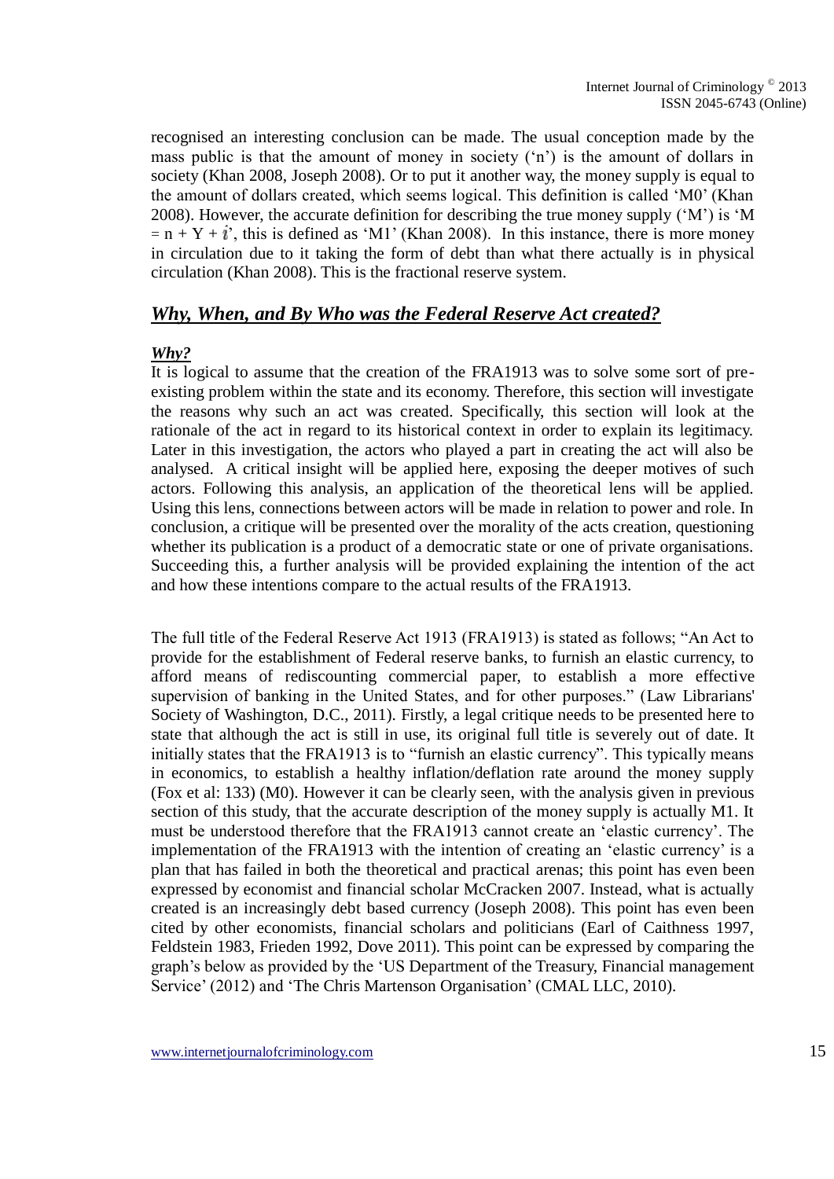recognised an interesting conclusion can be made. The usual conception made by the mass public is that the amount of money in society ('n') is the amount of dollars in society (Khan 2008, Joseph 2008). Or to put it another way, the money supply is equal to the amount of dollars created, which seems logical. This definition is called 'M0' (Khan 2008). However, the accurate definition for describing the true money supply ('M') is '$M = n + Y + i$', this is defined as 'M1' (Khan 2008). In this instance, there is more money in circulation due to it taking the form of debt than what there actually is in physical circulation (Khan 2008). This is the fractional reserve system.

## ***Why, When, and By Who was the Federal Reserve Act created?***

### ***Why?***

It is logical to assume that the creation of the FRA1913 was to solve some sort of pre-existing problem within the state and its economy. Therefore, this section will investigate the reasons why such an act was created. Specifically, this section will look at the rationale of the act in regard to its historical context in order to explain its legitimacy. Later in this investigation, the actors who played a part in creating the act will also be analysed. A critical insight will be applied here, exposing the deeper motives of such actors. Following this analysis, an application of the theoretical lens will be applied. Using this lens, connections between actors will be made in relation to power and role. In conclusion, a critique will be presented over the morality of the acts creation, questioning whether its publication is a product of a democratic state or one of private organisations. Succeeding this, a further analysis will be provided explaining the intention of the act and how these intentions compare to the actual results of the FRA1913.

The full title of the Federal Reserve Act 1913 (FRA1913) is stated as follows; "An Act to provide for the establishment of Federal reserve banks, to furnish an elastic currency, to afford means of rediscounting commercial paper, to establish a more effective supervision of banking in the United States, and for other purposes." (Law Librarians' Society of Washington, D.C., 2011). Firstly, a legal critique needs to be presented here to state that although the act is still in use, its original full title is severely out of date. It initially states that the FRA1913 is to "furnish an elastic currency". This typically means in economics, to establish a healthy inflation/deflation rate around the money supply (Fox et al: 133) (M0). However it can be clearly seen, with the analysis given in previous section of this study, that the accurate description of the money supply is actually M1. It must be understood therefore that the FRA1913 cannot create an 'elastic currency'. The implementation of the FRA1913 with the intention of creating an 'elastic currency' is a plan that has failed in both the theoretical and practical arenas; this point has even been expressed by economist and financial scholar McCracken 2007. Instead, what is actually created is an increasingly debt based currency (Joseph 2008). This point has even been cited by other economists, financial scholars and politicians (Earl of Caithness 1997, Feldstein 1983, Frieden 1992, Dove 2011). This point can be expressed by comparing the graph's below as provided by the 'US Department of the Treasury, Financial management Service' (2012) and 'The Chris Martenson Organisation' (CMAL LLC, 2010).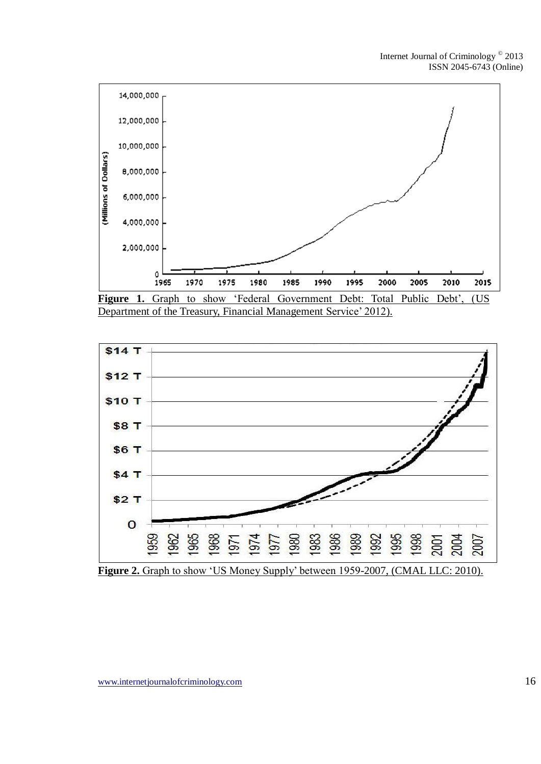**Figure 1.** Graph to show 'Federal Government Debt: Total Public Debt', (US Department of the Treasury, Financial Management Service' 2012).

**Figure 2.** Graph to show 'US Money Supply' between 1959-2007, (CMAL LLC: 2010).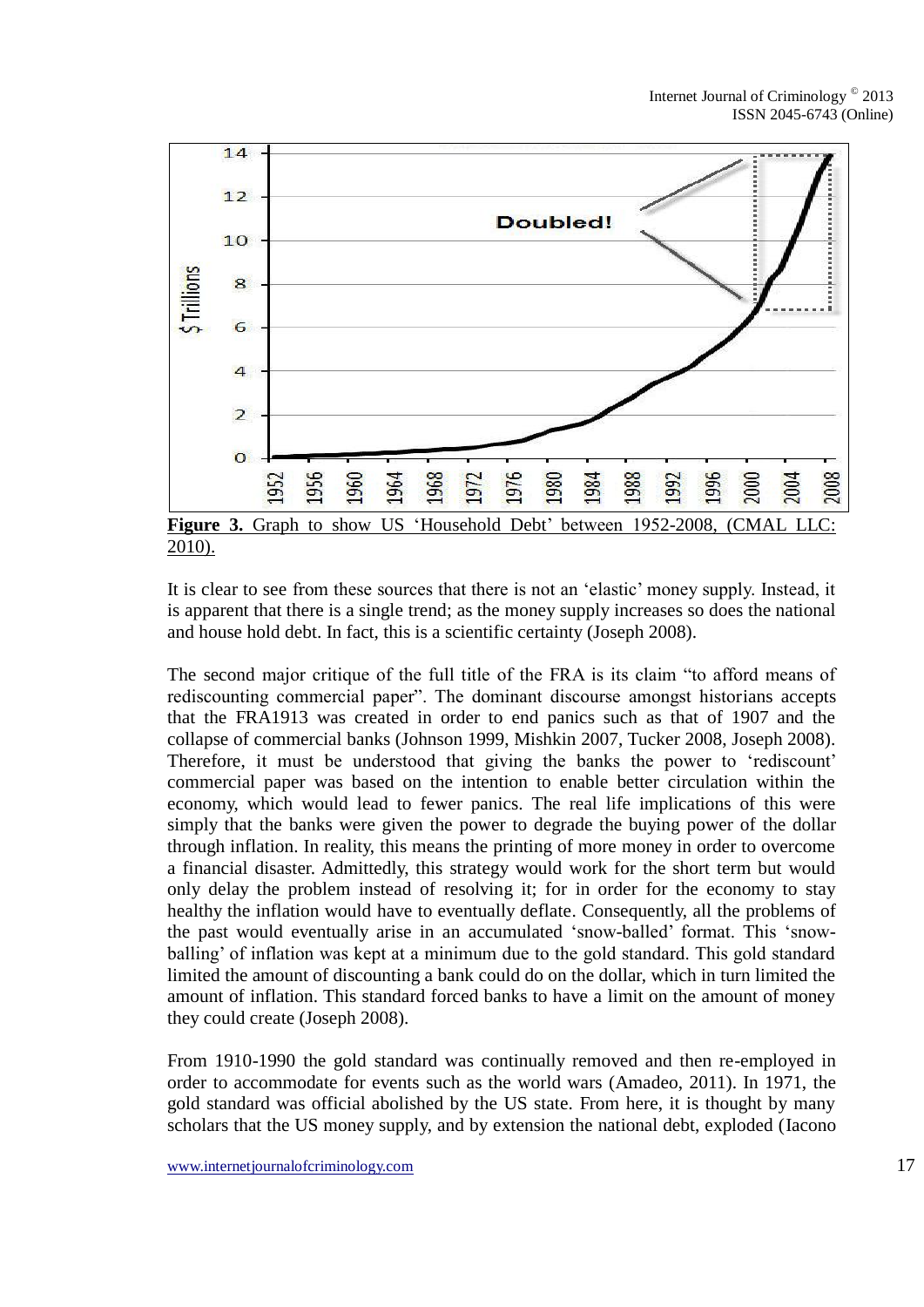**Figure 3.** Graph to show US 'Household Debt' between 1952-2008, (CMAL LLC: 2010).

It is clear to see from these sources that there is not an 'elastic' money supply. Instead, it is apparent that there is a single trend; as the money supply increases so does the national and house hold debt. In fact, this is a scientific certainty (Joseph 2008).

The second major critique of the full title of the FRA is its claim "to afford means of rediscounting commercial paper". The dominant discourse amongst historians accepts that the FRA1913 was created in order to end panics such as that of 1907 and the collapse of commercial banks (Johnson 1999, Mishkin 2007, Tucker 2008, Joseph 2008). Therefore, it must be understood that giving the banks the power to 'rediscount' commercial paper was based on the intention to enable better circulation within the economy, which would lead to fewer panics. The real life implications of this were simply that the banks were given the power to degrade the buying power of the dollar through inflation. In reality, this means the printing of more money in order to overcome a financial disaster. Admittedly, this strategy would work for the short term but would only delay the problem instead of resolving it; for in order for the economy to stay healthy the inflation would have to eventually deflate. Consequently, all the problems of the past would eventually arise in an accumulated 'snow-balled' format. This 'snow-balling' of inflation was kept at a minimum due to the gold standard. This gold standard limited the amount of discounting a bank could do on the dollar, which in turn limited the amount of inflation. This standard forced banks to have a limit on the amount of money they could create (Joseph 2008).

From 1910-1990 the gold standard was continually removed and then re-employed in order to accommodate for events such as the world wars (Amadeo, 2011). In 1971, the gold standard was official abolished by the US state. From here, it is thought by many scholars that the US money supply, and by extension the national debt, exploded (Iacono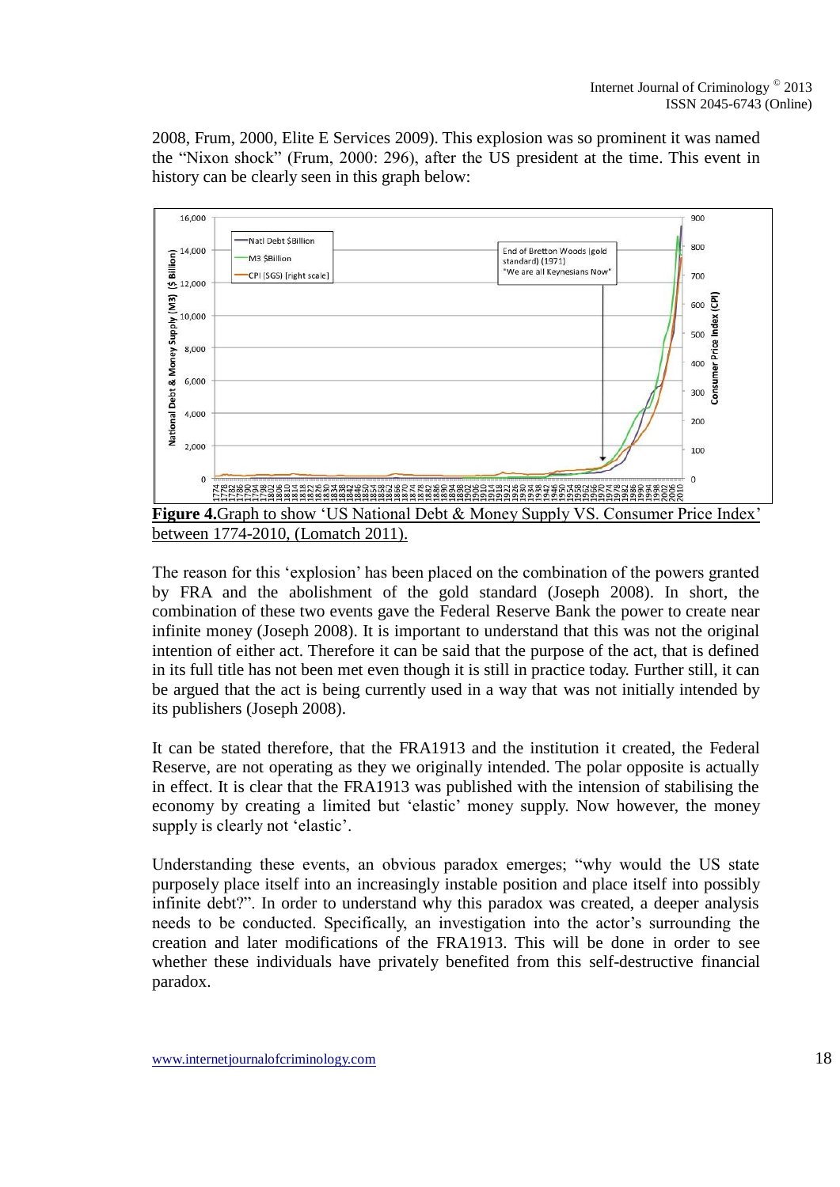2008, Frum, 2000, Elite E Services 2009). This explosion was so prominent it was named the "Nixon shock" (Frum, 2000: 296), after the US president at the time. This event in history can be clearly seen in this graph below:

**Figure 4.**Graph to show 'US National Debt & Money Supply VS. Consumer Price Index' between 1774-2010, (Lomatch 2011).

The reason for this 'explosion' has been placed on the combination of the powers granted by FRA and the abolishment of the gold standard (Joseph 2008). In short, the combination of these two events gave the Federal Reserve Bank the power to create near infinite money (Joseph 2008). It is important to understand that this was not the original intention of either act. Therefore it can be said that the purpose of the act, that is defined in its full title has not been met even though it is still in practice today. Further still, it can be argued that the act is being currently used in a way that was not initially intended by its publishers (Joseph 2008).

It can be stated therefore, that the FRA1913 and the institution it created, the Federal Reserve, are not operating as they we originally intended. The polar opposite is actually in effect. It is clear that the FRA1913 was published with the intension of stabilising the economy by creating a limited but 'elastic' money supply. Now however, the money supply is clearly not 'elastic'.

Understanding these events, an obvious paradox emerges; "why would the US state purposely place itself into an increasingly instable position and place itself into possibly infinite debt?". In order to understand why this paradox was created, a deeper analysis needs to be conducted. Specifically, an investigation into the actor's surrounding the creation and later modifications of the FRA1913. This will be done in order to see whether these individuals have privately benefited from this self-destructive financial paradox.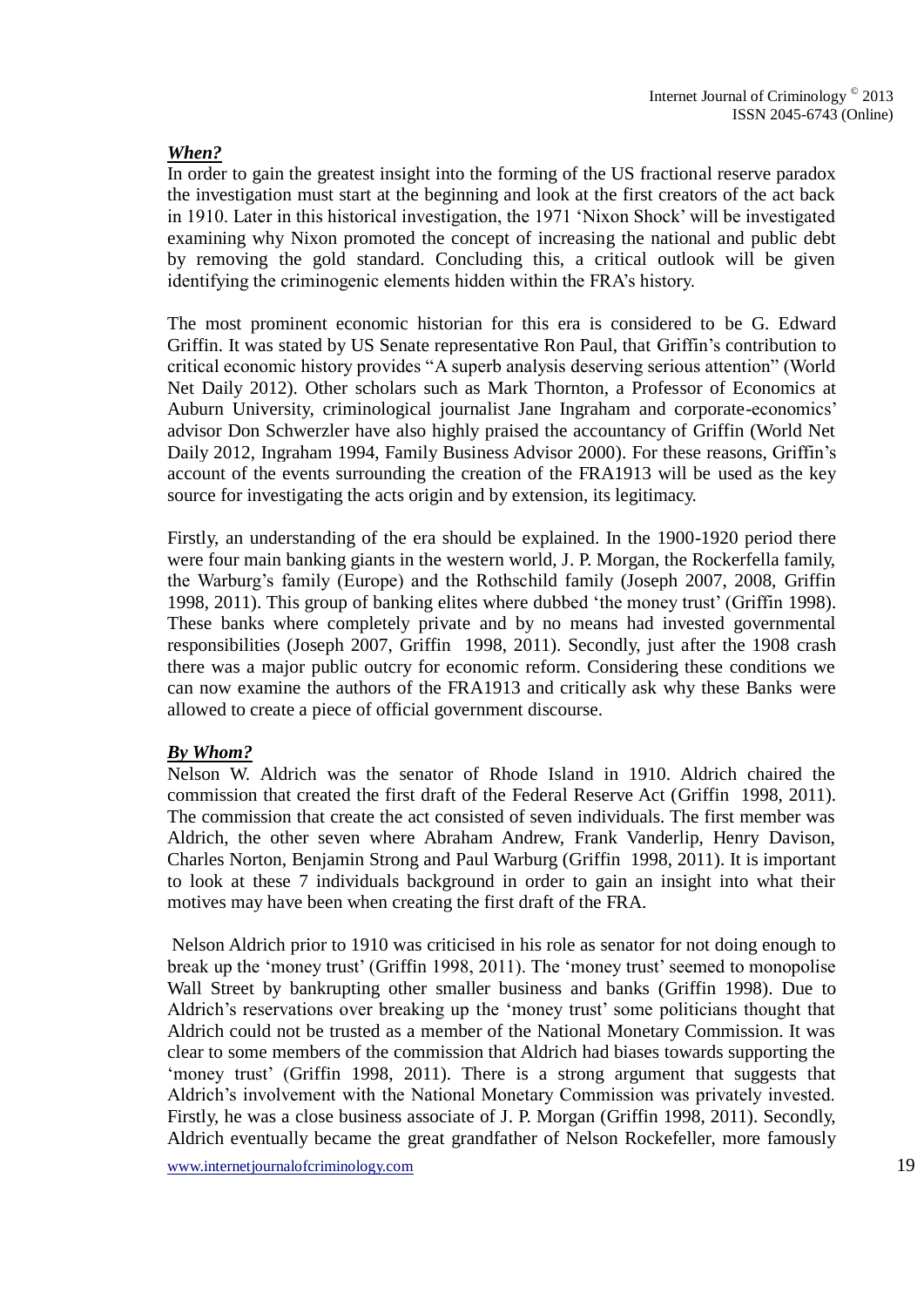### *When?*

In order to gain the greatest insight into the forming of the US fractional reserve paradox the investigation must start at the beginning and look at the first creators of the act back in 1910. Later in this historical investigation, the 1971 'Nixon Shock' will be investigated examining why Nixon promoted the concept of increasing the national and public debt by removing the gold standard. Concluding this, a critical outlook will be given identifying the criminogenic elements hidden within the FRA's history.

The most prominent economic historian for this era is considered to be G. Edward Griffin. It was stated by US Senate representative Ron Paul, that Griffin's contribution to critical economic history provides "A superb analysis deserving serious attention" (World Net Daily 2012). Other scholars such as Mark Thornton, a Professor of Economics at Auburn University, criminological journalist Jane Ingraham and corporate-economics' advisor Don Schwerzler have also highly praised the accountancy of Griffin (World Net Daily 2012, Ingraham 1994, Family Business Advisor 2000). For these reasons, Griffin's account of the events surrounding the creation of the FRA1913 will be used as the key source for investigating the acts origin and by extension, its legitimacy.

Firstly, an understanding of the era should be explained. In the 1900-1920 period there were four main banking giants in the western world, J. P. Morgan, the Rockerfella family, the Warburg's family (Europe) and the Rothschild family (Joseph 2007, 2008, Griffin 1998, 2011). This group of banking elites where dubbed 'the money trust' (Griffin 1998). These banks where completely private and by no means had invested governmental responsibilities (Joseph 2007, Griffin 1998, 2011). Secondly, just after the 1908 crash there was a major public outcry for economic reform. Considering these conditions we can now examine the authors of the FRA1913 and critically ask why these Banks were allowed to create a piece of official government discourse.

### *By Whom?*

Nelson W. Aldrich was the senator of Rhode Island in 1910. Aldrich chaired the commission that created the first draft of the Federal Reserve Act (Griffin 1998, 2011). The commission that create the act consisted of seven individuals. The first member was Aldrich, the other seven where Abraham Andrew, Frank Vanderlip, Henry Davison, Charles Norton, Benjamin Strong and Paul Warburg (Griffin 1998, 2011). It is important to look at these 7 individuals background in order to gain an insight into what their motives may have been when creating the first draft of the FRA.

Nelson Aldrich prior to 1910 was criticised in his role as senator for not doing enough to break up the 'money trust' (Griffin 1998, 2011). The 'money trust' seemed to monopolise Wall Street by bankrupting other smaller business and banks (Griffin 1998). Due to Aldrich's reservations over breaking up the 'money trust' some politicians thought that Aldrich could not be trusted as a member of the National Monetary Commission. It was clear to some members of the commission that Aldrich had biases towards supporting the 'money trust' (Griffin 1998, 2011). There is a strong argument that suggests that Aldrich's involvement with the National Monetary Commission was privately invested. Firstly, he was a close business associate of J. P. Morgan (Griffin 1998, 2011). Secondly, Aldrich eventually became the great grandfather of Nelson Rockefeller, more famously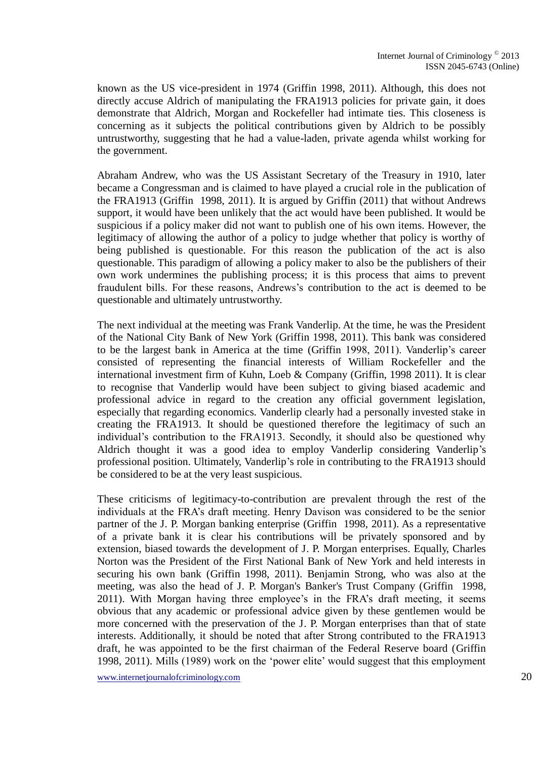known as the US vice-president in 1974 (Griffin 1998, 2011). Although, this does not directly accuse Aldrich of manipulating the FRA1913 policies for private gain, it does demonstrate that Aldrich, Morgan and Rockefeller had intimate ties. This closeness is concerning as it subjects the political contributions given by Aldrich to be possibly untrustworthy, suggesting that he had a value-laden, private agenda whilst working for the government.

Abraham Andrew, who was the US Assistant Secretary of the Treasury in 1910, later became a Congressman and is claimed to have played a crucial role in the publication of the FRA1913 (Griffin 1998, 2011). It is argued by Griffin (2011) that without Andrews support, it would have been unlikely that the act would have been published. It would be suspicious if a policy maker did not want to publish one of his own items. However, the legitimacy of allowing the author of a policy to judge whether that policy is worthy of being published is questionable. For this reason the publication of the act is also questionable. This paradigm of allowing a policy maker to also be the publishers of their own work undermines the publishing process; it is this process that aims to prevent fraudulent bills. For these reasons, Andrews's contribution to the act is deemed to be questionable and ultimately untrustworthy.

The next individual at the meeting was Frank Vanderlip. At the time, he was the President of the National City Bank of New York (Griffin 1998, 2011). This bank was considered to be the largest bank in America at the time (Griffin 1998, 2011). Vanderlip's career consisted of representing the financial interests of William Rockefeller and the international investment firm of Kuhn, Loeb & Company (Griffin, 1998 2011). It is clear to recognise that Vanderlip would have been subject to giving biased academic and professional advice in regard to the creation any official government legislation, especially that regarding economics. Vanderlip clearly had a personally invested stake in creating the FRA1913. It should be questioned therefore the legitimacy of such an individual's contribution to the FRA1913. Secondly, it should also be questioned why Aldrich thought it was a good idea to employ Vanderlip considering Vanderlip's professional position. Ultimately, Vanderlip's role in contributing to the FRA1913 should be considered to be at the very least suspicious.

These criticisms of legitimacy-to-contribution are prevalent through the rest of the individuals at the FRA's draft meeting. Henry Davison was considered to be the senior partner of the J. P. Morgan banking enterprise (Griffin 1998, 2011). As a representative of a private bank it is clear his contributions will be privately sponsored and by extension, biased towards the development of J. P. Morgan enterprises. Equally, Charles Norton was the President of the First National Bank of New York and held interests in securing his own bank (Griffin 1998, 2011). Benjamin Strong, who was also at the meeting, was also the head of J. P. Morgan's Banker's Trust Company (Griffin 1998, 2011). With Morgan having three employee's in the FRA's draft meeting, it seems obvious that any academic or professional advice given by these gentlemen would be more concerned with the preservation of the J. P. Morgan enterprises than that of state interests. Additionally, it should be noted that after Strong contributed to the FRA1913 draft, he was appointed to be the first chairman of the Federal Reserve board (Griffin 1998, 2011). Mills (1989) work on the 'power elite' would suggest that this employment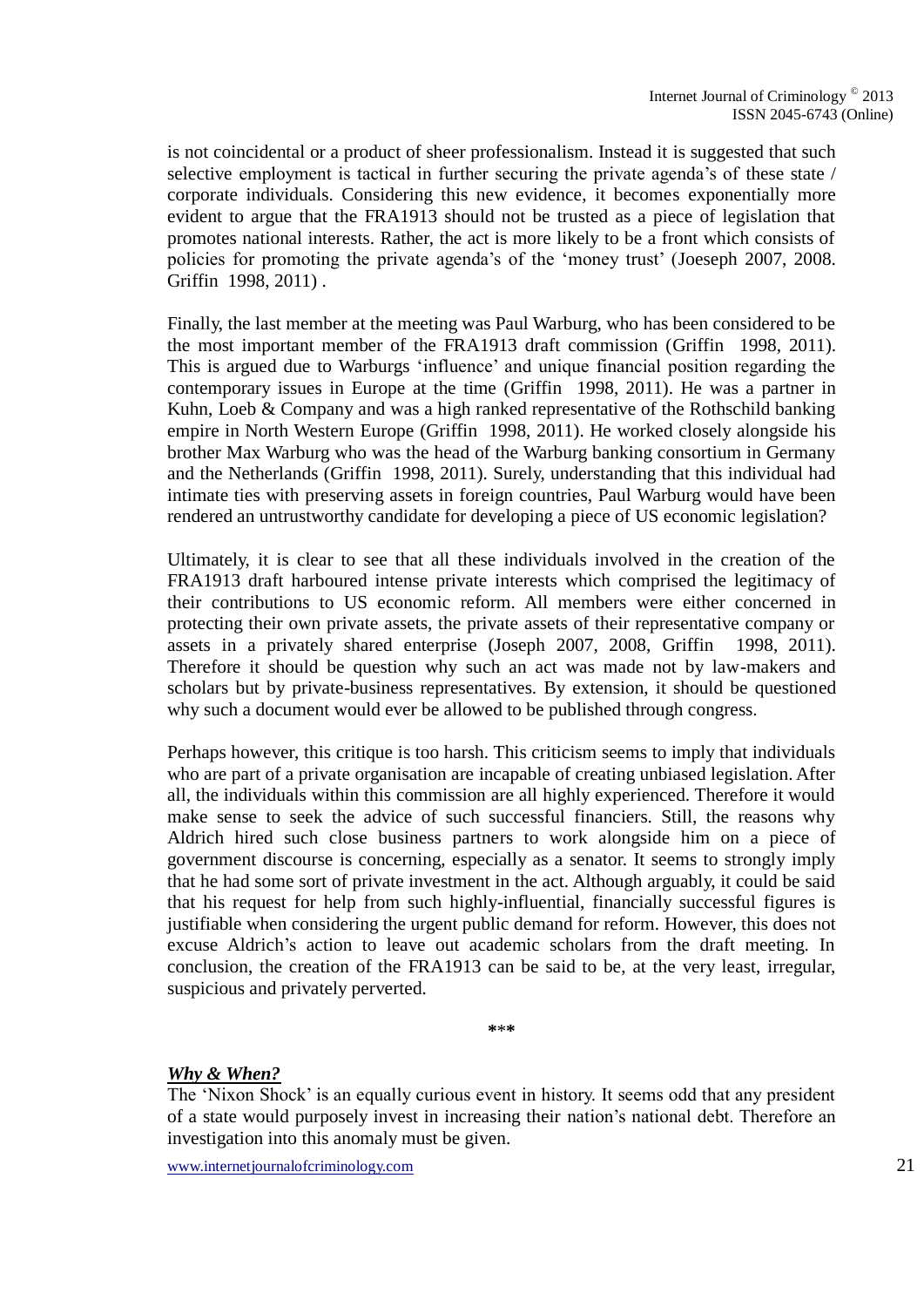is not coincidental or a product of sheer professionalism. Instead it is suggested that such selective employment is tactical in further securing the private agenda's of these state / corporate individuals. Considering this new evidence, it becomes exponentially more evident to argue that the FRA1913 should not be trusted as a piece of legislation that promotes national interests. Rather, the act is more likely to be a front which consists of policies for promoting the private agenda's of the 'money trust' (Joeseph 2007, 2008. Griffin 1998, 2011) .

Finally, the last member at the meeting was Paul Warburg, who has been considered to be the most important member of the FRA1913 draft commission (Griffin 1998, 2011). This is argued due to Warburgs 'influence' and unique financial position regarding the contemporary issues in Europe at the time (Griffin 1998, 2011). He was a partner in Kuhn, Loeb & Company and was a high ranked representative of the Rothschild banking empire in North Western Europe (Griffin 1998, 2011). He worked closely alongside his brother Max Warburg who was the head of the Warburg banking consortium in Germany and the Netherlands (Griffin 1998, 2011). Surely, understanding that this individual had intimate ties with preserving assets in foreign countries, Paul Warburg would have been rendered an untrustworthy candidate for developing a piece of US economic legislation?

Ultimately, it is clear to see that all these individuals involved in the creation of the FRA1913 draft harboured intense private interests which comprised the legitimacy of their contributions to US economic reform. All members were either concerned in protecting their own private assets, the private assets of their representative company or assets in a privately shared enterprise (Joseph 2007, 2008, Griffin 1998, 2011). Therefore it should be question why such an act was made not by law-makers and scholars but by private-business representatives. By extension, it should be questioned why such a document would ever be allowed to be published through congress.

Perhaps however, this critique is too harsh. This criticism seems to imply that individuals who are part of a private organisation are incapable of creating unbiased legislation. After all, the individuals within this commission are all highly experienced. Therefore it would make sense to seek the advice of such successful financiers. Still, the reasons why Aldrich hired such close business partners to work alongside him on a piece of government discourse is concerning, especially as a senator. It seems to strongly imply that he had some sort of private investment in the act. Although arguably, it could be said that his request for help from such highly-influential, financially successful figures is justifiable when considering the urgent public demand for reform. However, this does not excuse Aldrich's action to leave out academic scholars from the draft meeting. In conclusion, the creation of the FRA1913 can be said to be, at the very least, irregular, suspicious and privately perverted.

***

***Why & When?***

The 'Nixon Shock' is an equally curious event in history. It seems odd that any president of a state would purposely invest in increasing their nation's national debt. Therefore an investigation into this anomaly must be given.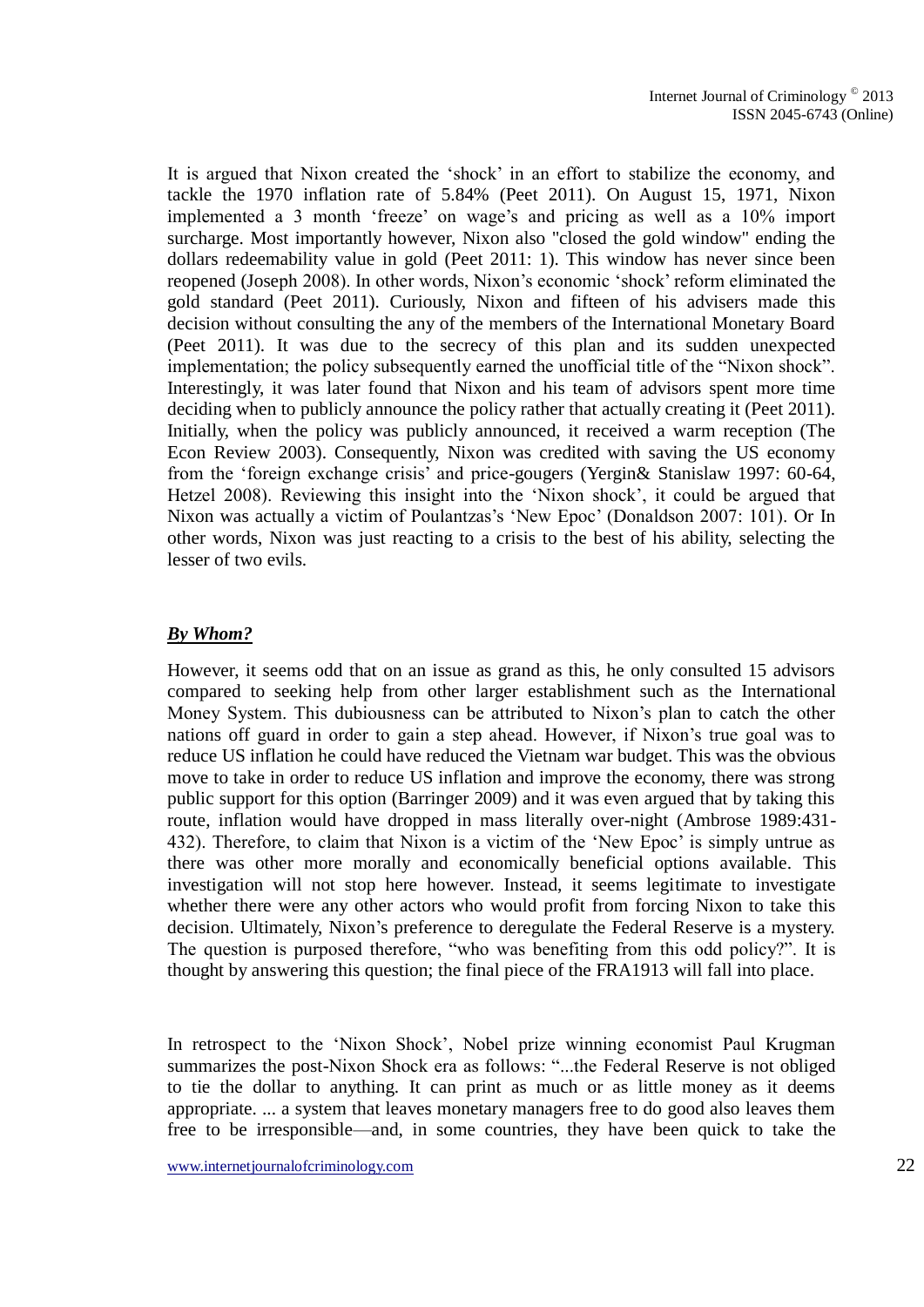It is argued that Nixon created the 'shock' in an effort to stabilize the economy, and tackle the 1970 inflation rate of 5.84% (Peet 2011). On August 15, 1971, Nixon implemented a 3 month 'freeze' on wage's and pricing as well as a 10% import surcharge. Most importantly however, Nixon also "closed the gold window" ending the dollars redeemability value in gold (Peet 2011: 1). This window has never since been reopened (Joseph 2008). In other words, Nixon's economic 'shock' reform eliminated the gold standard (Peet 2011). Curiously, Nixon and fifteen of his advisers made this decision without consulting the any of the members of the International Monetary Board (Peet 2011). It was due to the secrecy of this plan and its sudden unexpected implementation; the policy subsequently earned the unofficial title of the "Nixon shock". Interestingly, it was later found that Nixon and his team of advisors spent more time deciding when to publicly announce the policy rather that actually creating it (Peet 2011). Initially, when the policy was publicly announced, it received a warm reception (The Econ Review 2003). Consequently, Nixon was credited with saving the US economy from the 'foreign exchange crisis' and price-gougers (Yergin& Stanislaw 1997: 60-64, Hetzel 2008). Reviewing this insight into the 'Nixon shock', it could be argued that Nixon was actually a victim of Poulantzas's 'New Epoc' (Donaldson 2007: 101). Or In other words, Nixon was just reacting to a crisis to the best of his ability, selecting the lesser of two evils.

***By Whom?***

However, it seems odd that on an issue as grand as this, he only consulted 15 advisors compared to seeking help from other larger establishment such as the International Money System. This dubiousness can be attributed to Nixon's plan to catch the other nations off guard in order to gain a step ahead. However, if Nixon's true goal was to reduce US inflation he could have reduced the Vietnam war budget. This was the obvious move to take in order to reduce US inflation and improve the economy, there was strong public support for this option (Barringer 2009) and it was even argued that by taking this route, inflation would have dropped in mass literally over-night (Ambrose 1989:431-432). Therefore, to claim that Nixon is a victim of the 'New Epoc' is simply untrue as there was other more morally and economically beneficial options available. This investigation will not stop here however. Instead, it seems legitimate to investigate whether there were any other actors who would profit from forcing Nixon to take this decision. Ultimately, Nixon's preference to deregulate the Federal Reserve is a mystery. The question is purposed therefore, "who was benefiting from this odd policy?". It is thought by answering this question; the final piece of the FRA1913 will fall into place.

In retrospect to the 'Nixon Shock', Nobel prize winning economist Paul Krugman summarizes the post-Nixon Shock era as follows: "...the Federal Reserve is not obliged to tie the dollar to anything. It can print as much or as little money as it deems appropriate. ... a system that leaves monetary managers free to do good also leaves them free to be irresponsible—and, in some countries, they have been quick to take the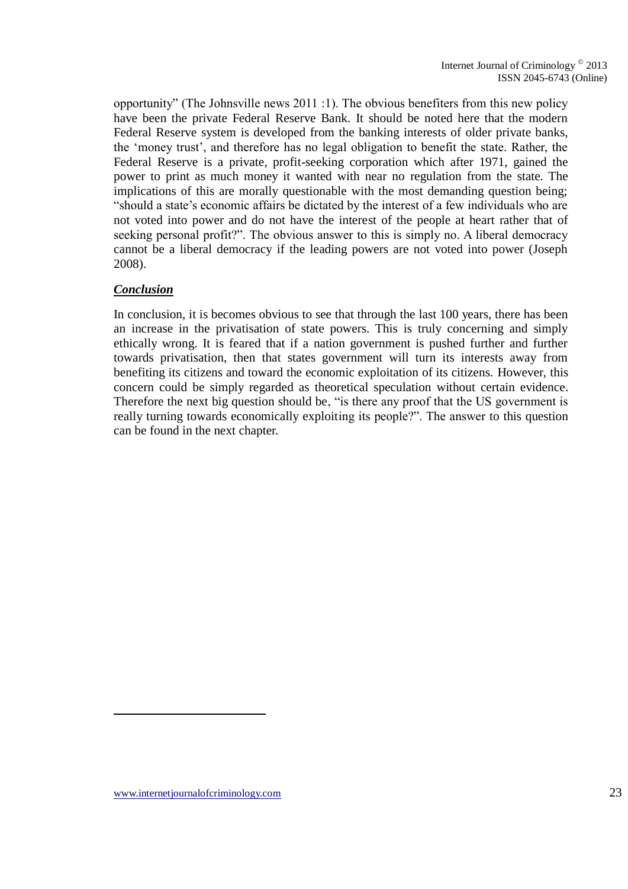opportunity" (The Johnsville news 2011 :1). The obvious benefiters from this new policy have been the private Federal Reserve Bank. It should be noted here that the modern Federal Reserve system is developed from the banking interests of older private banks, the 'money trust', and therefore has no legal obligation to benefit the state. Rather, the Federal Reserve is a private, profit-seeking corporation which after 1971, gained the power to print as much money it wanted with near no regulation from the state. The implications of this are morally questionable with the most demanding question being; "should a state's economic affairs be dictated by the interest of a few individuals who are not voted into power and do not have the interest of the people at heart rather that of seeking personal profit?". The obvious answer to this is simply no. A liberal democracy cannot be a liberal democracy if the leading powers are not voted into power (Joseph 2008).

### ***Conclusion***

In conclusion, it is becomes obvious to see that through the last 100 years, there has been an increase in the privatisation of state powers. This is truly concerning and simply ethically wrong. It is feared that if a nation government is pushed further and further towards privatisation, then that states government will turn its interests away from benefiting its citizens and toward the economic exploitation of its citizens. However, this concern could be simply regarded as theoretical speculation without certain evidence. Therefore the next big question should be, "is there any proof that the US government is really turning towards economically exploiting its people?". The answer to this question can be found in the next chapter.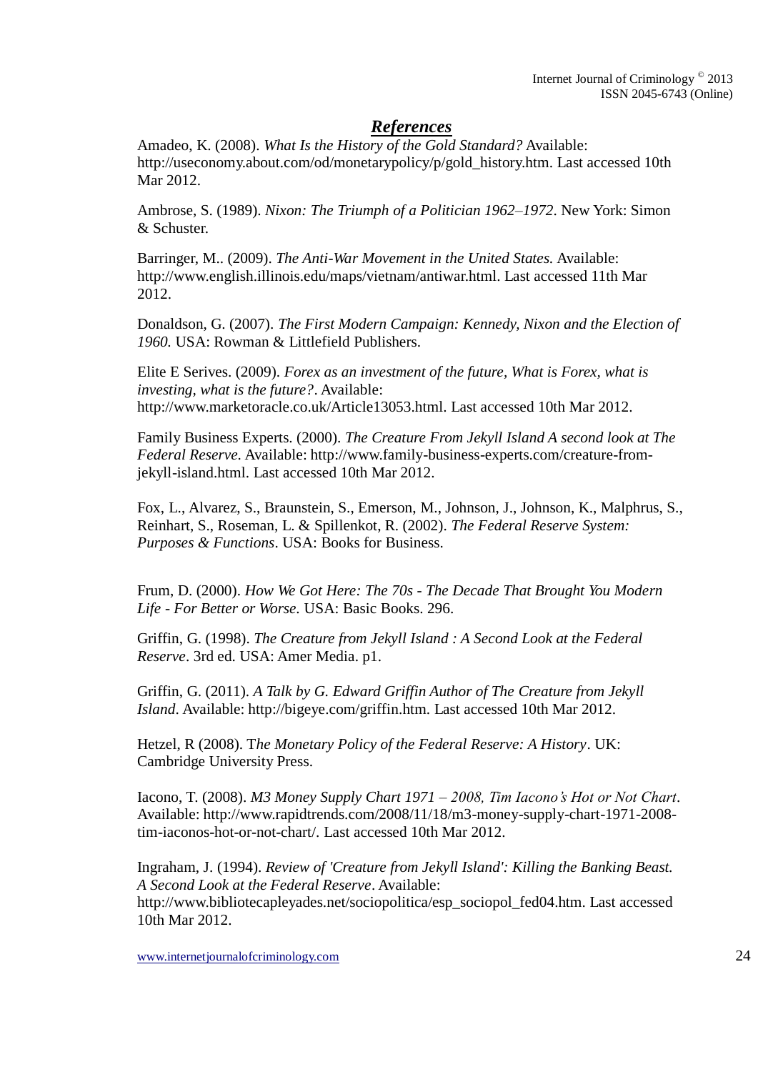## References

Amadeo, K. (2008). *What Is the History of the Gold Standard?* Available: http://useconomy.about.com/od/monetarypolicy/p/gold_history.htm. Last accessed 10th Mar 2012.

Ambrose, S. (1989). *Nixon: The Triumph of a Politician 1962–1972*. New York: Simon & Schuster.

Barringer, M.. (2009). *The Anti-War Movement in the United States*. Available: http://www.english.illinois.edu/maps/vietnam/antiwar.html. Last accessed 11th Mar 2012.

Donaldson, G. (2007). *The First Modern Campaign: Kennedy, Nixon and the Election of 1960.* USA: Rowman & Littlefield Publishers.

Elite E Serives. (2009). *Forex as an investment of the future, What is Forex, what is investing, what is the future?*. Available: http://www.marketoracle.co.uk/Article13053.html. Last accessed 10th Mar 2012.

Family Business Experts. (2000). *The Creature From Jekyll Island A second look at The Federal Reserve*. Available: http://www.family-business-experts.com/creature-from-jekyll-island.html. Last accessed 10th Mar 2012.

Fox, L., Alvarez, S., Braunstein, S., Emerson, M., Johnson, J., Johnson, K., Malphrus, S., Reinhart, S., Roseman, L. & Spillenkot, R. (2002). *The Federal Reserve System: Purposes & Functions*. USA: Books for Business.

Frum, D. (2000). *How We Got Here: The 70s - The Decade That Brought You Modern Life - For Better or Worse.* USA: Basic Books. 296.

Griffin, G. (1998). *The Creature from Jekyll Island : A Second Look at the Federal Reserve*. 3rd ed. USA: Amer Media. p1.

Griffin, G. (2011). *A Talk by G. Edward Griffin Author of The Creature from Jekyll Island*. Available: http://bigeye.com/griffin.htm. Last accessed 10th Mar 2012.

Hetzel, R (2008). T*he Monetary Policy of the Federal Reserve: A History*. UK: Cambridge University Press.

Iacono, T. (2008). *M3 Money Supply Chart 1971 – 2008, Tim Iacono's Hot or Not Chart*. Available: http://www.rapidtrends.com/2008/11/18/m3-money-supply-chart-1971-2008-tim-iaconos-hot-or-not-chart/. Last accessed 10th Mar 2012.

Ingraham, J. (1994). *Review of 'Creature from Jekyll Island': Killing the Banking Beast. A Second Look at the Federal Reserve*. Available: http://www.bibliotecapleyades.net/sociopolitica/esp_sociopol_fed04.htm. Last accessed 10th Mar 2012.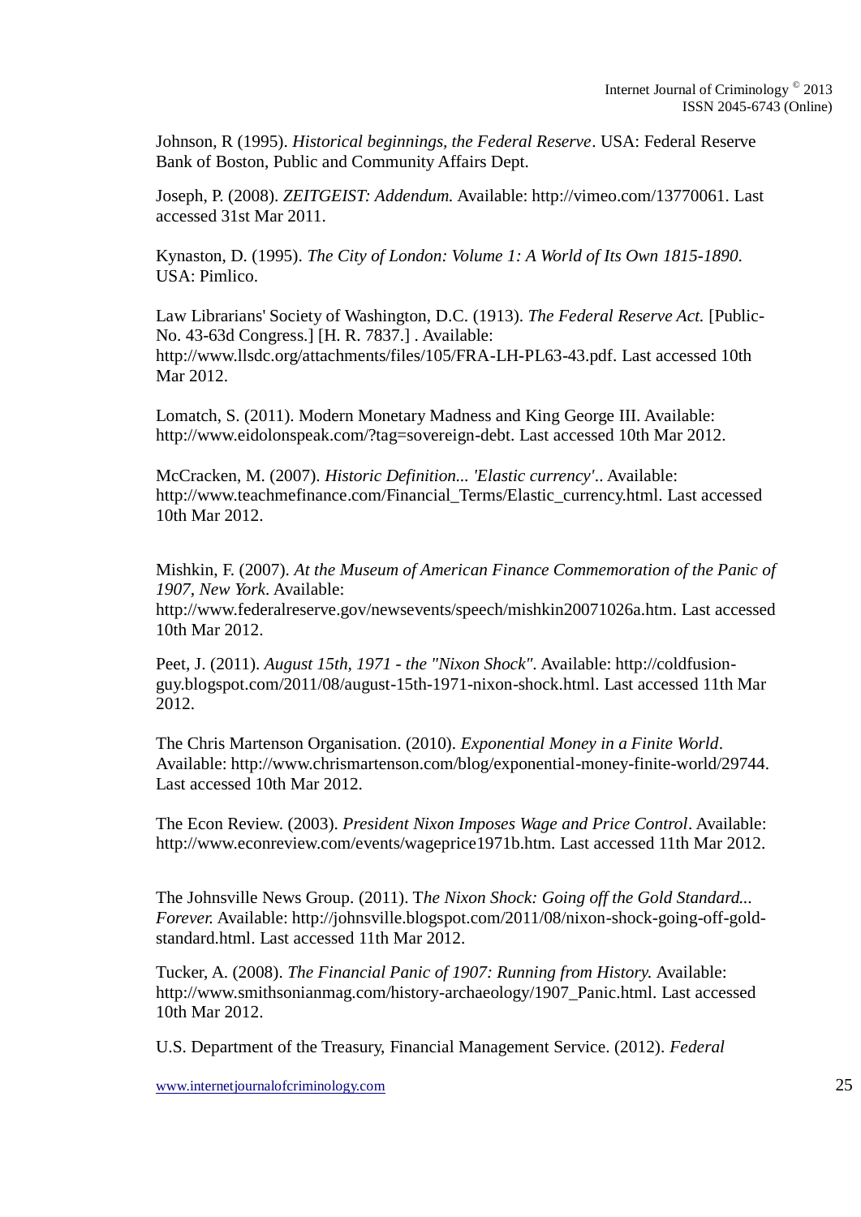Johnson, R (1995). *Historical beginnings, the Federal Reserve*. USA: Federal Reserve Bank of Boston, Public and Community Affairs Dept.

Joseph, P. (2008). *ZEITGEIST: Addendum.* Available: http://vimeo.com/13770061. Last accessed 31st Mar 2011.

Kynaston, D. (1995). *The City of London: Volume 1: A World of Its Own 1815-1890.* USA: Pimlico.

Law Librarians' Society of Washington, D.C. (1913). *The Federal Reserve Act.* [Public-No. 43-63d Congress.] [H. R. 7837.] . Available: http://www.llsdc.org/attachments/files/105/FRA-LH-PL63-43.pdf. Last accessed 10th Mar 2012.

Lomatch, S. (2011). Modern Monetary Madness and King George III. Available: http://www.eidolonspeak.com/?tag=sovereign-debt. Last accessed 10th Mar 2012.

McCracken, M. (2007). *Historic Definition... 'Elastic currency'.*. Available: http://www.teachmefinance.com/Financial_Terms/Elastic_currency.html. Last accessed 10th Mar 2012.

Mishkin, F. (2007). *At the Museum of American Finance Commemoration of the Panic of 1907, New York*. Available: http://www.federalreserve.gov/newsevents/speech/mishkin20071026a.htm. Last accessed 10th Mar 2012.

Peet, J. (2011). *August 15th, 1971 - the "Nixon Shock"*. Available: http://coldfusion-guy.blogspot.com/2011/08/august-15th-1971-nixon-shock.html. Last accessed 11th Mar 2012.

The Chris Martenson Organisation. (2010). *Exponential Money in a Finite World*. Available: http://www.chrismartenson.com/blog/exponential-money-finite-world/29744. Last accessed 10th Mar 2012.

The Econ Review. (2003). *President Nixon Imposes Wage and Price Control*. Available: http://www.econreview.com/events/wageprice1971b.htm. Last accessed 11th Mar 2012.

The Johnsville News Group. (2011). T*he Nixon Shock: Going off the Gold Standard... Forever.* Available: http://johnsville.blogspot.com/2011/08/nixon-shock-going-off-gold-standard.html. Last accessed 11th Mar 2012.

Tucker, A. (2008). *The Financial Panic of 1907: Running from History.* Available: http://www.smithsonianmag.com/history-archaeology/1907_Panic.html. Last accessed 10th Mar 2012.

U.S. Department of the Treasury, Financial Management Service. (2012). *Federal*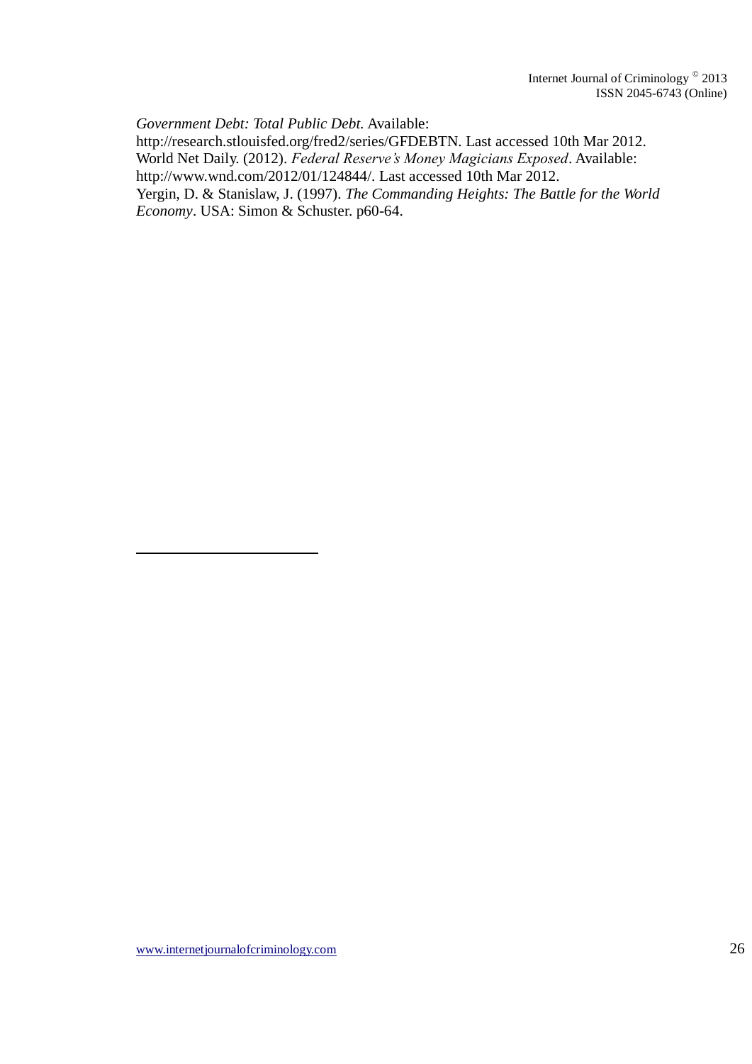*Government Debt: Total Public Debt*. Available:
http://research.stlouisfed.org/fred2/series/GFDEBTN. Last accessed 10th Mar 2012.
World Net Daily. (2012). *Federal Reserve's Money Magicians Exposed*. Available:
http://www.wnd.com/2012/01/124844/. Last accessed 10th Mar 2012.
Yergin, D. & Stanislaw, J. (1997). *The Commanding Heights: The Battle for the World Economy*. USA: Simon & Schuster. p60-64.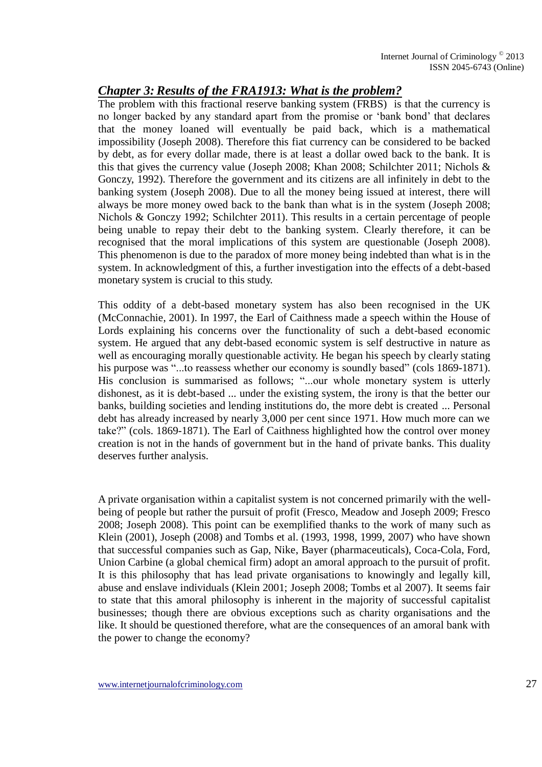## ***Chapter 3: Results of the FRA1913: What is the problem?***

The problem with this fractional reserve banking system (FRBS) is that the currency is no longer backed by any standard apart from the promise or 'bank bond' that declares that the money loaned will eventually be paid back, which is a mathematical impossibility (Joseph 2008). Therefore this fiat currency can be considered to be backed by debt, as for every dollar made, there is at least a dollar owed back to the bank. It is this that gives the currency value (Joseph 2008; Khan 2008; Schilchter 2011; Nichols & Gonczy, 1992). Therefore the government and its citizens are all infinitely in debt to the banking system (Joseph 2008). Due to all the money being issued at interest, there will always be more money owed back to the bank than what is in the system (Joseph 2008; Nichols & Gonczy 1992; Schilchter 2011). This results in a certain percentage of people being unable to repay their debt to the banking system. Clearly therefore, it can be recognised that the moral implications of this system are questionable (Joseph 2008). This phenomenon is due to the paradox of more money being indebted than what is in the system. In acknowledgment of this, a further investigation into the effects of a debt-based monetary system is crucial to this study.

This oddity of a debt-based monetary system has also been recognised in the UK (McConnachie, 2001). In 1997, the Earl of Caithness made a speech within the House of Lords explaining his concerns over the functionality of such a debt-based economic system. He argued that any debt-based economic system is self destructive in nature as well as encouraging morally questionable activity. He began his speech by clearly stating his purpose was "...to reassess whether our economy is soundly based" (cols 1869-1871). His conclusion is summarised as follows; "...our whole monetary system is utterly dishonest, as it is debt-based ... under the existing system, the irony is that the better our banks, building societies and lending institutions do, the more debt is created ... Personal debt has already increased by nearly 3,000 per cent since 1971. How much more can we take?" (cols. 1869-1871). The Earl of Caithness highlighted how the control over money creation is not in the hands of government but in the hand of private banks. This duality deserves further analysis.

A private organisation within a capitalist system is not concerned primarily with the well-being of people but rather the pursuit of profit (Fresco, Meadow and Joseph 2009; Fresco 2008; Joseph 2008). This point can be exemplified thanks to the work of many such as Klein (2001), Joseph (2008) and Tombs et al. (1993, 1998, 1999, 2007) who have shown that successful companies such as Gap, Nike, Bayer (pharmaceuticals), Coca-Cola, Ford, Union Carbine (a global chemical firm) adopt an amoral approach to the pursuit of profit. It is this philosophy that has lead private organisations to knowingly and legally kill, abuse and enslave individuals (Klein 2001; Joseph 2008; Tombs et al 2007). It seems fair to state that this amoral philosophy is inherent in the majority of successful capitalist businesses; though there are obvious exceptions such as charity organisations and the like. It should be questioned therefore, what are the consequences of an amoral bank with the power to change the economy?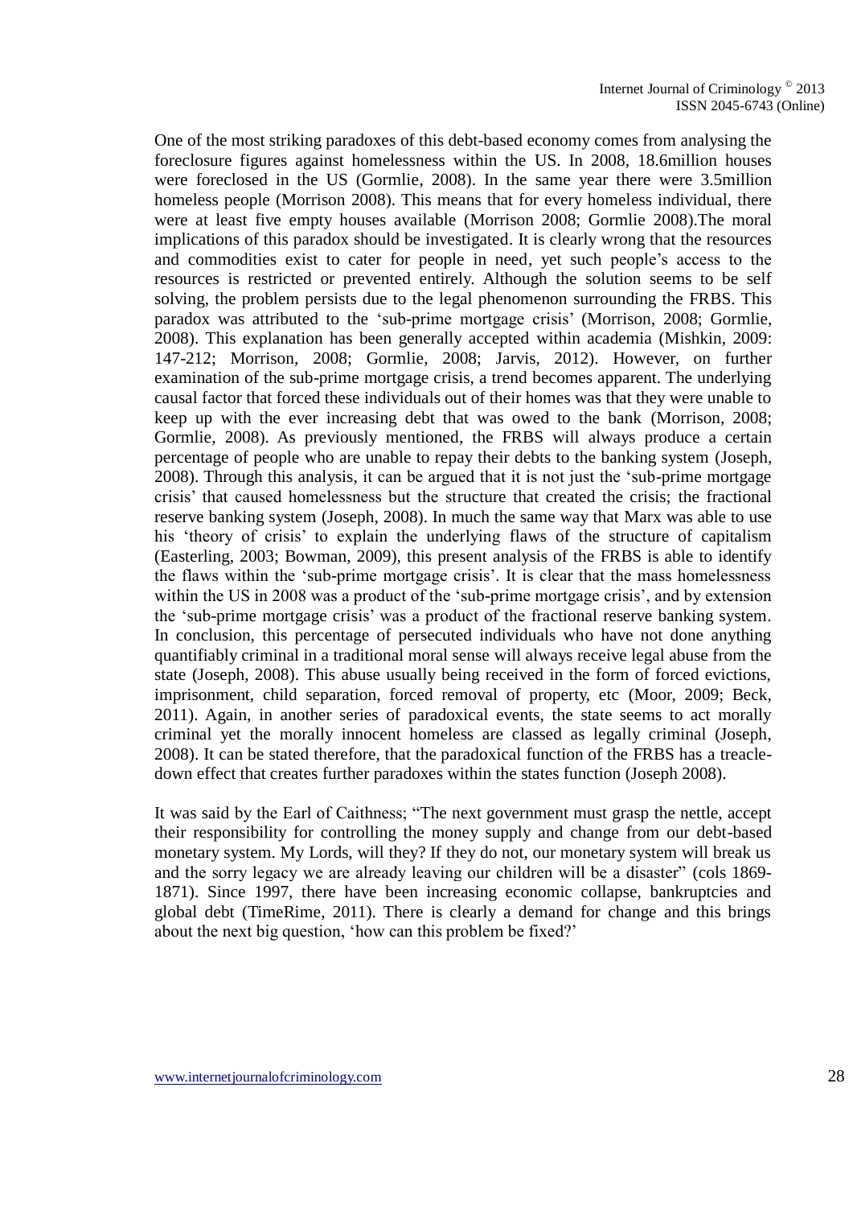One of the most striking paradoxes of this debt-based economy comes from analysing the foreclosure figures against homelessness within the US. In 2008, 18.6million houses were foreclosed in the US (Gormlie, 2008). In the same year there were 3.5million homeless people (Morrison 2008). This means that for every homeless individual, there were at least five empty houses available (Morrison 2008; Gormlie 2008).The moral implications of this paradox should be investigated. It is clearly wrong that the resources and commodities exist to cater for people in need, yet such people's access to the resources is restricted or prevented entirely. Although the solution seems to be self solving, the problem persists due to the legal phenomenon surrounding the FRBS. This paradox was attributed to the 'sub-prime mortgage crisis' (Morrison, 2008; Gormlie, 2008). This explanation has been generally accepted within academia (Mishkin, 2009: 147-212; Morrison, 2008; Gormlie, 2008; Jarvis, 2012). However, on further examination of the sub-prime mortgage crisis, a trend becomes apparent. The underlying causal factor that forced these individuals out of their homes was that they were unable to keep up with the ever increasing debt that was owed to the bank (Morrison, 2008; Gormlie, 2008). As previously mentioned, the FRBS will always produce a certain percentage of people who are unable to repay their debts to the banking system (Joseph, 2008). Through this analysis, it can be argued that it is not just the 'sub-prime mortgage crisis' that caused homelessness but the structure that created the crisis; the fractional reserve banking system (Joseph, 2008). In much the same way that Marx was able to use his 'theory of crisis' to explain the underlying flaws of the structure of capitalism (Easterling, 2003; Bowman, 2009), this present analysis of the FRBS is able to identify the flaws within the 'sub-prime mortgage crisis'. It is clear that the mass homelessness within the US in 2008 was a product of the 'sub-prime mortgage crisis', and by extension the 'sub-prime mortgage crisis' was a product of the fractional reserve banking system. In conclusion, this percentage of persecuted individuals who have not done anything quantifiably criminal in a traditional moral sense will always receive legal abuse from the state (Joseph, 2008). This abuse usually being received in the form of forced evictions, imprisonment, child separation, forced removal of property, etc (Moor, 2009; Beck, 2011). Again, in another series of paradoxical events, the state seems to act morally criminal yet the morally innocent homeless are classed as legally criminal (Joseph, 2008). It can be stated therefore, that the paradoxical function of the FRBS has a treacle-down effect that creates further paradoxes within the states function (Joseph 2008).

It was said by the Earl of Caithness; "The next government must grasp the nettle, accept their responsibility for controlling the money supply and change from our debt-based monetary system. My Lords, will they? If they do not, our monetary system will break us and the sorry legacy we are already leaving our children will be a disaster" (cols 1869-1871). Since 1997, there have been increasing economic collapse, bankruptcies and global debt (TimeRime, 2011). There is clearly a demand for change and this brings about the next big question, 'how can this problem be fixed?'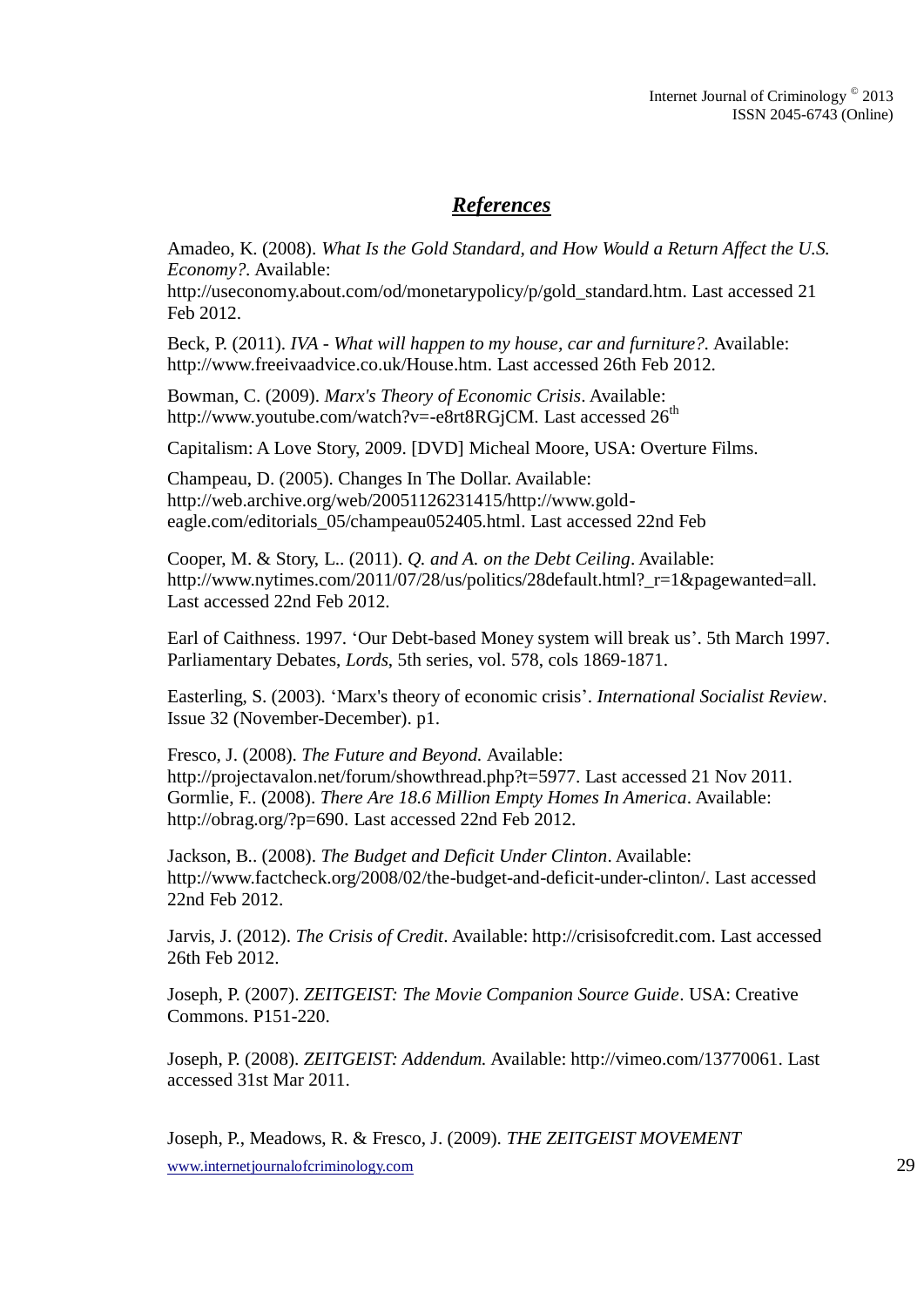## ***References***

Amadeo, K. (2008). *What Is the Gold Standard, and How Would a Return Affect the U.S. Economy?*. Available: http://useconomy.about.com/od/monetarypolicy/p/gold_standard.htm. Last accessed 21 Feb 2012.

Beck, P. (2011). *IVA - What will happen to my house, car and furniture?*. Available: http://www.freeivaadvice.co.uk/House.htm. Last accessed 26th Feb 2012.

Bowman, C. (2009). *Marx's Theory of Economic Crisis*. Available: http://www.youtube.com/watch?v=-e8rt8RGjCM. Last accessed 26th

Capitalism: A Love Story, 2009. [DVD] Micheal Moore, USA: Overture Films.

Champeau, D. (2005). Changes In The Dollar. Available: http://web.archive.org/web/20051126231415/http://www.gold-eagle.com/editorials_05/champeau052405.html. Last accessed 22nd Feb

Cooper, M. & Story, L.. (2011). *Q. and A. on the Debt Ceiling*. Available: http://www.nytimes.com/2011/07/28/us/politics/28default.html?_r=1&pagewanted=all. Last accessed 22nd Feb 2012.

Earl of Caithness. 1997. 'Our Debt-based Money system will break us'. 5th March 1997. Parliamentary Debates, *Lords*, 5th series, vol. 578, cols 1869-1871.

Easterling, S. (2003). 'Marx's theory of economic crisis'. *International Socialist Review*. Issue 32 (November-December). p1.

Fresco, J. (2008). *The Future and Beyond.* Available: http://projectavalon.net/forum/showthread.php?t=5977. Last accessed 21 Nov 2011.
Gormlie, F.. (2008). *There Are 18.6 Million Empty Homes In America*. Available: http://obrag.org/?p=690. Last accessed 22nd Feb 2012.

Jackson, B.. (2008). *The Budget and Deficit Under Clinton*. Available: http://www.factcheck.org/2008/02/the-budget-and-deficit-under-clinton/. Last accessed 22nd Feb 2012.

Jarvis, J. (2012). *The Crisis of Credit*. Available: http://crisisofcredit.com. Last accessed 26th Feb 2012.

Joseph, P. (2007). *ZEITGEIST: The Movie Companion Source Guide*. USA: Creative Commons. P151-220.

Joseph, P. (2008). *ZEITGEIST: Addendum.* Available: http://vimeo.com/13770061. Last accessed 31st Mar 2011.

Joseph, P., Meadows, R. & Fresco, J. (2009). *THE ZEITGEIST MOVEMENT*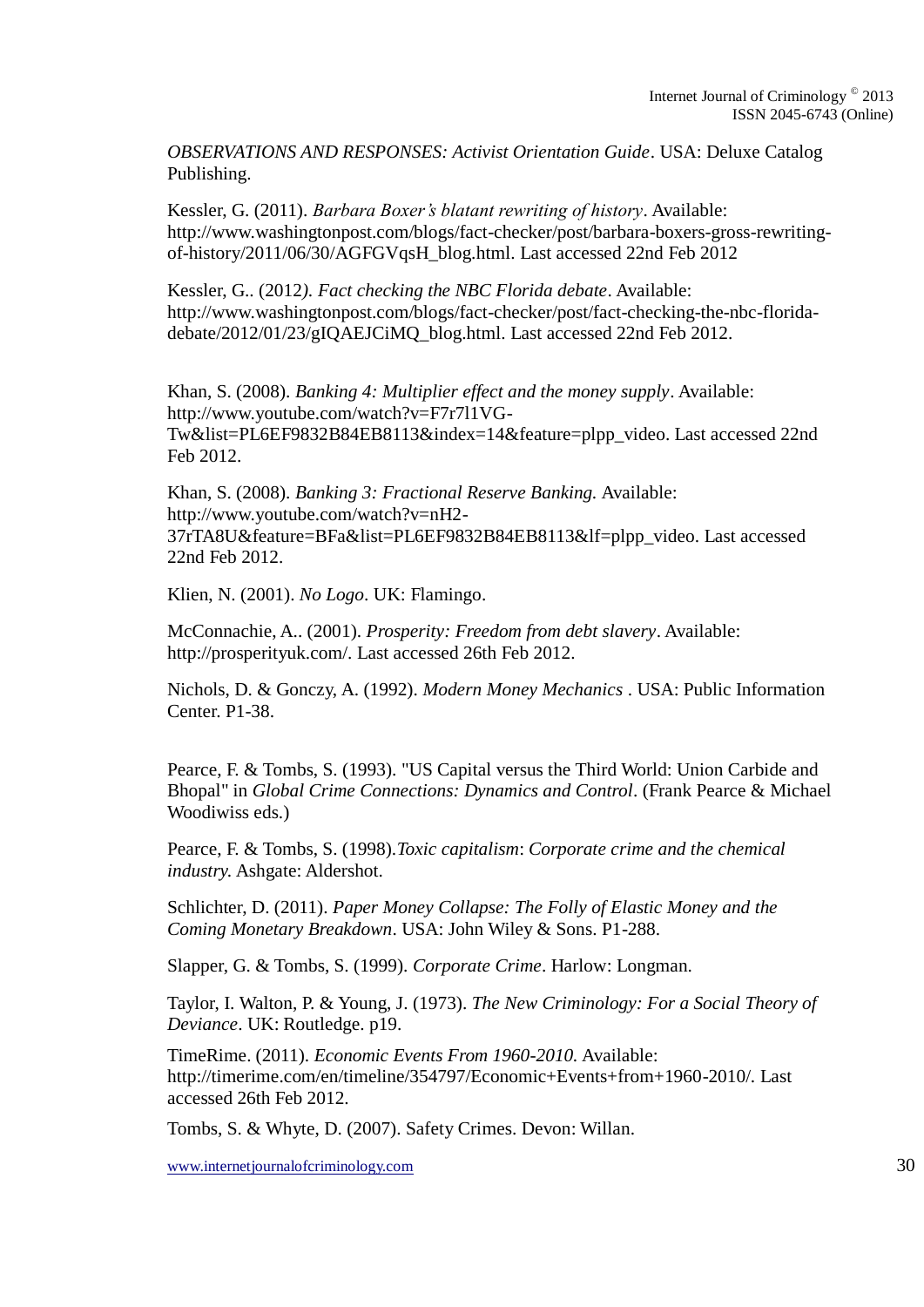*OBSERVATIONS AND RESPONSES: Activist Orientation Guide*. USA: Deluxe Catalog Publishing.

Kessler, G. (2011). *Barbara Boxer's blatant rewriting of history*. Available: http://www.washingtonpost.com/blogs/fact-checker/post/barbara-boxers-gross-rewriting-of-history/2011/06/30/AGFGVqsH_blog.html. Last accessed 22nd Feb 2012

Kessler, G.. (2012*). Fact checking the NBC Florida debate*. Available: http://www.washingtonpost.com/blogs/fact-checker/post/fact-checking-the-nbc-florida-debate/2012/01/23/gIQAEJCiMQ_blog.html. Last accessed 22nd Feb 2012.

Khan, S. (2008). *Banking 4: Multiplier effect and the money supply*. Available: http://www.youtube.com/watch?v=F7r7l1VG-Tw&list=PL6EF9832B84EB8113&index=14&feature=plpp_video. Last accessed 22nd Feb 2012.

Khan, S. (2008). *Banking 3: Fractional Reserve Banking.* Available: http://www.youtube.com/watch?v=nH2-37rTA8U&feature=BFa&list=PL6EF9832B84EB8113&lf=plpp_video. Last accessed 22nd Feb 2012.

Klien, N. (2001). *No Logo*. UK: Flamingo.

McConnachie, A.. (2001). *Prosperity: Freedom from debt slavery*. Available: http://prosperityuk.com/. Last accessed 26th Feb 2012.

Nichols, D. & Gonczy, A. (1992). *Modern Money Mechanics* . USA: Public Information Center. P1-38.

Pearce, F. & Tombs, S. (1993). "US Capital versus the Third World: Union Carbide and Bhopal" in *Global Crime Connections: Dynamics and Control*. (Frank Pearce & Michael Woodiwiss eds.)

Pearce, F. & Tombs, S. (1998).*Toxic capitalism*: *Corporate crime and the chemical industry.* Ashgate: Aldershot.

Schlichter, D. (2011). *Paper Money Collapse: The Folly of Elastic Money and the Coming Monetary Breakdown*. USA: John Wiley & Sons. P1-288.

Slapper, G. & Tombs, S. (1999). *Corporate Crime*. Harlow: Longman.

Taylor, I. Walton, P. & Young, J. (1973). *The New Criminology: For a Social Theory of Deviance*. UK: Routledge. p19.

TimeRime. (2011). *Economic Events From 1960-2010.* Available: http://timerime.com/en/timeline/354797/Economic+Events+from+1960-2010/. Last accessed 26th Feb 2012.

Tombs, S. & Whyte, D. (2007). Safety Crimes. Devon: Willan.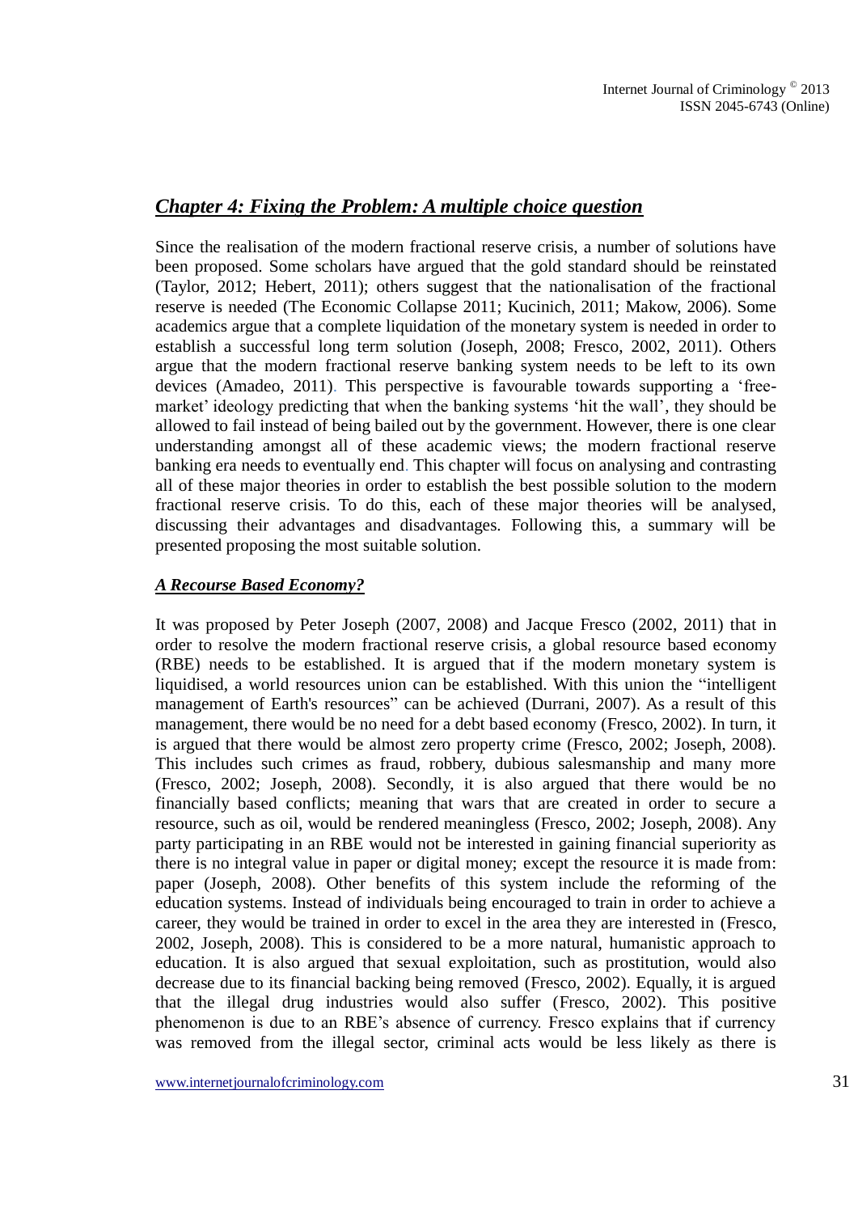## *Chapter 4: Fixing the Problem: A multiple choice question*

Since the realisation of the modern fractional reserve crisis, a number of solutions have been proposed. Some scholars have argued that the gold standard should be reinstated (Taylor, 2012; Hebert, 2011); others suggest that the nationalisation of the fractional reserve is needed (The Economic Collapse 2011; Kucinich, 2011; Makow, 2006). Some academics argue that a complete liquidation of the monetary system is needed in order to establish a successful long term solution (Joseph, 2008; Fresco, 2002, 2011). Others argue that the modern fractional reserve banking system needs to be left to its own devices (Amadeo, 2011). This perspective is favourable towards supporting a 'free-market' ideology predicting that when the banking systems 'hit the wall', they should be allowed to fail instead of being bailed out by the government. However, there is one clear understanding amongst all of these academic views; the modern fractional reserve banking era needs to eventually end. This chapter will focus on analysing and contrasting all of these major theories in order to establish the best possible solution to the modern fractional reserve crisis. To do this, each of these major theories will be analysed, discussing their advantages and disadvantages. Following this, a summary will be presented proposing the most suitable solution.

### *A Recourse Based Economy?*

It was proposed by Peter Joseph (2007, 2008) and Jacque Fresco (2002, 2011) that in order to resolve the modern fractional reserve crisis, a global resource based economy (RBE) needs to be established. It is argued that if the modern monetary system is liquidised, a world resources union can be established. With this union the "intelligent management of Earth's resources" can be achieved (Durrani, 2007). As a result of this management, there would be no need for a debt based economy (Fresco, 2002). In turn, it is argued that there would be almost zero property crime (Fresco, 2002; Joseph, 2008). This includes such crimes as fraud, robbery, dubious salesmanship and many more (Fresco, 2002; Joseph, 2008). Secondly, it is also argued that there would be no financially based conflicts; meaning that wars that are created in order to secure a resource, such as oil, would be rendered meaningless (Fresco, 2002; Joseph, 2008). Any party participating in an RBE would not be interested in gaining financial superiority as there is no integral value in paper or digital money; except the resource it is made from: paper (Joseph, 2008). Other benefits of this system include the reforming of the education systems. Instead of individuals being encouraged to train in order to achieve a career, they would be trained in order to excel in the area they are interested in (Fresco, 2002, Joseph, 2008). This is considered to be a more natural, humanistic approach to education. It is also argued that sexual exploitation, such as prostitution, would also decrease due to its financial backing being removed (Fresco, 2002). Equally, it is argued that the illegal drug industries would also suffer (Fresco, 2002). This positive phenomenon is due to an RBE's absence of currency. Fresco explains that if currency was removed from the illegal sector, criminal acts would be less likely as there is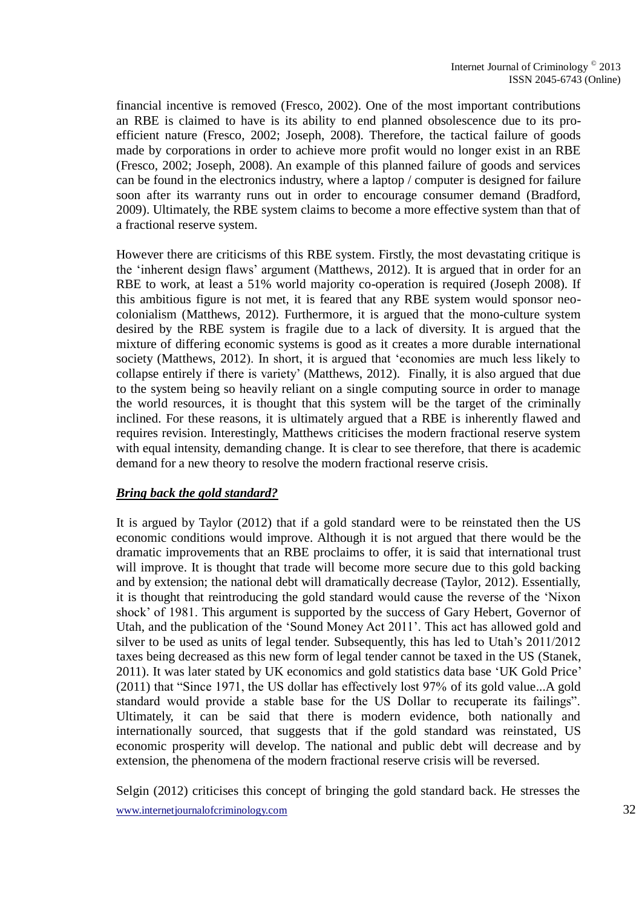financial incentive is removed (Fresco, 2002). One of the most important contributions an RBE is claimed to have is its ability to end planned obsolescence due to its pro-efficient nature (Fresco, 2002; Joseph, 2008). Therefore, the tactical failure of goods made by corporations in order to achieve more profit would no longer exist in an RBE (Fresco, 2002; Joseph, 2008). An example of this planned failure of goods and services can be found in the electronics industry, where a laptop / computer is designed for failure soon after its warranty runs out in order to encourage consumer demand (Bradford, 2009). Ultimately, the RBE system claims to become a more effective system than that of a fractional reserve system.

However there are criticisms of this RBE system. Firstly, the most devastating critique is the 'inherent design flaws' argument (Matthews, 2012). It is argued that in order for an RBE to work, at least a 51% world majority co-operation is required (Joseph 2008). If this ambitious figure is not met, it is feared that any RBE system would sponsor neo-colonialism (Matthews, 2012). Furthermore, it is argued that the mono-culture system desired by the RBE system is fragile due to a lack of diversity. It is argued that the mixture of differing economic systems is good as it creates a more durable international society (Matthews, 2012). In short, it is argued that 'economies are much less likely to collapse entirely if there is variety' (Matthews, 2012). Finally, it is also argued that due to the system being so heavily reliant on a single computing source in order to manage the world resources, it is thought that this system will be the target of the criminally inclined. For these reasons, it is ultimately argued that a RBE is inherently flawed and requires revision. Interestingly, Matthews criticises the modern fractional reserve system with equal intensity, demanding change. It is clear to see therefore, that there is academic demand for a new theory to resolve the modern fractional reserve crisis.

***Bring back the gold standard?***

It is argued by Taylor (2012) that if a gold standard were to be reinstated then the US economic conditions would improve. Although it is not argued that there would be the dramatic improvements that an RBE proclaims to offer, it is said that international trust will improve. It is thought that trade will become more secure due to this gold backing and by extension; the national debt will dramatically decrease (Taylor, 2012). Essentially, it is thought that reintroducing the gold standard would cause the reverse of the 'Nixon shock' of 1981. This argument is supported by the success of Gary Hebert, Governor of Utah, and the publication of the 'Sound Money Act 2011'. This act has allowed gold and silver to be used as units of legal tender. Subsequently, this has led to Utah's 2011/2012 taxes being decreased as this new form of legal tender cannot be taxed in the US (Stanek, 2011). It was later stated by UK economics and gold statistics data base 'UK Gold Price' (2011) that "Since 1971, the US dollar has effectively lost 97% of its gold value...A gold standard would provide a stable base for the US Dollar to recuperate its failings". Ultimately, it can be said that there is modern evidence, both nationally and internationally sourced, that suggests that if the gold standard was reinstated, US economic prosperity will develop. The national and public debt will decrease and by extension, the phenomena of the modern fractional reserve crisis will be reversed.

Selgin (2012) criticises this concept of bringing the gold standard back. He stresses the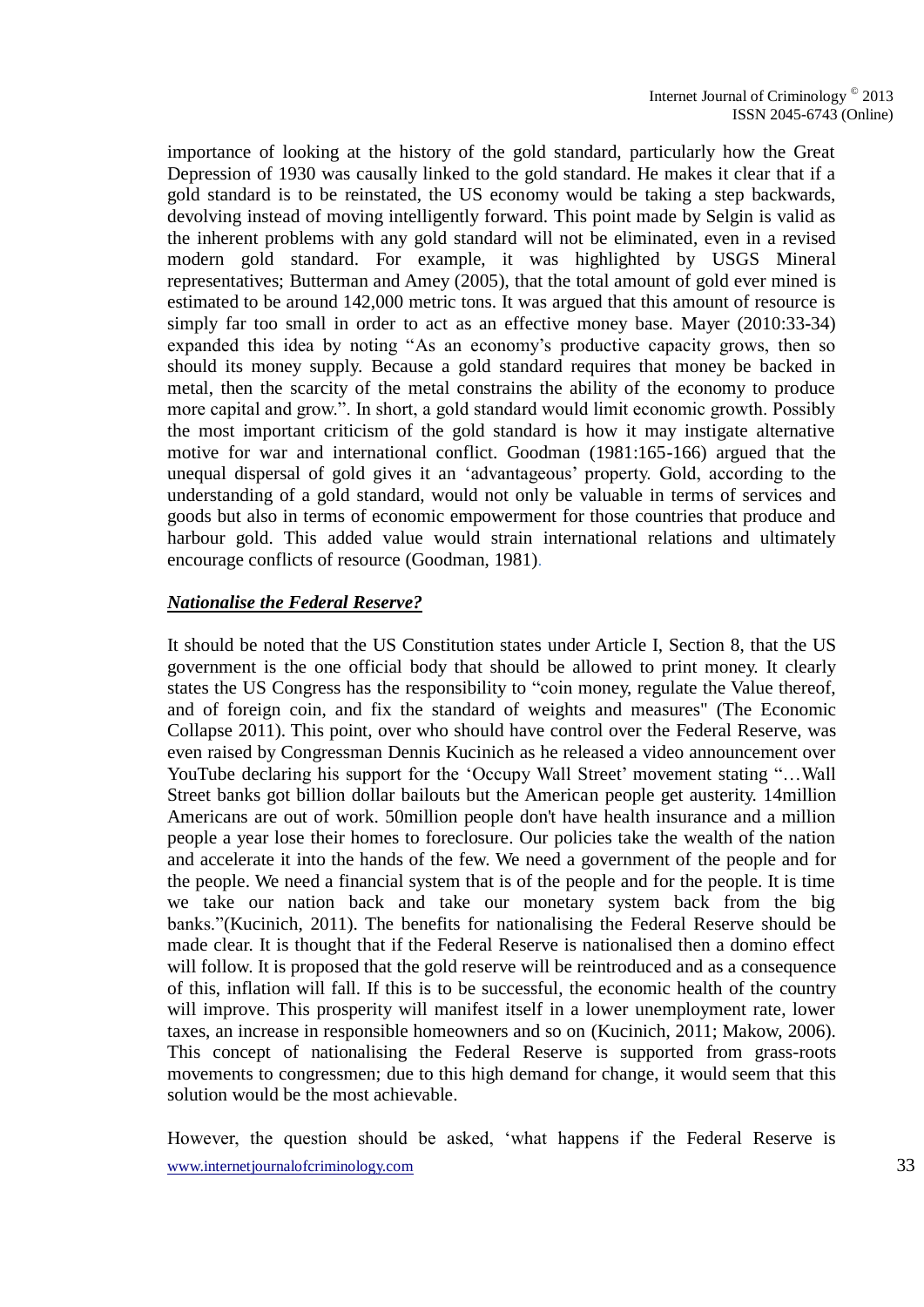importance of looking at the history of the gold standard, particularly how the Great Depression of 1930 was causally linked to the gold standard. He makes it clear that if a gold standard is to be reinstated, the US economy would be taking a step backwards, devolving instead of moving intelligently forward. This point made by Selgin is valid as the inherent problems with any gold standard will not be eliminated, even in a revised modern gold standard. For example, it was highlighted by USGS Mineral representatives; Butterman and Amey (2005), that the total amount of gold ever mined is estimated to be around 142,000 metric tons. It was argued that this amount of resource is simply far too small in order to act as an effective money base. Mayer (2010:33-34) expanded this idea by noting "As an economy's productive capacity grows, then so should its money supply. Because a gold standard requires that money be backed in metal, then the scarcity of the metal constrains the ability of the economy to produce more capital and grow.". In short, a gold standard would limit economic growth. Possibly the most important criticism of the gold standard is how it may instigate alternative motive for war and international conflict. Goodman (1981:165-166) argued that the unequal dispersal of gold gives it an 'advantageous' property. Gold, according to the understanding of a gold standard, would not only be valuable in terms of services and goods but also in terms of economic empowerment for those countries that produce and harbour gold. This added value would strain international relations and ultimately encourage conflicts of resource (Goodman, 1981).

***Nationalise the Federal Reserve?***

It should be noted that the US Constitution states under Article I, Section 8, that the US government is the one official body that should be allowed to print money. It clearly states the US Congress has the responsibility to "coin money, regulate the Value thereof, and of foreign coin, and fix the standard of weights and measures" (The Economic Collapse 2011). This point, over who should have control over the Federal Reserve, was even raised by Congressman Dennis Kucinich as he released a video announcement over YouTube declaring his support for the 'Occupy Wall Street' movement stating "…Wall Street banks got billion dollar bailouts but the American people get austerity. 14million Americans are out of work. 50million people don't have health insurance and a million people a year lose their homes to foreclosure. Our policies take the wealth of the nation and accelerate it into the hands of the few. We need a government of the people and for the people. We need a financial system that is of the people and for the people. It is time we take our nation back and take our monetary system back from the big banks."(Kucinich, 2011). The benefits for nationalising the Federal Reserve should be made clear. It is thought that if the Federal Reserve is nationalised then a domino effect will follow. It is proposed that the gold reserve will be reintroduced and as a consequence of this, inflation will fall. If this is to be successful, the economic health of the country will improve. This prosperity will manifest itself in a lower unemployment rate, lower taxes, an increase in responsible homeowners and so on (Kucinich, 2011; Makow, 2006). This concept of nationalising the Federal Reserve is supported from grass-roots movements to congressmen; due to this high demand for change, it would seem that this solution would be the most achievable.

However, the question should be asked, 'what happens if the Federal Reserve is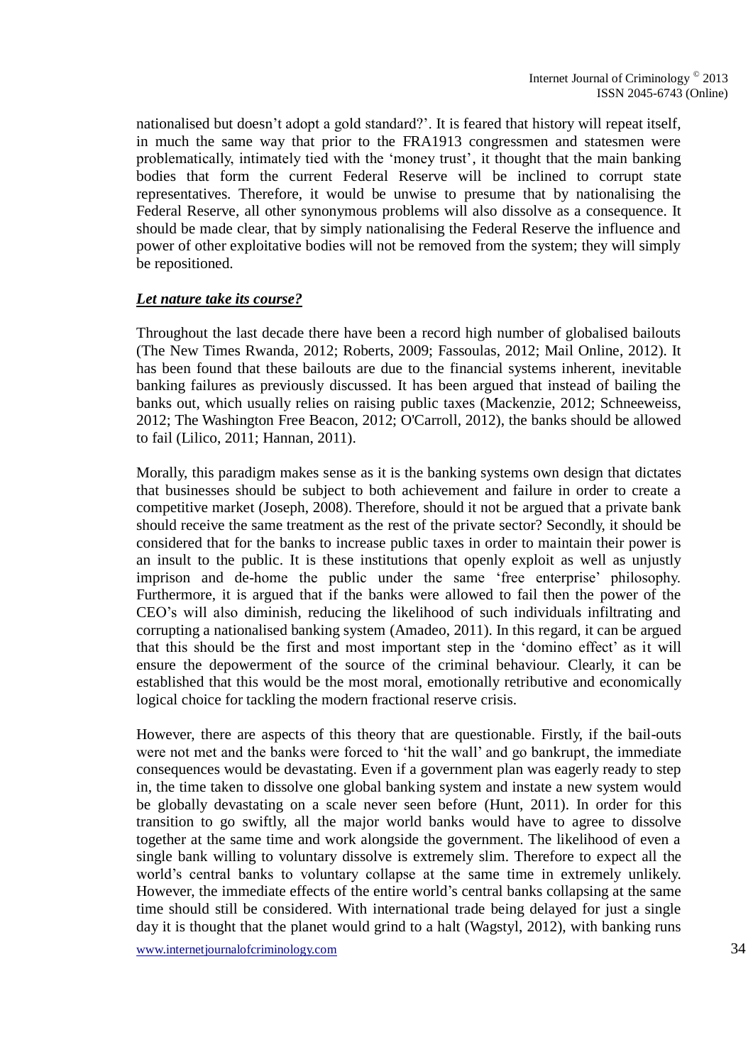nationalised but doesn't adopt a gold standard?'. It is feared that history will repeat itself, in much the same way that prior to the FRA1913 congressmen and statesmen were problematically, intimately tied with the 'money trust', it thought that the main banking bodies that form the current Federal Reserve will be inclined to corrupt state representatives. Therefore, it would be unwise to presume that by nationalising the Federal Reserve, all other synonymous problems will also dissolve as a consequence. It should be made clear, that by simply nationalising the Federal Reserve the influence and power of other exploitative bodies will not be removed from the system; they will simply be repositioned.

***Let nature take its course?***

Throughout the last decade there have been a record high number of globalised bailouts (The New Times Rwanda, 2012; Roberts, 2009; Fassoulas, 2012; Mail Online, 2012). It has been found that these bailouts are due to the financial systems inherent, inevitable banking failures as previously discussed. It has been argued that instead of bailing the banks out, which usually relies on raising public taxes (Mackenzie, 2012; Schneeweiss, 2012; The Washington Free Beacon, 2012; O'Carroll, 2012), the banks should be allowed to fail (Lilico, 2011; Hannan, 2011).

Morally, this paradigm makes sense as it is the banking systems own design that dictates that businesses should be subject to both achievement and failure in order to create a competitive market (Joseph, 2008). Therefore, should it not be argued that a private bank should receive the same treatment as the rest of the private sector? Secondly, it should be considered that for the banks to increase public taxes in order to maintain their power is an insult to the public. It is these institutions that openly exploit as well as unjustly imprison and de-home the public under the same 'free enterprise' philosophy. Furthermore, it is argued that if the banks were allowed to fail then the power of the CEO's will also diminish, reducing the likelihood of such individuals infiltrating and corrupting a nationalised banking system (Amadeo, 2011). In this regard, it can be argued that this should be the first and most important step in the 'domino effect' as it will ensure the depowerment of the source of the criminal behaviour. Clearly, it can be established that this would be the most moral, emotionally retributive and economically logical choice for tackling the modern fractional reserve crisis.

However, there are aspects of this theory that are questionable. Firstly, if the bail-outs were not met and the banks were forced to 'hit the wall' and go bankrupt, the immediate consequences would be devastating. Even if a government plan was eagerly ready to step in, the time taken to dissolve one global banking system and instate a new system would be globally devastating on a scale never seen before (Hunt, 2011). In order for this transition to go swiftly, all the major world banks would have to agree to dissolve together at the same time and work alongside the government. The likelihood of even a single bank willing to voluntary dissolve is extremely slim. Therefore to expect all the world's central banks to voluntary collapse at the same time in extremely unlikely. However, the immediate effects of the entire world's central banks collapsing at the same time should still be considered. With international trade being delayed for just a single day it is thought that the planet would grind to a halt (Wagstyl, 2012), with banking runs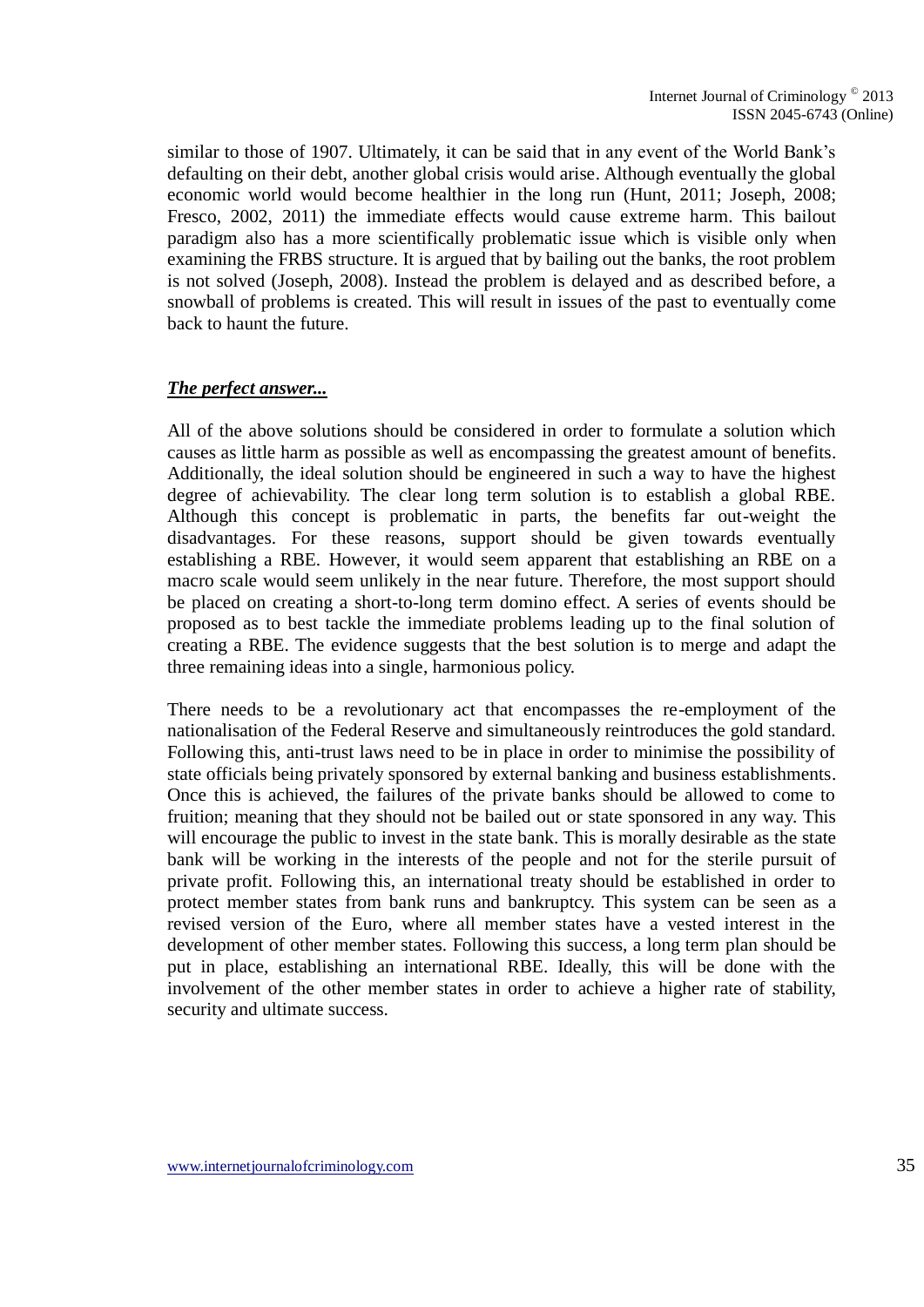similar to those of 1907. Ultimately, it can be said that in any event of the World Bank's defaulting on their debt, another global crisis would arise. Although eventually the global economic world would become healthier in the long run (Hunt, 2011; Joseph, 2008; Fresco, 2002, 2011) the immediate effects would cause extreme harm. This bailout paradigm also has a more scientifically problematic issue which is visible only when examining the FRBS structure. It is argued that by bailing out the banks, the root problem is not solved (Joseph, 2008). Instead the problem is delayed and as described before, a snowball of problems is created. This will result in issues of the past to eventually come back to haunt the future.

***The perfect answer...***

All of the above solutions should be considered in order to formulate a solution which causes as little harm as possible as well as encompassing the greatest amount of benefits. Additionally, the ideal solution should be engineered in such a way to have the highest degree of achievability. The clear long term solution is to establish a global RBE. Although this concept is problematic in parts, the benefits far out-weight the disadvantages. For these reasons, support should be given towards eventually establishing a RBE. However, it would seem apparent that establishing an RBE on a macro scale would seem unlikely in the near future. Therefore, the most support should be placed on creating a short-to-long term domino effect. A series of events should be proposed as to best tackle the immediate problems leading up to the final solution of creating a RBE. The evidence suggests that the best solution is to merge and adapt the three remaining ideas into a single, harmonious policy.

There needs to be a revolutionary act that encompasses the re-employment of the nationalisation of the Federal Reserve and simultaneously reintroduces the gold standard. Following this, anti-trust laws need to be in place in order to minimise the possibility of state officials being privately sponsored by external banking and business establishments. Once this is achieved, the failures of the private banks should be allowed to come to fruition; meaning that they should not be bailed out or state sponsored in any way. This will encourage the public to invest in the state bank. This is morally desirable as the state bank will be working in the interests of the people and not for the sterile pursuit of private profit. Following this, an international treaty should be established in order to protect member states from bank runs and bankruptcy. This system can be seen as a revised version of the Euro, where all member states have a vested interest in the development of other member states. Following this success, a long term plan should be put in place, establishing an international RBE. Ideally, this will be done with the involvement of the other member states in order to achieve a higher rate of stability, security and ultimate success.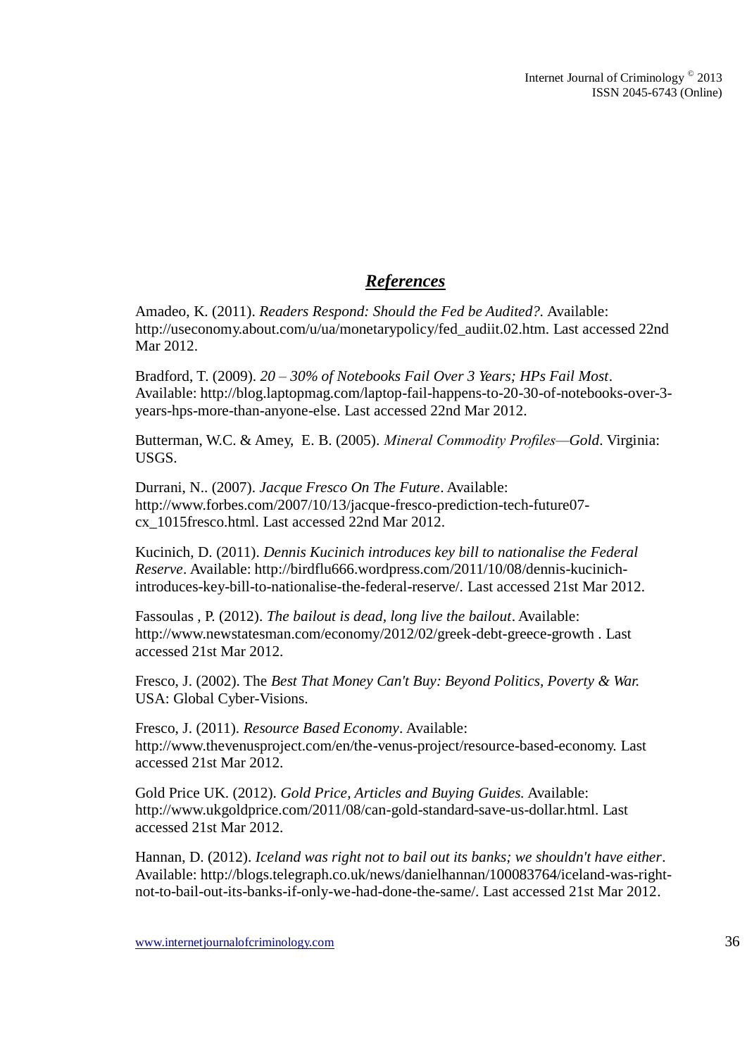## ***References***

Amadeo, K. (2011). *Readers Respond: Should the Fed be Audited?.* Available: http://useconomy.about.com/u/ua/monetarypolicy/fed_audiit.02.htm. Last accessed 22nd Mar 2012.

Bradford, T. (2009). *20 – 30% of Notebooks Fail Over 3 Years; HPs Fail Most*. Available: http://blog.laptopmag.com/laptop-fail-happens-to-20-30-of-notebooks-over-3-years-hps-more-than-anyone-else. Last accessed 22nd Mar 2012.

Butterman, W.C. & Amey, E. B. (2005). *Mineral Commodity Profiles—Gold*. Virginia: USGS.

Durrani, N.. (2007). *Jacque Fresco On The Future*. Available: http://www.forbes.com/2007/10/13/jacque-fresco-prediction-tech-future07-cx_1015fresco.html. Last accessed 22nd Mar 2012.

Kucinich, D. (2011). *Dennis Kucinich introduces key bill to nationalise the Federal Reserve*. Available: http://birdflu666.wordpress.com/2011/10/08/dennis-kucinich-introduces-key-bill-to-nationalise-the-federal-reserve/. Last accessed 21st Mar 2012.

Fassoulas , P. (2012). *The bailout is dead, long live the bailout*. Available: http://www.newstatesman.com/economy/2012/02/greek-debt-greece-growth . Last accessed 21st Mar 2012.

Fresco, J. (2002). The *Best That Money Can't Buy: Beyond Politics, Poverty & War.* USA: Global Cyber-Visions.

Fresco, J. (2011). *Resource Based Economy*. Available: http://www.thevenusproject.com/en/the-venus-project/resource-based-economy. Last accessed 21st Mar 2012.

Gold Price UK. (2012). *Gold Price, Articles and Buying Guides.* Available: http://www.ukgoldprice.com/2011/08/can-gold-standard-save-us-dollar.html. Last accessed 21st Mar 2012.

Hannan, D. (2012). *Iceland was right not to bail out its banks; we shouldn't have either*. Available: http://blogs.telegraph.co.uk/news/danielhannan/100083764/iceland-was-right-not-to-bail-out-its-banks-if-only-we-had-done-the-same/. Last accessed 21st Mar 2012.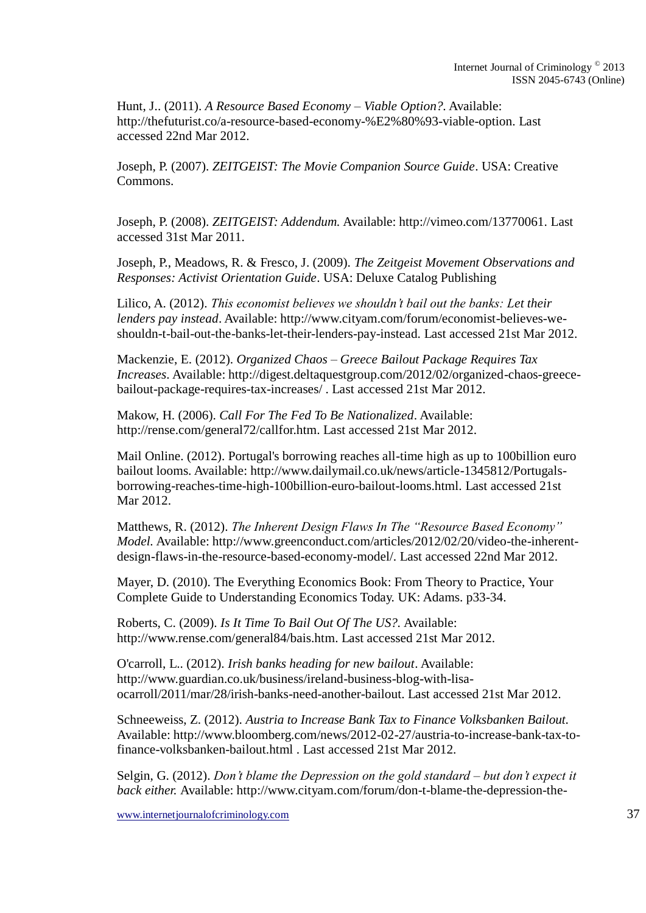Hunt, J.. (2011). *A Resource Based Economy – Viable Option?*. Available: http://thefuturist.co/a-resource-based-economy-%E2%80%93-viable-option. Last accessed 22nd Mar 2012.

Joseph, P. (2007). *ZEITGEIST: The Movie Companion Source Guide*. USA: Creative Commons.

Joseph, P. (2008). *ZEITGEIST: Addendum.* Available: http://vimeo.com/13770061. Last accessed 31st Mar 2011.

Joseph, P., Meadows, R. & Fresco, J. (2009). *The Zeitgeist Movement Observations and Responses: Activist Orientation Guide*. USA: Deluxe Catalog Publishing

Lilico, A. (2012). *This economist believes we shouldn't bail out the banks: Let their lenders pay instead*. Available: http://www.cityam.com/forum/economist-believes-we-shouldn-t-bail-out-the-banks-let-their-lenders-pay-instead. Last accessed 21st Mar 2012.

Mackenzie, E. (2012). *Organized Chaos – Greece Bailout Package Requires Tax Increases*. Available: http://digest.deltaquestgroup.com/2012/02/organized-chaos-greece-bailout-package-requires-tax-increases/ . Last accessed 21st Mar 2012.

Makow, H. (2006). *Call For The Fed To Be Nationalized*. Available: http://rense.com/general72/callfor.htm. Last accessed 21st Mar 2012.

Mail Online. (2012). Portugal's borrowing reaches all-time high as up to 100billion euro bailout looms. Available: http://www.dailymail.co.uk/news/article-1345812/Portugals-borrowing-reaches-time-high-100billion-euro-bailout-looms.html. Last accessed 21st Mar 2012.

Matthews, R. (2012). *The Inherent Design Flaws In The "Resource Based Economy" Model.* Available: http://www.greenconduct.com/articles/2012/02/20/video-the-inherent-design-flaws-in-the-resource-based-economy-model/. Last accessed 22nd Mar 2012.

Mayer, D. (2010). The Everything Economics Book: From Theory to Practice, Your Complete Guide to Understanding Economics Today. UK: Adams. p33-34.

Roberts, C. (2009). *Is It Time To Bail Out Of The US?*. Available: http://www.rense.com/general84/bais.htm. Last accessed 21st Mar 2012.

O'carroll, L.. (2012). *Irish banks heading for new bailout*. Available: http://www.guardian.co.uk/business/ireland-business-blog-with-lisa-ocarroll/2011/mar/28/irish-banks-need-another-bailout. Last accessed 21st Mar 2012.

Schneeweiss, Z. (2012). *Austria to Increase Bank Tax to Finance Volksbanken Bailout.* Available: http://www.bloomberg.com/news/2012-02-27/austria-to-increase-bank-tax-to-finance-volksbanken-bailout.html . Last accessed 21st Mar 2012.

Selgin, G. (2012). *Don't blame the Depression on the gold standard – but don't expect it back either.* Available: http://www.cityam.com/forum/don-t-blame-the-depression-the-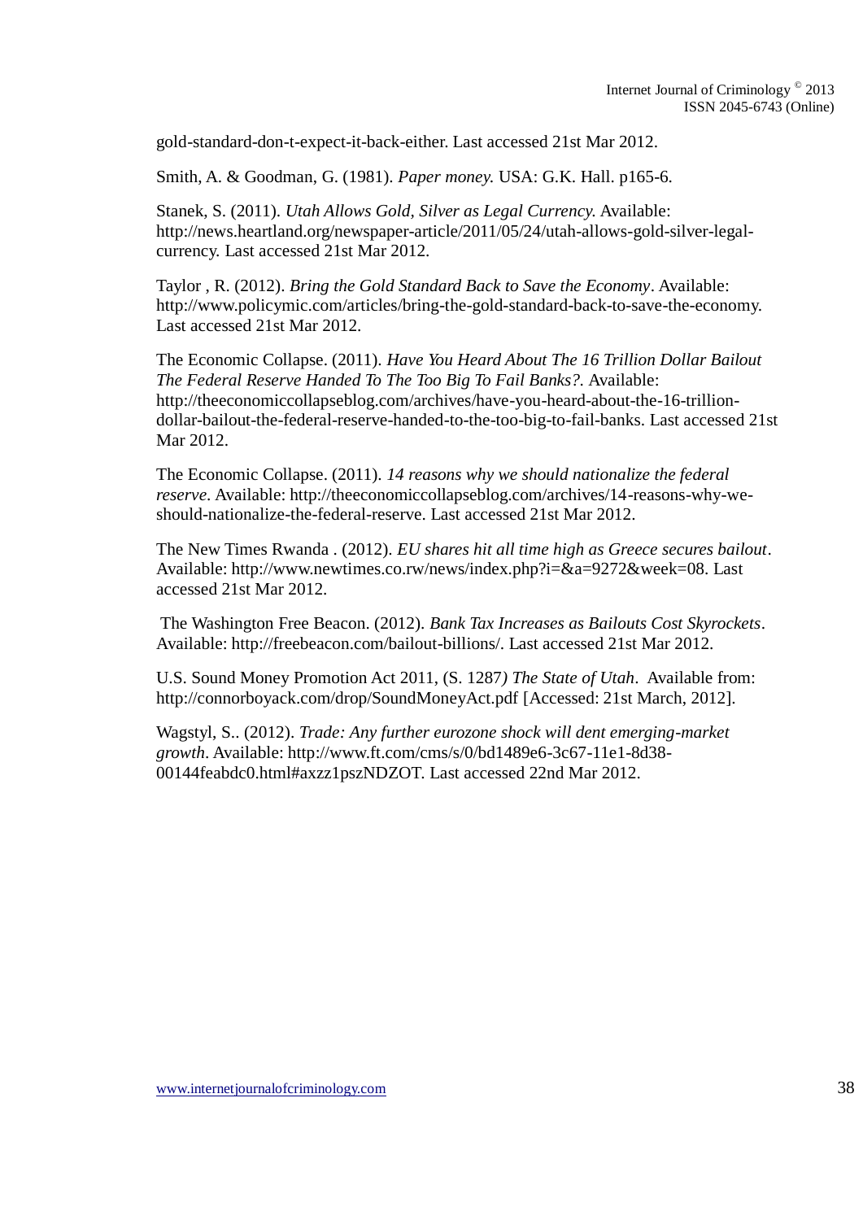gold-standard-don-t-expect-it-back-either. Last accessed 21st Mar 2012.

Smith, A. & Goodman, G. (1981). *Paper money.* USA: G.K. Hall. p165-6.

Stanek, S. (2011). *Utah Allows Gold, Silver as Legal Currency.* Available: http://news.heartland.org/newspaper-article/2011/05/24/utah-allows-gold-silver-legal-currency. Last accessed 21st Mar 2012.

Taylor , R. (2012). *Bring the Gold Standard Back to Save the Economy*. Available: http://www.policymic.com/articles/bring-the-gold-standard-back-to-save-the-economy. Last accessed 21st Mar 2012.

The Economic Collapse. (2011). *Have You Heard About The 16 Trillion Dollar Bailout The Federal Reserve Handed To The Too Big To Fail Banks?.* Available: http://theeconomiccollapseblog.com/archives/have-you-heard-about-the-16-trillion-dollar-bailout-the-federal-reserve-handed-to-the-too-big-to-fail-banks. Last accessed 21st Mar 2012.

The Economic Collapse. (2011). *14 reasons why we should nationalize the federal reserve*. Available: http://theeconomiccollapseblog.com/archives/14-reasons-why-we-should-nationalize-the-federal-reserve. Last accessed 21st Mar 2012.

The New Times Rwanda . (2012). *EU shares hit all time high as Greece secures bailout*. Available: http://www.newtimes.co.rw/news/index.php?i=&a=9272&week=08. Last accessed 21st Mar 2012.

The Washington Free Beacon. (2012). *Bank Tax Increases as Bailouts Cost Skyrockets*. Available: http://freebeacon.com/bailout-billions/. Last accessed 21st Mar 2012.

U.S. Sound Money Promotion Act 2011, (S. 1287*) The State of Utah*. Available from: http://connorboyack.com/drop/SoundMoneyAct.pdf [Accessed: 21st March, 2012].

Wagstyl, S.. (2012). *Trade: Any further eurozone shock will dent emerging-market growth*. Available: http://www.ft.com/cms/s/0/bd1489e6-3c67-11e1-8d38-00144feabdc0.html#axzz1pszNDZOT. Last accessed 22nd Mar 2012.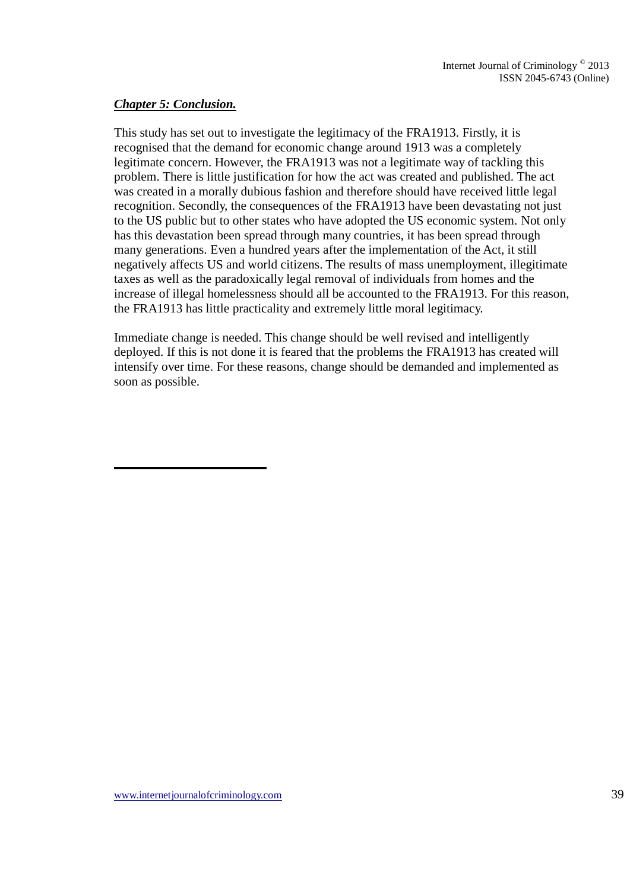***Chapter 5: Conclusion.***

This study has set out to investigate the legitimacy of the FRA1913. Firstly, it is recognised that the demand for economic change around 1913 was a completely legitimate concern. However, the FRA1913 was not a legitimate way of tackling this problem. There is little justification for how the act was created and published. The act was created in a morally dubious fashion and therefore should have received little legal recognition. Secondly, the consequences of the FRA1913 have been devastating not just to the US public but to other states who have adopted the US economic system. Not only has this devastation been spread through many countries, it has been spread through many generations. Even a hundred years after the implementation of the Act, it still negatively affects US and world citizens. The results of mass unemployment, illegitimate taxes as well as the paradoxically legal removal of individuals from homes and the increase of illegal homelessness should all be accounted to the FRA1913. For this reason, the FRA1913 has little practicality and extremely little moral legitimacy.

Immediate change is needed. This change should be well revised and intelligently deployed. If this is not done it is feared that the problems the FRA1913 has created will intensify over time. For these reasons, change should be demanded and implemented as soon as possible.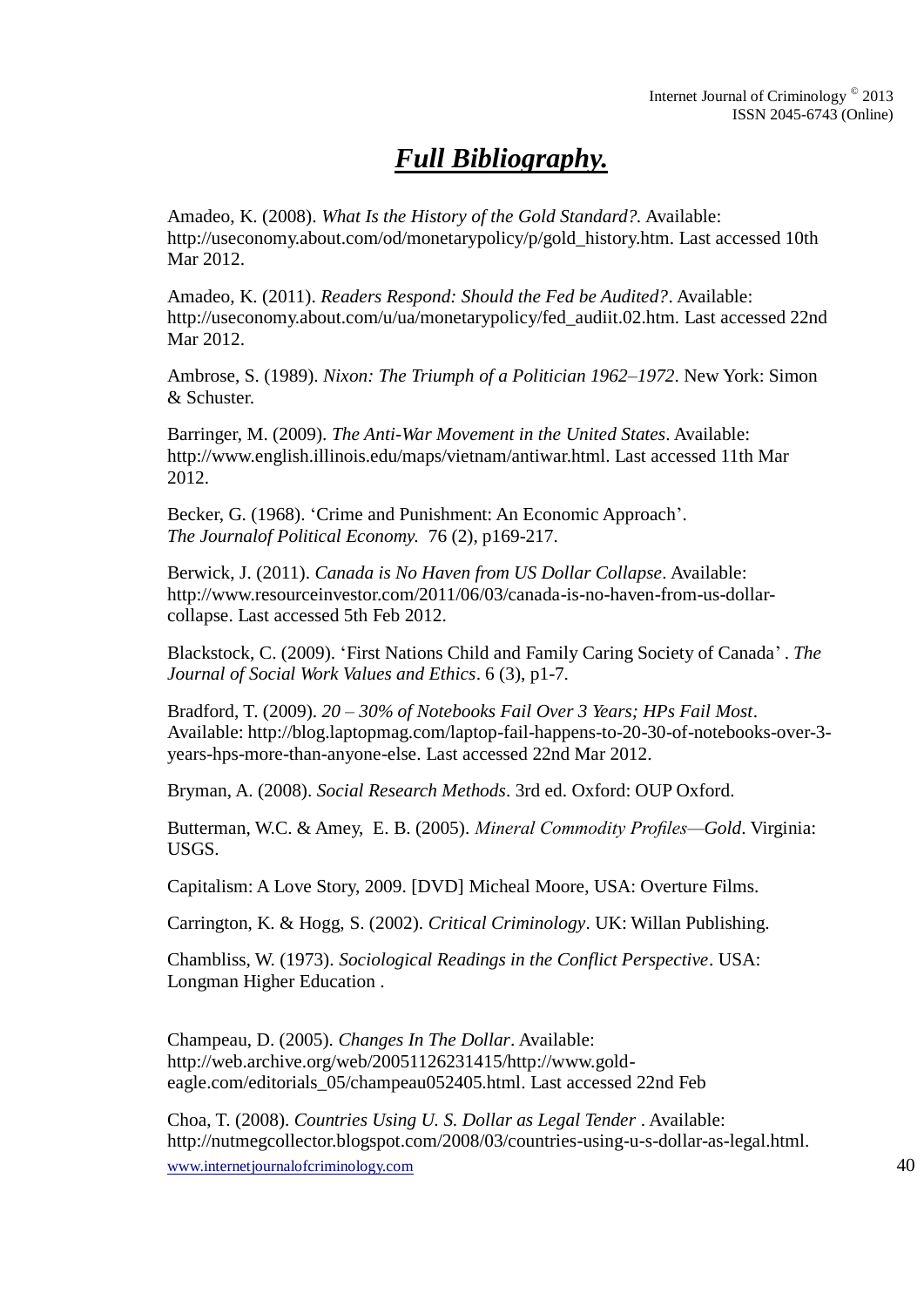# ***Full Bibliography.***

Amadeo, K. (2008). *What Is the History of the Gold Standard?*. Available: http://useconomy.about.com/od/monetarypolicy/p/gold_history.htm. Last accessed 10th Mar 2012.

Amadeo, K. (2011). *Readers Respond: Should the Fed be Audited?*. Available: http://useconomy.about.com/u/ua/monetarypolicy/fed_audiit.02.htm. Last accessed 22nd Mar 2012.

Ambrose, S. (1989). *Nixon: The Triumph of a Politician 1962–1972*. New York: Simon & Schuster.

Barringer, M. (2009). *The Anti-War Movement in the United States*. Available: http://www.english.illinois.edu/maps/vietnam/antiwar.html. Last accessed 11th Mar 2012.

Becker, G. (1968). 'Crime and Punishment: An Economic Approach'. *The Journalof Political Economy.* 76 (2), p169-217.

Berwick, J. (2011). *Canada is No Haven from US Dollar Collapse*. Available: http://www.resourceinvestor.com/2011/06/03/canada-is-no-haven-from-us-dollar-collapse. Last accessed 5th Feb 2012.

Blackstock, C. (2009). 'First Nations Child and Family Caring Society of Canada' . *The Journal of Social Work Values and Ethics*. 6 (3), p1-7.

Bradford, T. (2009). *20 – 30% of Notebooks Fail Over 3 Years; HPs Fail Most*. Available: http://blog.laptopmag.com/laptop-fail-happens-to-20-30-of-notebooks-over-3-years-hps-more-than-anyone-else. Last accessed 22nd Mar 2012.

Bryman, A. (2008). *Social Research Methods*. 3rd ed. Oxford: OUP Oxford.

Butterman, W.C. & Amey, E. B. (2005). *Mineral Commodity Profiles—Gold*. Virginia: USGS.

Capitalism: A Love Story, 2009. [DVD] Micheal Moore, USA: Overture Films.

Carrington, K. & Hogg, S. (2002). *Critical Criminology*. UK: Willan Publishing.

Chambliss, W. (1973). *Sociological Readings in the Conflict Perspective*. USA: Longman Higher Education .

Champeau, D. (2005). *Changes In The Dollar*. Available: http://web.archive.org/web/20051126231415/http://www.gold-eagle.com/editorials_05/champeau052405.html. Last accessed 22nd Feb

Choa, T. (2008). *Countries Using U. S. Dollar as Legal Tender* . Available: http://nutmegcollector.blogspot.com/2008/03/countries-using-u-s-dollar-as-legal.html.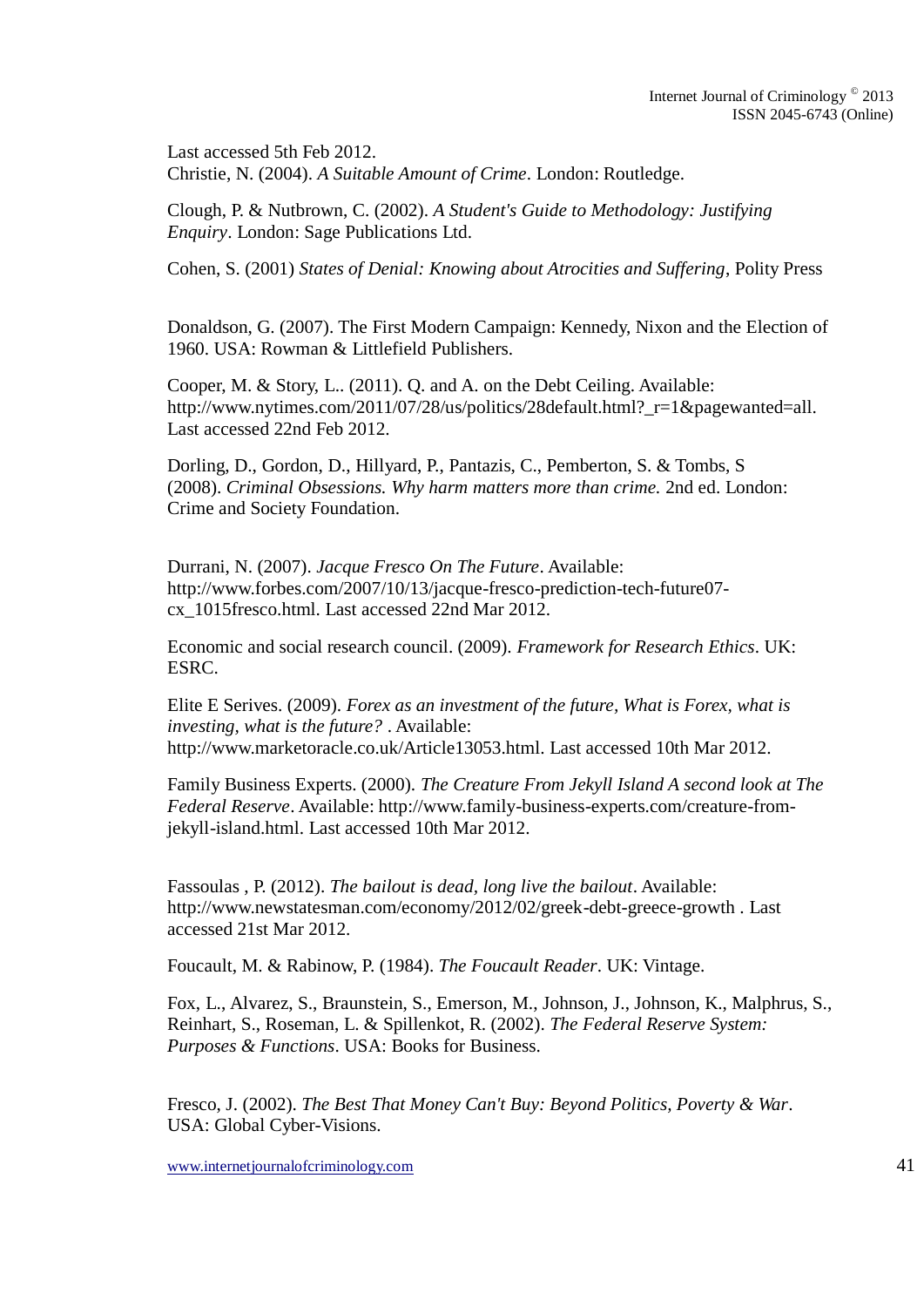Last accessed 5th Feb 2012.
Christie, N. (2004). *A Suitable Amount of Crime*. London: Routledge.

Clough, P. & Nutbrown, C. (2002). *A Student's Guide to Methodology: Justifying Enquiry*. London: Sage Publications Ltd.

Cohen, S. (2001) *States of Denial: Knowing about Atrocities and Suffering*, Polity Press

Donaldson, G. (2007). The First Modern Campaign: Kennedy, Nixon and the Election of 1960. USA: Rowman & Littlefield Publishers.

Cooper, M. & Story, L.. (2011). Q. and A. on the Debt Ceiling. Available: http://www.nytimes.com/2011/07/28/us/politics/28default.html?_r=1&pagewanted=all. Last accessed 22nd Feb 2012.

Dorling, D., Gordon, D., Hillyard, P., Pantazis, C., Pemberton, S. & Tombs, S (2008). *Criminal Obsessions. Why harm matters more than crime.* 2nd ed. London: Crime and Society Foundation.

Durrani, N. (2007). *Jacque Fresco On The Future*. Available: http://www.forbes.com/2007/10/13/jacque-fresco-prediction-tech-future07-cx_1015fresco.html. Last accessed 22nd Mar 2012.

Economic and social research council. (2009). *Framework for Research Ethics*. UK: ESRC.

Elite E Serives. (2009). *Forex as an investment of the future, What is Forex, what is investing, what is the future?* . Available: http://www.marketoracle.co.uk/Article13053.html. Last accessed 10th Mar 2012.

Family Business Experts. (2000). *The Creature From Jekyll Island A second look at The Federal Reserve*. Available: http://www.family-business-experts.com/creature-from-jekyll-island.html. Last accessed 10th Mar 2012.

Fassoulas , P. (2012). *The bailout is dead, long live the bailout*. Available: http://www.newstatesman.com/economy/2012/02/greek-debt-greece-growth . Last accessed 21st Mar 2012.

Foucault, M. & Rabinow, P. (1984). *The Foucault Reader*. UK: Vintage.

Fox, L., Alvarez, S., Braunstein, S., Emerson, M., Johnson, J., Johnson, K., Malphrus, S., Reinhart, S., Roseman, L. & Spillenkot, R. (2002). *The Federal Reserve System: Purposes & Functions*. USA: Books for Business.

Fresco, J. (2002). *The Best That Money Can't Buy: Beyond Politics, Poverty & War*. USA: Global Cyber-Visions.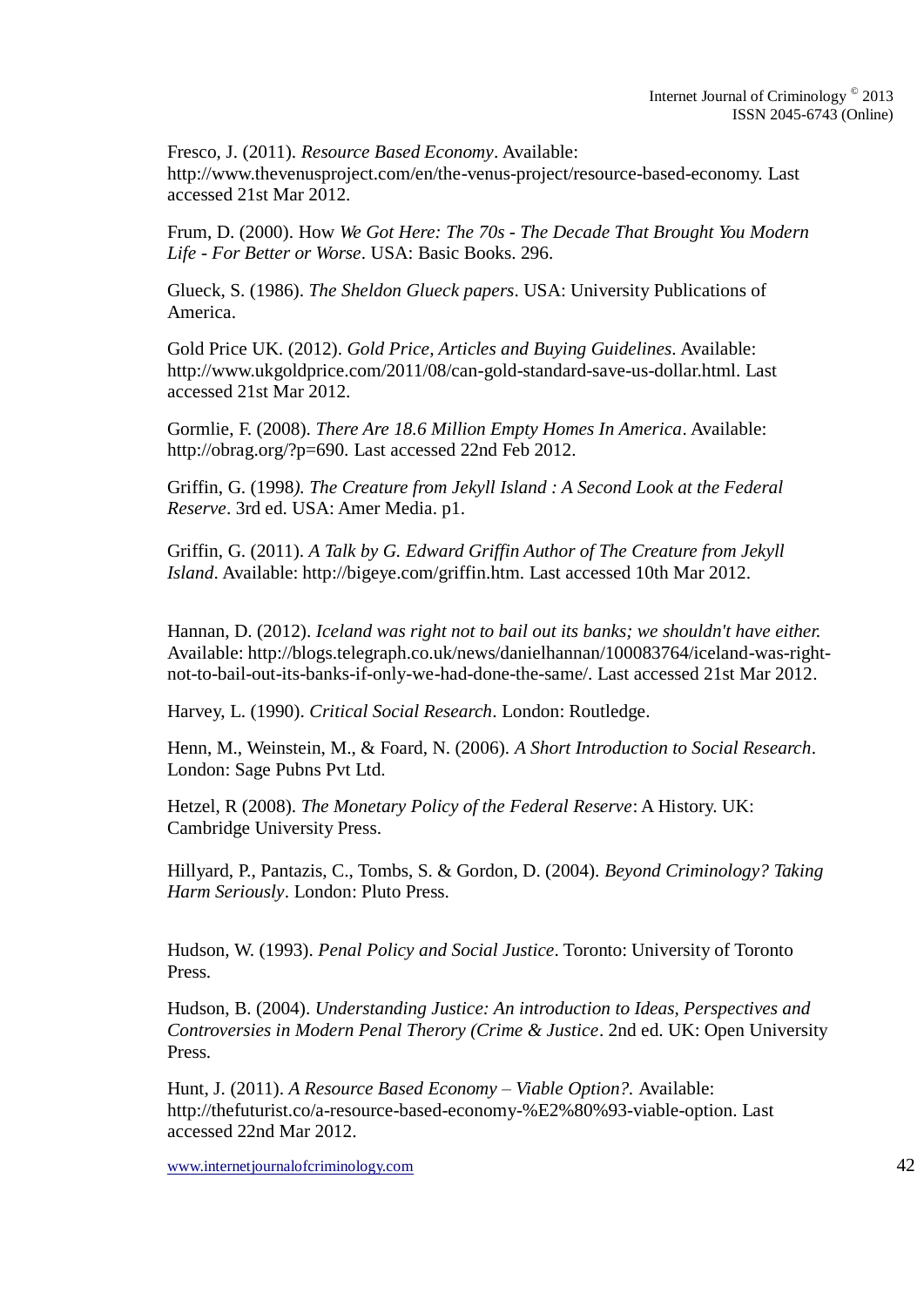Fresco, J. (2011). *Resource Based Economy*. Available: http://www.thevenusproject.com/en/the-venus-project/resource-based-economy. Last accessed 21st Mar 2012.

Frum, D. (2000). How *We Got Here: The 70s - The Decade That Brought You Modern Life - For Better or Worse*. USA: Basic Books. 296.

Glueck, S. (1986). *The Sheldon Glueck papers*. USA: University Publications of America.

Gold Price UK. (2012). *Gold Price, Articles and Buying Guidelines*. Available: http://www.ukgoldprice.com/2011/08/can-gold-standard-save-us-dollar.html. Last accessed 21st Mar 2012.

Gormlie, F. (2008). *There Are 18.6 Million Empty Homes In America*. Available: http://obrag.org/?p=690. Last accessed 22nd Feb 2012.

Griffin, G. (1998*). The Creature from Jekyll Island : A Second Look at the Federal Reserve*. 3rd ed. USA: Amer Media. p1.

Griffin, G. (2011). *A Talk by G. Edward Griffin Author of The Creature from Jekyll Island*. Available: http://bigeye.com/griffin.htm. Last accessed 10th Mar 2012.

Hannan, D. (2012). *Iceland was right not to bail out its banks; we shouldn't have either.* Available: http://blogs.telegraph.co.uk/news/danielhannan/100083764/iceland-was-right-not-to-bail-out-its-banks-if-only-we-had-done-the-same/. Last accessed 21st Mar 2012.

Harvey, L. (1990). *Critical Social Research*. London: Routledge.

Henn, M., Weinstein, M., & Foard, N. (2006). *A Short Introduction to Social Research*. London: Sage Pubns Pvt Ltd.

Hetzel, R (2008). *The Monetary Policy of the Federal Reserve*: A History. UK: Cambridge University Press.

Hillyard, P., Pantazis, C., Tombs, S. & Gordon, D. (2004). *Beyond Criminology? Taking Harm Seriously*. London: Pluto Press.

Hudson, W. (1993). *Penal Policy and Social Justice*. Toronto: University of Toronto Press.

Hudson, B. (2004). *Understanding Justice: An introduction to Ideas, Perspectives and Controversies in Modern Penal Therory (Crime & Justice*. 2nd ed. UK: Open University Press.

Hunt, J. (2011). *A Resource Based Economy – Viable Option?.* Available: http://thefuturist.co/a-resource-based-economy-%E2%80%93-viable-option. Last accessed 22nd Mar 2012.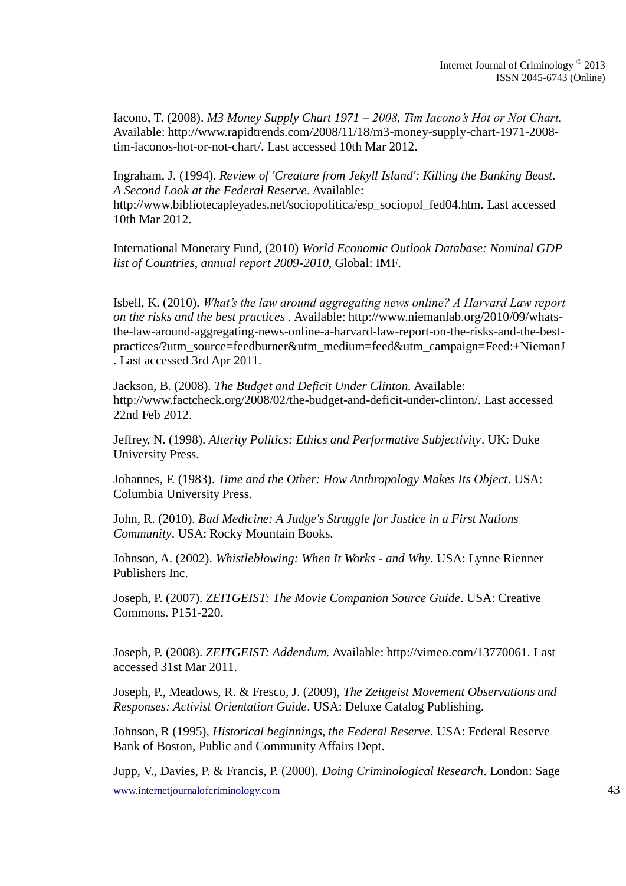Iacono, T. (2008). *M3 Money Supply Chart 1971 – 2008, Tim Iacono's Hot or Not Chart.* Available: http://www.rapidtrends.com/2008/11/18/m3-money-supply-chart-1971-2008-tim-iaconos-hot-or-not-chart/. Last accessed 10th Mar 2012.

Ingraham, J. (1994). *Review of 'Creature from Jekyll Island': Killing the Banking Beast. A Second Look at the Federal Reserve*. Available: http://www.bibliotecapleyades.net/sociopolitica/esp_sociopol_fed04.htm. Last accessed 10th Mar 2012.

International Monetary Fund, (2010) *World Economic Outlook Database: Nominal GDP list of Countries, annual report 2009-2010*, Global: IMF.

Isbell, K. (2010). *What's the law around aggregating news online? A Harvard Law report on the risks and the best practices* . Available: http://www.niemanlab.org/2010/09/whats-the-law-around-aggregating-news-online-a-harvard-law-report-on-the-risks-and-the-best-practices/?utm_source=feedburner&utm_medium=feed&utm_campaign=Feed:+NiemanJ . Last accessed 3rd Apr 2011.

Jackson, B. (2008). *The Budget and Deficit Under Clinton.* Available: http://www.factcheck.org/2008/02/the-budget-and-deficit-under-clinton/. Last accessed 22nd Feb 2012.

Jeffrey, N. (1998). *Alterity Politics: Ethics and Performative Subjectivity*. UK: Duke University Press.

Johannes, F. (1983). *Time and the Other: How Anthropology Makes Its Object*. USA: Columbia University Press.

John, R. (2010). *Bad Medicine: A Judge's Struggle for Justice in a First Nations Community*. USA: Rocky Mountain Books.

Johnson, A. (2002). *Whistleblowing: When It Works - and Why*. USA: Lynne Rienner Publishers Inc.

Joseph, P. (2007). *ZEITGEIST: The Movie Companion Source Guide*. USA: Creative Commons. P151-220.

Joseph, P. (2008). *ZEITGEIST: Addendum.* Available: http://vimeo.com/13770061. Last accessed 31st Mar 2011.

Joseph, P., Meadows, R. & Fresco, J. (2009), *The Zeitgeist Movement Observations and Responses: Activist Orientation Guide*. USA: Deluxe Catalog Publishing.

Johnson, R (1995), *Historical beginnings, the Federal Reserve*. USA: Federal Reserve Bank of Boston, Public and Community Affairs Dept.

Jupp, V., Davies, P. & Francis, P. (2000). *Doing Criminological Research*. London: Sage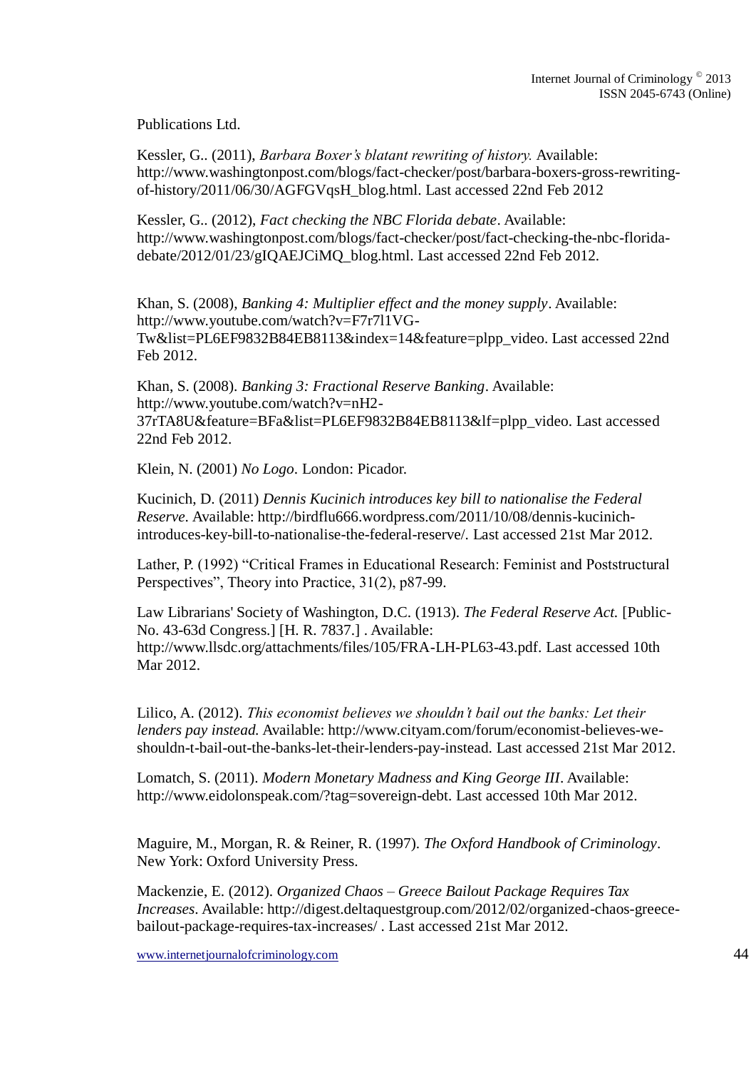Publications Ltd.

Kessler, G.. (2011), *Barbara Boxer's blatant rewriting of history.* Available: http://www.washingtonpost.com/blogs/fact-checker/post/barbara-boxers-gross-rewriting-of-history/2011/06/30/AGFGVqsH_blog.html. Last accessed 22nd Feb 2012

Kessler, G.. (2012), *Fact checking the NBC Florida debate*. Available: http://www.washingtonpost.com/blogs/fact-checker/post/fact-checking-the-nbc-florida-debate/2012/01/23/gIQAEJCiMQ_blog.html. Last accessed 22nd Feb 2012.

Khan, S. (2008), *Banking 4: Multiplier effect and the money supply*. Available: http://www.youtube.com/watch?v=F7r7l1VG-Tw&list=PL6EF9832B84EB8113&index=14&feature=plpp_video. Last accessed 22nd Feb 2012.

Khan, S. (2008). *Banking 3: Fractional Reserve Banking*. Available: http://www.youtube.com/watch?v=nH2-37rTA8U&feature=BFa&list=PL6EF9832B84EB8113&lf=plpp_video. Last accessed 22nd Feb 2012.

Klein, N. (2001) *No Logo*. London: Picador.

Kucinich, D. (2011) *Dennis Kucinich introduces key bill to nationalise the Federal Reserve*. Available: http://birdflu666.wordpress.com/2011/10/08/dennis-kucinich-introduces-key-bill-to-nationalise-the-federal-reserve/. Last accessed 21st Mar 2012.

Lather, P. (1992) "Critical Frames in Educational Research: Feminist and Poststructural Perspectives", Theory into Practice, 31(2), p87-99.

Law Librarians' Society of Washington, D.C. (1913). *The Federal Reserve Act.* [Public-No. 43-63d Congress.] [H. R. 7837.] . Available: http://www.llsdc.org/attachments/files/105/FRA-LH-PL63-43.pdf. Last accessed 10th Mar 2012.

Lilico, A. (2012). *This economist believes we shouldn't bail out the banks: Let their lenders pay instead.* Available: http://www.cityam.com/forum/economist-believes-we-shouldn-t-bail-out-the-banks-let-their-lenders-pay-instead. Last accessed 21st Mar 2012.

Lomatch, S. (2011). *Modern Monetary Madness and King George III*. Available: http://www.eidolonspeak.com/?tag=sovereign-debt. Last accessed 10th Mar 2012.

Maguire, M., Morgan, R. & Reiner, R. (1997). *The Oxford Handbook of Criminology*. New York: Oxford University Press.

Mackenzie, E. (2012). *Organized Chaos – Greece Bailout Package Requires Tax Increases*. Available: http://digest.deltaquestgroup.com/2012/02/organized-chaos-greece-bailout-package-requires-tax-increases/ . Last accessed 21st Mar 2012.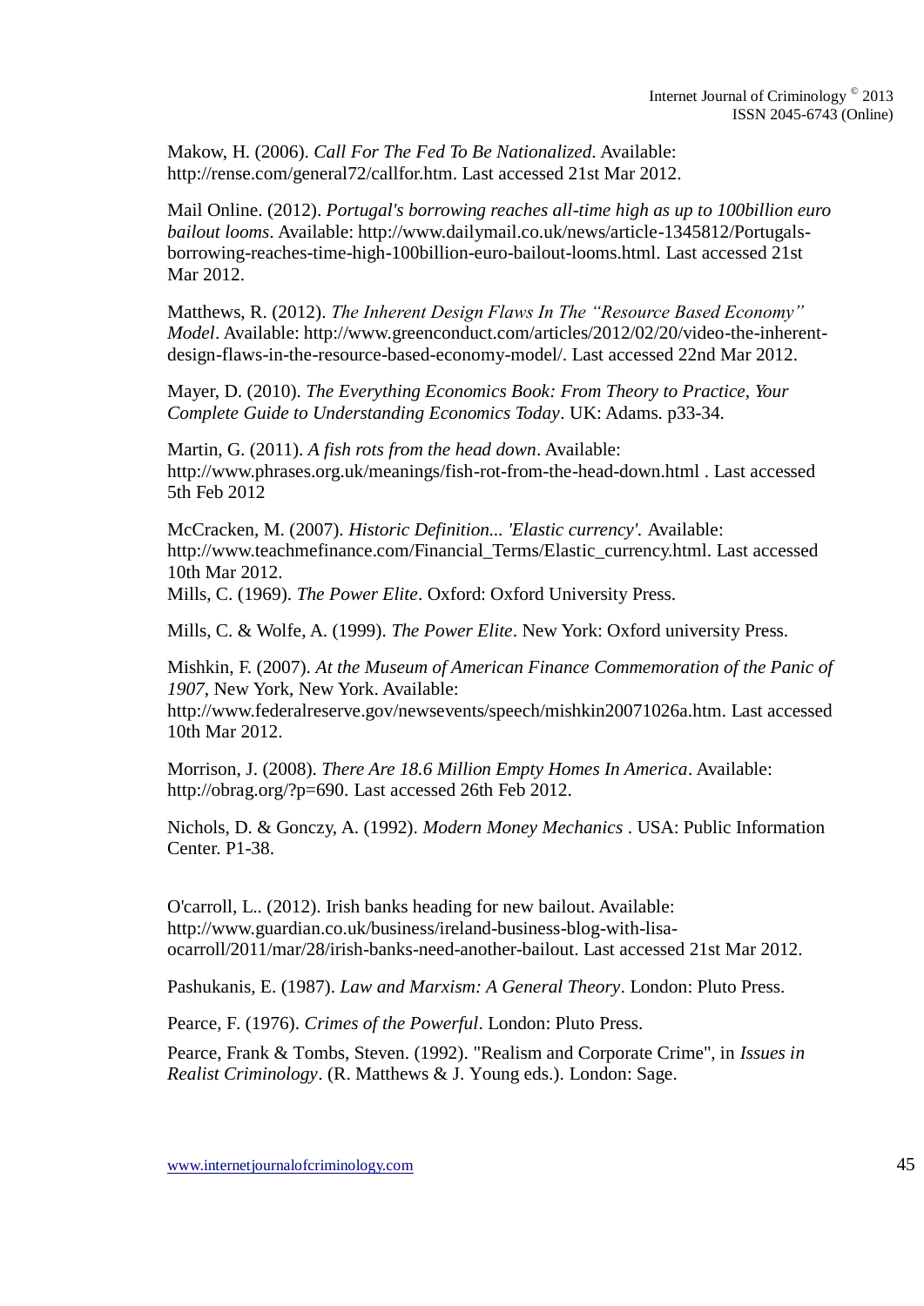Makow, H. (2006). *Call For The Fed To Be Nationalized*. Available: http://rense.com/general72/callfor.htm. Last accessed 21st Mar 2012.

Mail Online. (2012). *Portugal's borrowing reaches all-time high as up to 100billion euro bailout looms*. Available: http://www.dailymail.co.uk/news/article-1345812/Portugals-borrowing-reaches-time-high-100billion-euro-bailout-looms.html. Last accessed 21st Mar 2012.

Matthews, R. (2012). *The Inherent Design Flaws In The "Resource Based Economy" Model*. Available: http://www.greenconduct.com/articles/2012/02/20/video-the-inherent-design-flaws-in-the-resource-based-economy-model/. Last accessed 22nd Mar 2012.

Mayer, D. (2010). *The Everything Economics Book: From Theory to Practice, Your Complete Guide to Understanding Economics Today*. UK: Adams. p33-34.

Martin, G. (2011). *A fish rots from the head down*. Available: http://www.phrases.org.uk/meanings/fish-rot-from-the-head-down.html . Last accessed 5th Feb 2012

McCracken, M. (2007). *Historic Definition... 'Elastic currency'.* Available: http://www.teachmefinance.com/Financial_Terms/Elastic_currency.html. Last accessed 10th Mar 2012.

Mills, C. (1969). *The Power Elite*. Oxford: Oxford University Press.

Mills, C. & Wolfe, A. (1999). *The Power Elite*. New York: Oxford university Press.

Mishkin, F. (2007). *At the Museum of American Finance Commemoration of the Panic of 1907*, New York, New York. Available: http://www.federalreserve.gov/newsevents/speech/mishkin20071026a.htm. Last accessed 10th Mar 2012.

Morrison, J. (2008). *There Are 18.6 Million Empty Homes In America*. Available: http://obrag.org/?p=690. Last accessed 26th Feb 2012.

Nichols, D. & Gonczy, A. (1992). *Modern Money Mechanics* . USA: Public Information Center. P1-38.

O'carroll, L.. (2012). Irish banks heading for new bailout. Available: http://www.guardian.co.uk/business/ireland-business-blog-with-lisa-ocarroll/2011/mar/28/irish-banks-need-another-bailout. Last accessed 21st Mar 2012.

Pashukanis, E. (1987). *Law and Marxism: A General Theory*. London: Pluto Press.

Pearce, F. (1976). *Crimes of the Powerful*. London: Pluto Press.

Pearce, Frank & Tombs, Steven. (1992). "Realism and Corporate Crime", in *Issues in Realist Criminology*. (R. Matthews & J. Young eds.). London: Sage.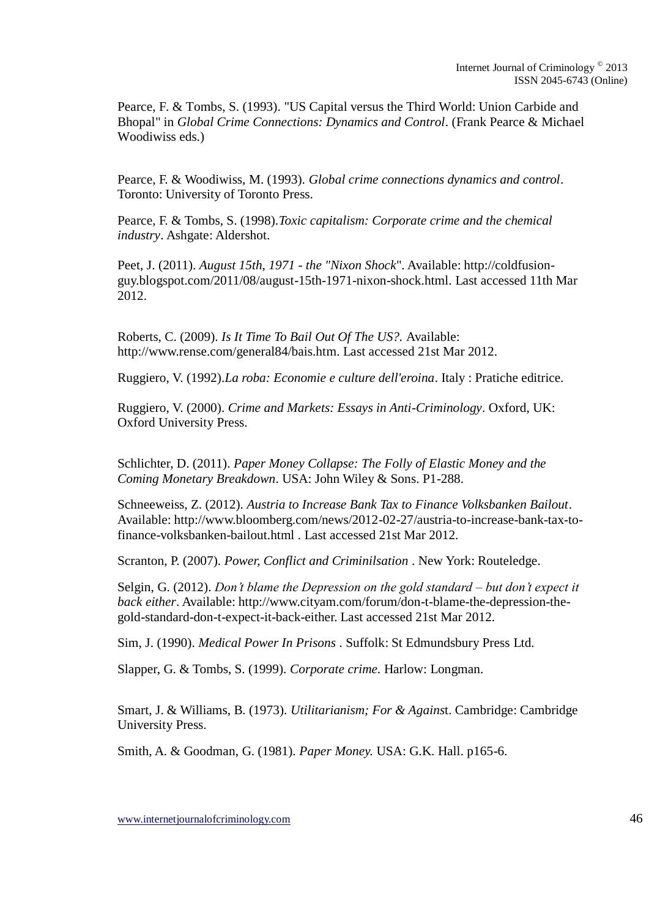Pearce, F. & Tombs, S. (1993). "US Capital versus the Third World: Union Carbide and Bhopal" in *Global Crime Connections: Dynamics and Control*. (Frank Pearce & Michael Woodiwiss eds.)

Pearce, F. & Woodiwiss, M. (1993). *Global crime connections dynamics and control*. Toronto: University of Toronto Press.

Pearce, F. & Tombs, S. (1998).*Toxic capitalism: Corporate crime and the chemical industry*. Ashgate: Aldershot.

Peet, J. (2011). *August 15th, 1971 - the "Nixon Shock*". Available: http://coldfusion-guy.blogspot.com/2011/08/august-15th-1971-nixon-shock.html. Last accessed 11th Mar 2012.

Roberts, C. (2009). *Is It Time To Bail Out Of The US?.* Available: http://www.rense.com/general84/bais.htm. Last accessed 21st Mar 2012.

Ruggiero, V. (1992).*La roba: Economie e culture dell'eroina*. Italy : Pratiche editrice.

Ruggiero, V. (2000). *Crime and Markets: Essays in Anti-Criminology*. Oxford, UK: Oxford University Press.

Schlichter, D. (2011). *Paper Money Collapse: The Folly of Elastic Money and the Coming Monetary Breakdown*. USA: John Wiley & Sons. P1-288.

Schneeweiss, Z. (2012). *Austria to Increase Bank Tax to Finance Volksbanken Bailout*. Available: http://www.bloomberg.com/news/2012-02-27/austria-to-increase-bank-tax-to-finance-volksbanken-bailout.html . Last accessed 21st Mar 2012.

Scranton, P. (2007). *Power, Conflict and Criminilsation* . New York: Routeledge.

Selgin, G. (2012). *Don't blame the Depression on the gold standard – but don't expect it back either*. Available: http://www.cityam.com/forum/don-t-blame-the-depression-the-gold-standard-don-t-expect-it-back-either. Last accessed 21st Mar 2012.

Sim, J. (1990). *Medical Power In Prisons* . Suffolk: St Edmundsbury Press Ltd.

Slapper, G. & Tombs, S. (1999). *Corporate crime.* Harlow: Longman.

Smart, J. & Williams, B. (1973). *Utilitarianism; For & Agains*t. Cambridge: Cambridge University Press.

Smith, A. & Goodman, G. (1981). *Paper Money.* USA: G.K. Hall. p165-6.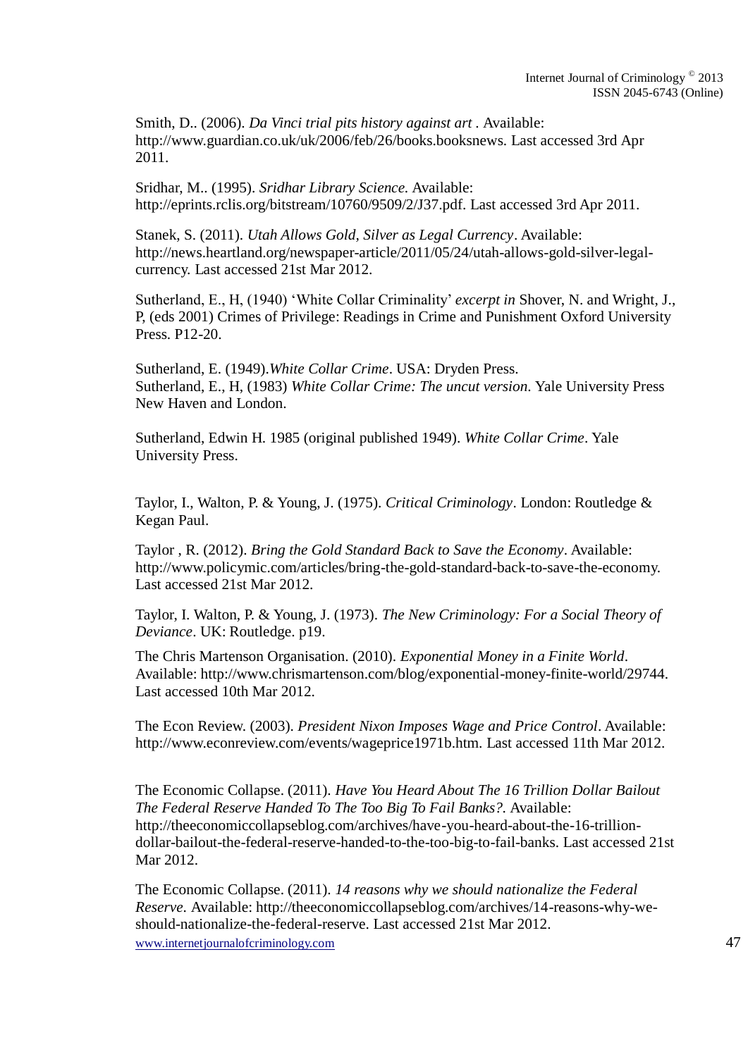Smith, D.. (2006). *Da Vinci trial pits history against art* . Available: http://www.guardian.co.uk/uk/2006/feb/26/books.booksnews. Last accessed 3rd Apr 2011.

Sridhar, M.. (1995). *Sridhar Library Science.* Available: http://eprints.rclis.org/bitstream/10760/9509/2/J37.pdf. Last accessed 3rd Apr 2011.

Stanek, S. (2011). *Utah Allows Gold, Silver as Legal Currency*. Available: http://news.heartland.org/newspaper-article/2011/05/24/utah-allows-gold-silver-legal-currency. Last accessed 21st Mar 2012.

Sutherland, E., H, (1940) 'White Collar Criminality' *excerpt in* Shover, N. and Wright, J., P, (eds 2001) Crimes of Privilege: Readings in Crime and Punishment Oxford University Press. P12-20.

Sutherland, E. (1949).*White Collar Crime*. USA: Dryden Press.
Sutherland, E., H, (1983) *White Collar Crime: The uncut version.* Yale University Press New Haven and London.

Sutherland, Edwin H. 1985 (original published 1949). *White Collar Crime*. Yale University Press.

Taylor, I., Walton, P. & Young, J. (1975). *Critical Criminology*. London: Routledge & Kegan Paul.

Taylor , R. (2012). *Bring the Gold Standard Back to Save the Economy*. Available: http://www.policymic.com/articles/bring-the-gold-standard-back-to-save-the-economy. Last accessed 21st Mar 2012.

Taylor, I. Walton, P. & Young, J. (1973). *The New Criminology: For a Social Theory of Deviance*. UK: Routledge. p19.

The Chris Martenson Organisation. (2010). *Exponential Money in a Finite World*. Available: http://www.chrismartenson.com/blog/exponential-money-finite-world/29744. Last accessed 10th Mar 2012.

The Econ Review. (2003). *President Nixon Imposes Wage and Price Control*. Available: http://www.econreview.com/events/wageprice1971b.htm. Last accessed 11th Mar 2012.

The Economic Collapse. (2011). *Have You Heard About The 16 Trillion Dollar Bailout The Federal Reserve Handed To The Too Big To Fail Banks?.* Available: http://theeconomiccollapseblog.com/archives/have-you-heard-about-the-16-trillion-dollar-bailout-the-federal-reserve-handed-to-the-too-big-to-fail-banks. Last accessed 21st Mar 2012.

The Economic Collapse. (2011). *14 reasons why we should nationalize the Federal Reserve.* Available: http://theeconomiccollapseblog.com/archives/14-reasons-why-we-should-nationalize-the-federal-reserve. Last accessed 21st Mar 2012.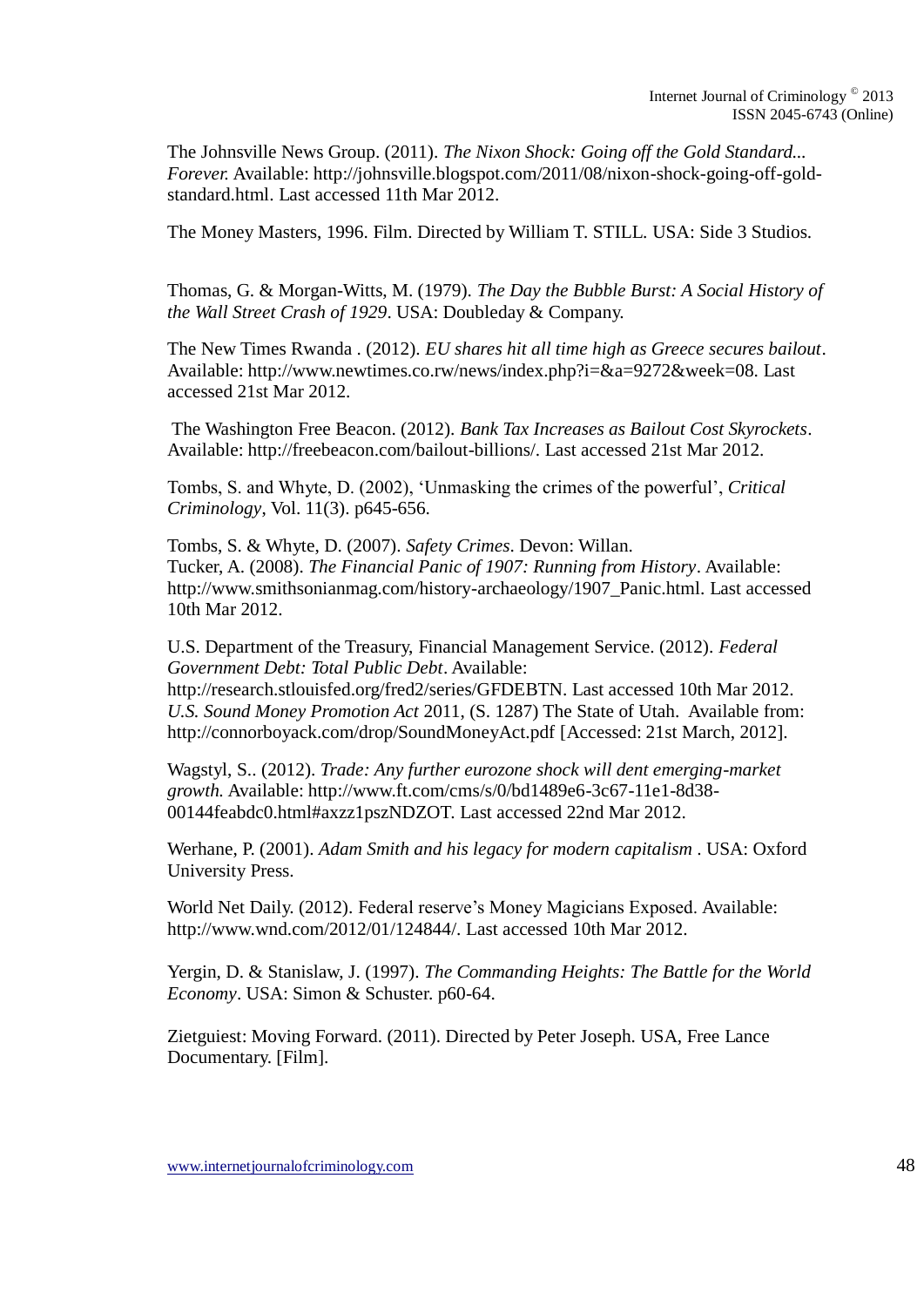The Johnsville News Group. (2011). *The Nixon Shock: Going off the Gold Standard... Forever.* Available: http://johnsville.blogspot.com/2011/08/nixon-shock-going-off-gold-standard.html. Last accessed 11th Mar 2012.

The Money Masters, 1996. Film. Directed by William T. STILL. USA: Side 3 Studios.

Thomas, G. & Morgan-Witts, M. (1979). *The Day the Bubble Burst: A Social History of the Wall Street Crash of 1929*. USA: Doubleday & Company.

The New Times Rwanda . (2012). *EU shares hit all time high as Greece secures bailout*. Available: http://www.newtimes.co.rw/news/index.php?i=&a=9272&week=08. Last accessed 21st Mar 2012.

The Washington Free Beacon. (2012). *Bank Tax Increases as Bailout Cost Skyrockets*. Available: http://freebeacon.com/bailout-billions/. Last accessed 21st Mar 2012.

Tombs, S. and Whyte, D. (2002), 'Unmasking the crimes of the powerful', *Critical Criminology*, Vol. 11(3). p645-656.

Tombs, S. & Whyte, D. (2007). *Safety Crimes*. Devon: Willan.
Tucker, A. (2008). *The Financial Panic of 1907: Running from History*. Available: http://www.smithsonianmag.com/history-archaeology/1907_Panic.html. Last accessed 10th Mar 2012.

U.S. Department of the Treasury, Financial Management Service. (2012). *Federal Government Debt: Total Public Debt*. Available: http://research.stlouisfed.org/fred2/series/GFDEBTN. Last accessed 10th Mar 2012.
*U.S. Sound Money Promotion Act* 2011, (S. 1287) The State of Utah. Available from: http://connorboyack.com/drop/SoundMoneyAct.pdf [Accessed: 21st March, 2012].

Wagstyl, S.. (2012). *Trade: Any further eurozone shock will dent emerging-market growth.* Available: http://www.ft.com/cms/s/0/bd1489e6-3c67-11e1-8d38-00144feabdc0.html#axzz1pszNDZOT. Last accessed 22nd Mar 2012.

Werhane, P. (2001). *Adam Smith and his legacy for modern capitalism* . USA: Oxford University Press.

World Net Daily. (2012). Federal reserve's Money Magicians Exposed. Available: http://www.wnd.com/2012/01/124844/. Last accessed 10th Mar 2012.

Yergin, D. & Stanislaw, J. (1997). *The Commanding Heights: The Battle for the World Economy*. USA: Simon & Schuster. p60-64.

Zietguiest: Moving Forward. (2011). Directed by Peter Joseph. USA, Free Lance Documentary. [Film].